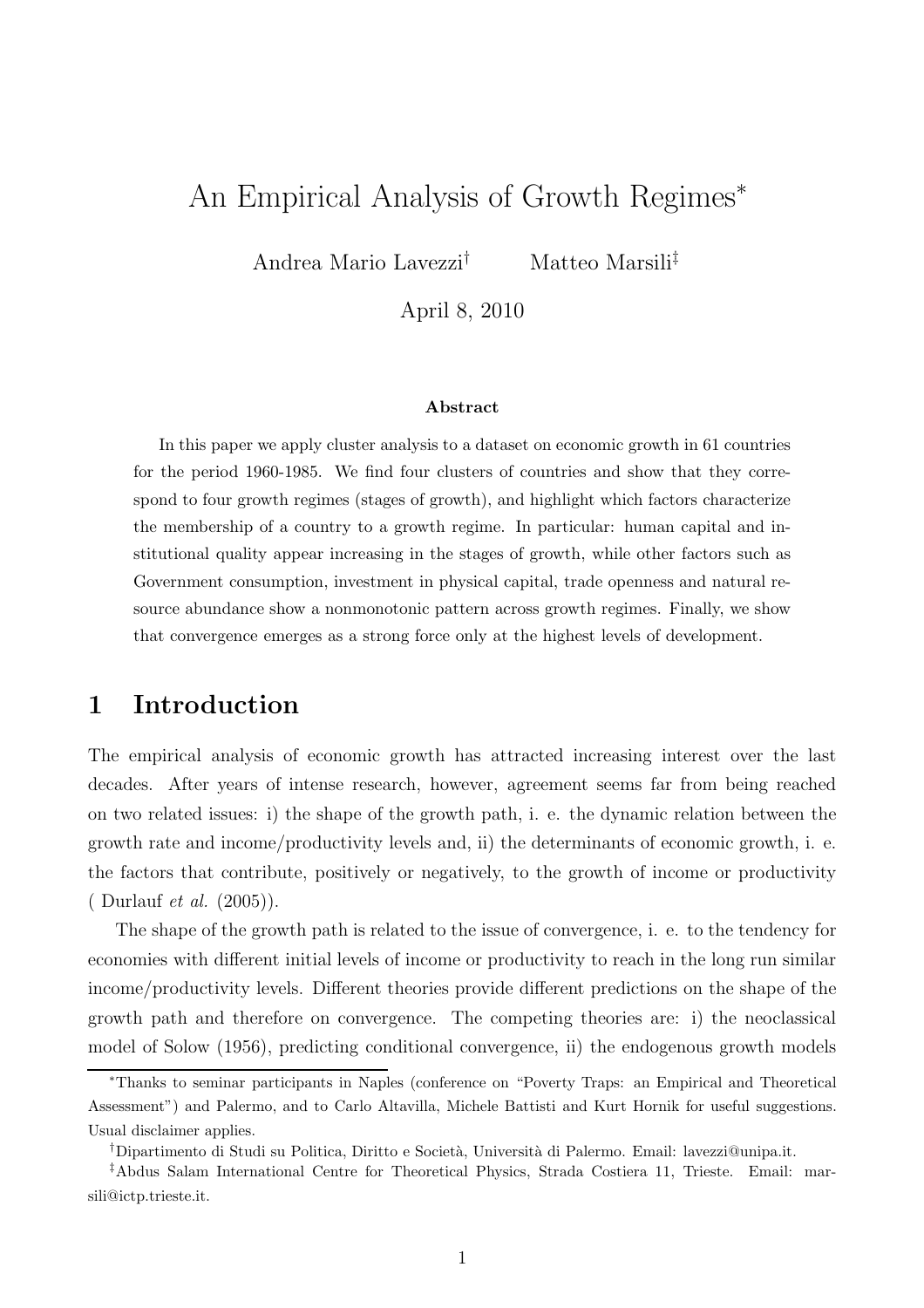# An Empirical Analysis of Growth Regimes[*]

Andrea Mario Lavezzi[†] Matteo Marsili[‡]

April 8, 2010

**Abstract**

In this paper we apply cluster analysis to a dataset on economic growth in 61 countries for the period 1960-1985. We find four clusters of countries and show that they correspond to four growth regimes (stages of growth), and highlight which factors characterize the membership of a country to a growth regime. In particular: human capital and institutional quality appear increasing in the stages of growth, while other factors such as Government consumption, investment in physical capital, trade openness and natural resource abundance show a nonmonotonic pattern across growth regimes. Finally, we show that convergence emerges as a strong force only at the highest levels of development.

## 1 Introduction

The empirical analysis of economic growth has attracted increasing interest over the last decades. After years of intense research, however, agreement seems far from being reached on two related issues: i) the shape of the growth path, i. e. the dynamic relation between the growth rate and income/productivity levels and, ii) the determinants of economic growth, i. e. the factors that contribute, positively or negatively, to the growth of income or productivity ( Durlauf *et al.* (2005)).

The shape of the growth path is related to the issue of convergence, i. e. to the tendency for economies with different initial levels of income or productivity to reach in the long run similar income/productivity levels. Different theories provide different predictions on the shape of the growth path and therefore on convergence. The competing theories are: i) the neoclassical model of Solow (1956), predicting conditional convergence, ii) the endogenous growth models

---

[*] Thanks to seminar participants in Naples (conference on "Poverty Traps: an Empirical and Theoretical Assessment") and Palermo, and to Carlo Altavilla, Michele Battisti and Kurt Hornik for useful suggestions. Usual disclaimer applies.

[†] Dipartimento di Studi su Politica, Diritto e Società, Università di Palermo. Email: lavezzi@unipa.it.

[‡] Abdus Salam International Centre for Theoretical Physics, Strada Costiera 11, Trieste. Email: marsili@ictp.trieste.it.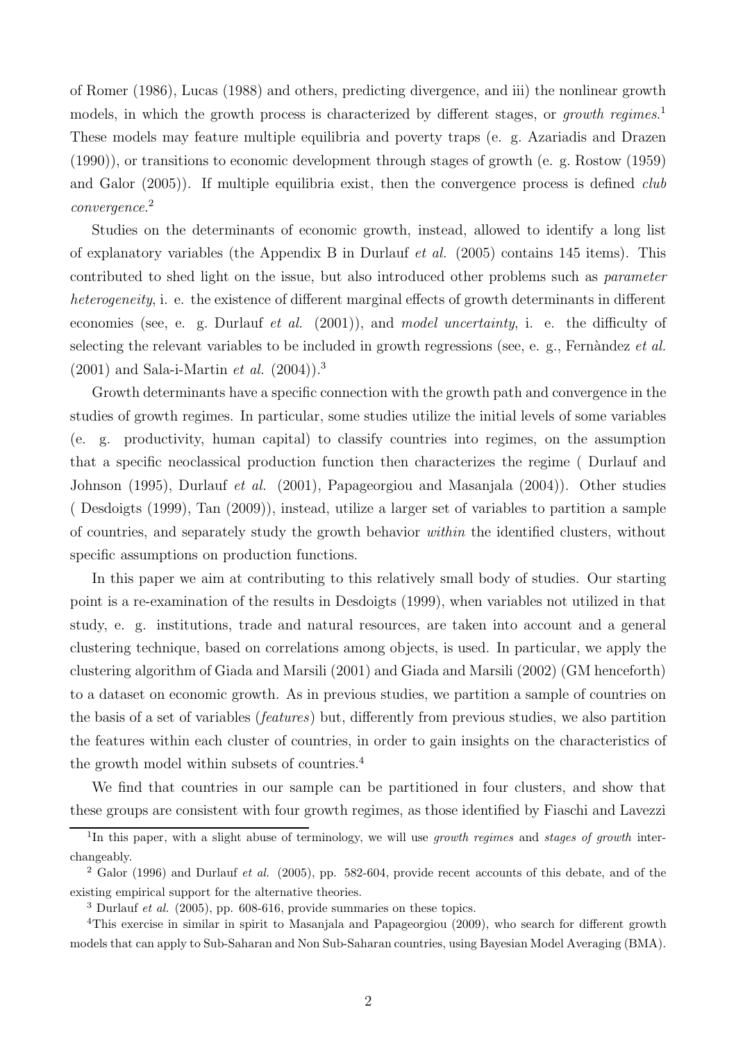of Romer (1986), Lucas (1988) and others, predicting divergence, and iii) the nonlinear growth models, in which the growth process is characterized by different stages, or *growth regimes*.[1] These models may feature multiple equilibria and poverty traps (e. g. Azariadis and Drazen (1990)), or transitions to economic development through stages of growth (e. g. Rostow (1959) and Galor (2005)). If multiple equilibria exist, then the convergence process is defined *club convergence*.[2]

Studies on the determinants of economic growth, instead, allowed to identify a long list of explanatory variables (the Appendix B in Durlauf *et al.* (2005) contains 145 items). This contributed to shed light on the issue, but also introduced other problems such as *parameter heterogeneity*, i. e. the existence of different marginal effects of growth determinants in different economies (see, e. g. Durlauf *et al.* (2001)), and *model uncertainty*, i. e. the difficulty of selecting the relevant variables to be included in growth regressions (see, e. g., Fernàndez *et al.* (2001) and Sala-i-Martin *et al.* (2004)).[3]

Growth determinants have a specific connection with the growth path and convergence in the studies of growth regimes. In particular, some studies utilize the initial levels of some variables (e. g. productivity, human capital) to classify countries into regimes, on the assumption that a specific neoclassical production function then characterizes the regime ( Durlauf and Johnson (1995), Durlauf *et al.* (2001), Papageorgiou and Masanjala (2004)). Other studies ( Desdoigts (1999), Tan (2009)), instead, utilize a larger set of variables to partition a sample of countries, and separately study the growth behavior *within* the identified clusters, without specific assumptions on production functions.

In this paper we aim at contributing to this relatively small body of studies. Our starting point is a re-examination of the results in Desdoigts (1999), when variables not utilized in that study, e. g. institutions, trade and natural resources, are taken into account and a general clustering technique, based on correlations among objects, is used. In particular, we apply the clustering algorithm of Giada and Marsili (2001) and Giada and Marsili (2002) (GM henceforth) to a dataset on economic growth. As in previous studies, we partition a sample of countries on the basis of a set of variables (*features*) but, differently from previous studies, we also partition the features within each cluster of countries, in order to gain insights on the characteristics of the growth model within subsets of countries.[4]

We find that countries in our sample can be partitioned in four clusters, and show that these groups are consistent with four growth regimes, as those identified by Fiaschi and Lavezzi

[1] In this paper, with a slight abuse of terminology, we will use *growth regimes* and *stages of growth* interchangeably.

[2] Galor (1996) and Durlauf *et al.* (2005), pp. 582-604, provide recent accounts of this debate, and of the existing empirical support for the alternative theories.

[3] Durlauf *et al.* (2005), pp. 608-616, provide summaries on these topics.

[4] This exercise in similar in spirit to Masanjala and Papageorgiou (2009), who search for different growth models that can apply to Sub-Saharan and Non Sub-Saharan countries, using Bayesian Model Averaging (BMA).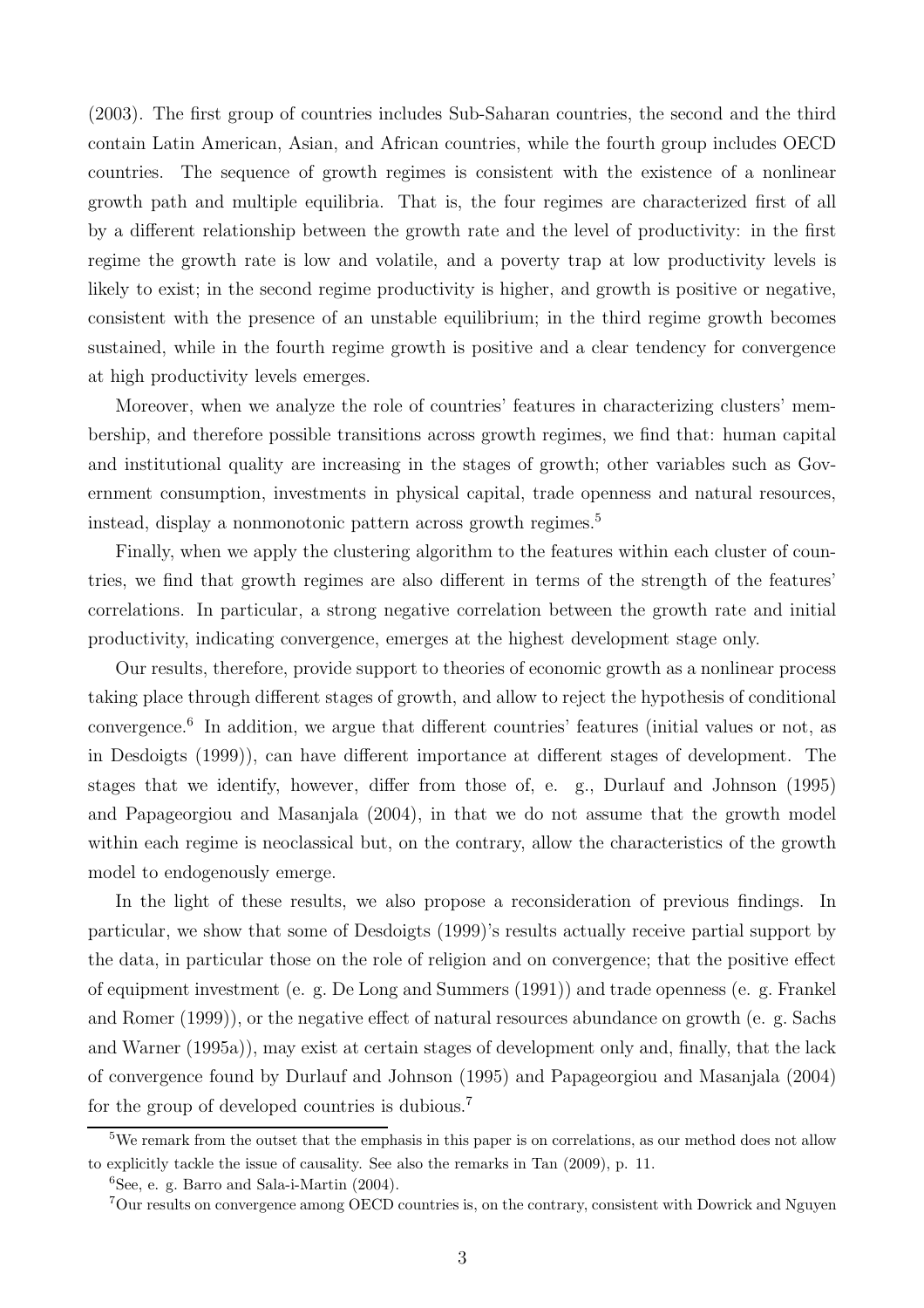(2003). The first group of countries includes Sub-Saharan countries, the second and the third contain Latin American, Asian, and African countries, while the fourth group includes OECD countries. The sequence of growth regimes is consistent with the existence of a nonlinear growth path and multiple equilibria. That is, the four regimes are characterized first of all by a different relationship between the growth rate and the level of productivity: in the first regime the growth rate is low and volatile, and a poverty trap at low productivity levels is likely to exist; in the second regime productivity is higher, and growth is positive or negative, consistent with the presence of an unstable equilibrium; in the third regime growth becomes sustained, while in the fourth regime growth is positive and a clear tendency for convergence at high productivity levels emerges.

Moreover, when we analyze the role of countries' features in characterizing clusters' membership, and therefore possible transitions across growth regimes, we find that: human capital and institutional quality are increasing in the stages of growth; other variables such as Government consumption, investments in physical capital, trade openness and natural resources, instead, display a nonmonotonic pattern across growth regimes.[5]

Finally, when we apply the clustering algorithm to the features within each cluster of countries, we find that growth regimes are also different in terms of the strength of the features' correlations. In particular, a strong negative correlation between the growth rate and initial productivity, indicating convergence, emerges at the highest development stage only.

Our results, therefore, provide support to theories of economic growth as a nonlinear process taking place through different stages of growth, and allow to reject the hypothesis of conditional convergence.[6] In addition, we argue that different countries' features (initial values or not, as in Desdoigts (1999)), can have different importance at different stages of development. The stages that we identify, however, differ from those of, e. g., Durlauf and Johnson (1995) and Papageorgiou and Masanjala (2004), in that we do not assume that the growth model within each regime is neoclassical but, on the contrary, allow the characteristics of the growth model to endogenously emerge.

In the light of these results, we also propose a reconsideration of previous findings. In particular, we show that some of Desdoigts (1999)'s results actually receive partial support by the data, in particular those on the role of religion and on convergence; that the positive effect of equipment investment (e. g. De Long and Summers (1991)) and trade openness (e. g. Frankel and Romer (1999)), or the negative effect of natural resources abundance on growth (e. g. Sachs and Warner (1995a)), may exist at certain stages of development only and, finally, that the lack of convergence found by Durlauf and Johnson (1995) and Papageorgiou and Masanjala (2004) for the group of developed countries is dubious.[7]

[5] We remark from the outset that the emphasis in this paper is on correlations, as our method does not allow to explicitly tackle the issue of causality. See also the remarks in Tan (2009), p. 11.

[6] See, e. g. Barro and Sala-i-Martin (2004).

[7] Our results on convergence among OECD countries is, on the contrary, consistent with Dowrick and Nguyen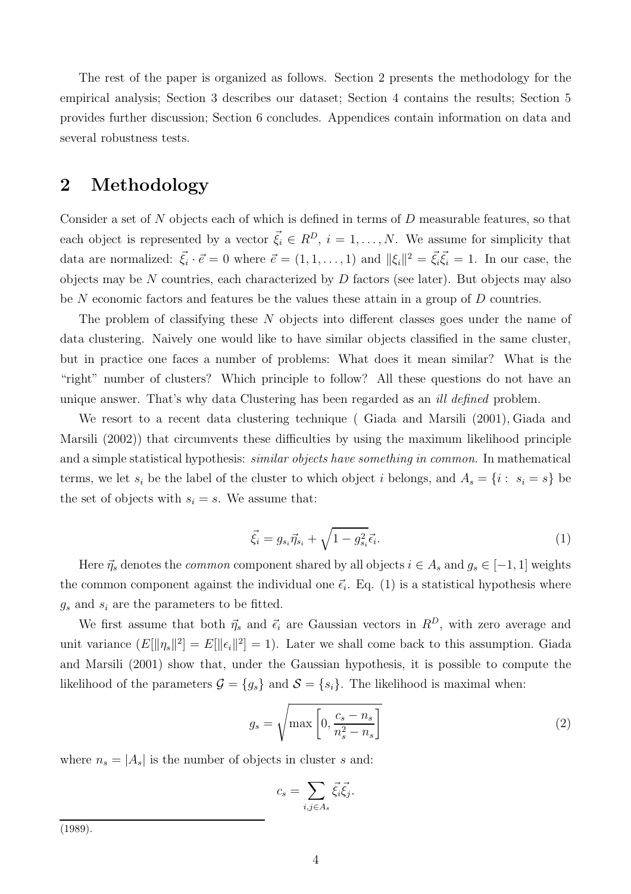The rest of the paper is organized as follows. Section 2 presents the methodology for the empirical analysis; Section 3 describes our dataset; Section 4 contains the results; Section 5 provides further discussion; Section 6 concludes. Appendices contain information on data and several robustness tests.

## 2 Methodology

Consider a set of $N$ objects each of which is defined in terms of $D$ measurable features, so that each object is represented by a vector $\vec{\xi_i} \in R^D$, $i = 1, \ldots, N$. We assume for simplicity that data are normalized: $\vec{\xi_i} \cdot \vec{e} = 0$ where $\vec{e} = (1, 1, \ldots, 1)$ and $\|\xi_i\|^2 = \vec{\xi_i}\vec{\xi_i} = 1$. In our case, the objects may be $N$ countries, each characterized by $D$ factors (see later). But objects may also be $N$ economic factors and features be the values these attain in a group of $D$ countries.

The problem of classifying these $N$ objects into different classes goes under the name of data clustering. Naively one would like to have similar objects classified in the same cluster, but in practice one faces a number of problems: What does it mean similar? What is the "right" number of clusters? Which principle to follow? All these questions do not have an unique answer. That's why data Clustering has been regarded as an *ill defined* problem.

We resort to a recent data clustering technique ( Giada and Marsili (2001), Giada and Marsili (2002)) that circumvents these difficulties by using the maximum likelihood principle and a simple statistical hypothesis: *similar objects have something in common*. In mathematical terms, we let $s_i$ be the label of the cluster to which object $i$ belongs, and $A_s = \{i : \; s_i = s\}$ be the set of objects with $s_i = s$. We assume that:

$$\vec{\xi_i} = g_{s_i}\vec{\eta}_{s_i} + \sqrt{1 - g_{s_i}^2}\,\vec{\epsilon}_i. \tag{1}$$

Here $\vec{\eta}_s$ denotes the *common* component shared by all objects $i \in A_s$ and $g_s \in [-1, 1]$ weights the common component against the individual one $\vec{\epsilon}_i$. Eq. (1) is a statistical hypothesis where $g_s$ and $s_i$ are the parameters to be fitted.

We first assume that both $\vec{\eta}_s$ and $\vec{\epsilon}_i$ are Gaussian vectors in $R^D$, with zero average and unit variance ($E[\|\eta_s\|^2] = E[\|\epsilon_i\|^2] = 1$). Later we shall come back to this assumption. Giada and Marsili (2001) show that, under the Gaussian hypothesis, it is possible to compute the likelihood of the parameters $\mathcal{G} = \{g_s\}$ and $\mathcal{S} = \{s_i\}$. The likelihood is maximal when:

$$g_s = \sqrt{\max\left[0, \frac{c_s - n_s}{n_s^2 - n_s}\right]} \tag{2}$$

where $n_s = |A_s|$ is the number of objects in cluster $s$ and:

$$c_s = \sum_{i,j \in A_s} \vec{\xi_i}\vec{\xi_j}.$$

(1989).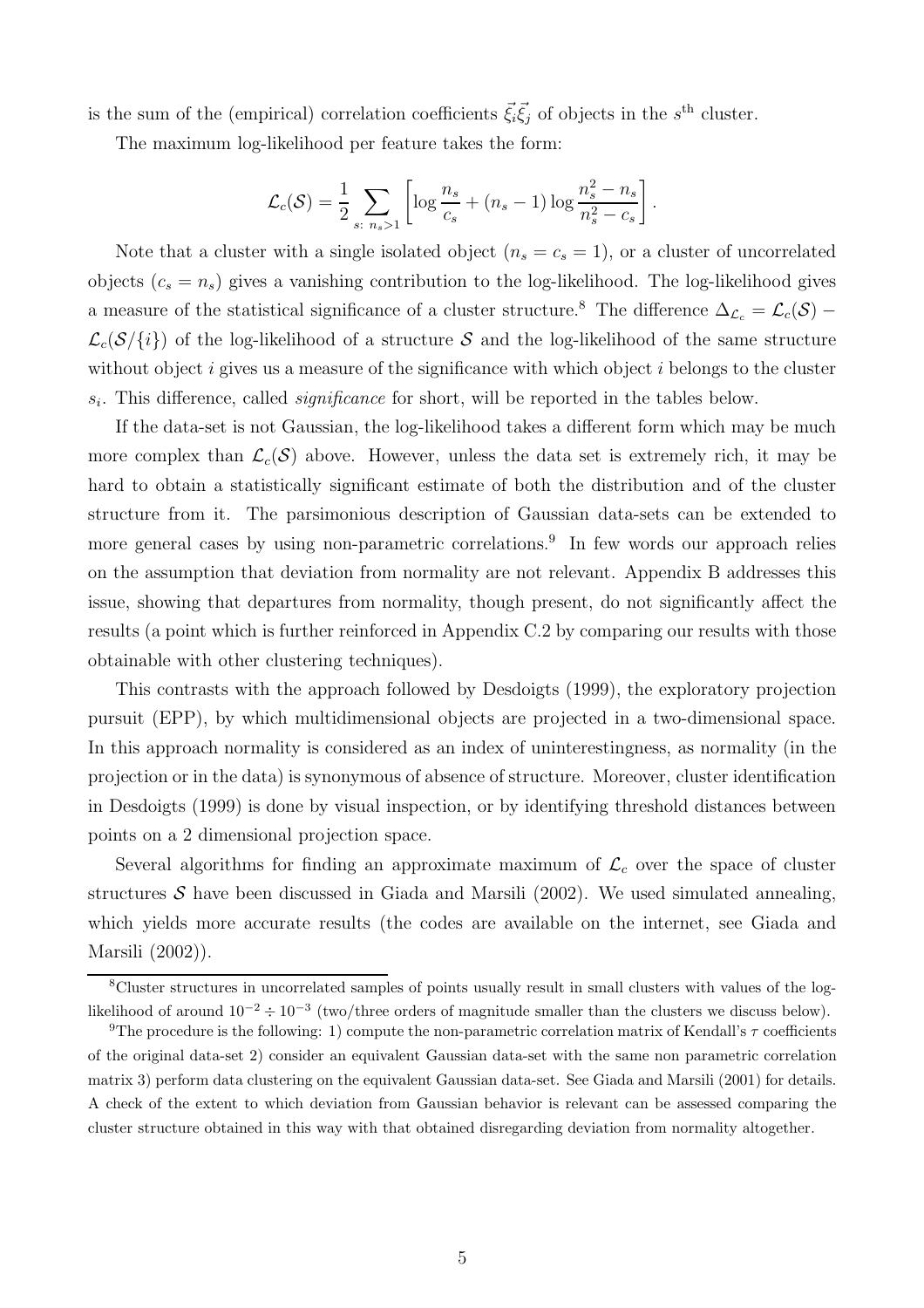is the sum of the (empirical) correlation coefficients $\vec{\xi}_i \vec{\xi}_j$ of objects in the $s^{\text{th}}$ cluster.

The maximum log-likelihood per feature takes the form:

$$\mathcal{L}_c(\mathcal{S}) = \frac{1}{2} \sum_{s:\, n_s > 1} \left[ \log \frac{n_s}{c_s} + (n_s - 1) \log \frac{n_s^2 - n_s}{n_s^2 - c_s} \right].$$

Note that a cluster with a single isolated object ($n_s = c_s = 1$), or a cluster of uncorrelated objects ($c_s = n_s$) gives a vanishing contribution to the log-likelihood. The log-likelihood gives a measure of the statistical significance of a cluster structure.[8] The difference $\Delta_{\mathcal{L}_c} = \mathcal{L}_c(\mathcal{S}) - \mathcal{L}_c(\mathcal{S}/\{i\})$ of the log-likelihood of a structure $\mathcal{S}$ and the log-likelihood of the same structure without object $i$ gives us a measure of the significance with which object $i$ belongs to the cluster $s_i$. This difference, called *significance* for short, will be reported in the tables below.

If the data-set is not Gaussian, the log-likelihood takes a different form which may be much more complex than $\mathcal{L}_c(\mathcal{S})$ above. However, unless the data set is extremely rich, it may be hard to obtain a statistically significant estimate of both the distribution and of the cluster structure from it. The parsimonious description of Gaussian data-sets can be extended to more general cases by using non-parametric correlations.[9] In few words our approach relies on the assumption that deviation from normality are not relevant. Appendix B addresses this issue, showing that departures from normality, though present, do not significantly affect the results (a point which is further reinforced in Appendix C.2 by comparing our results with those obtainable with other clustering techniques).

This contrasts with the approach followed by Desdoigts (1999), the exploratory projection pursuit (EPP), by which multidimensional objects are projected in a two-dimensional space. In this approach normality is considered as an index of uninterestingness, as normality (in the projection or in the data) is synonymous of absence of structure. Moreover, cluster identification in Desdoigts (1999) is done by visual inspection, or by identifying threshold distances between points on a 2 dimensional projection space.

Several algorithms for finding an approximate maximum of $\mathcal{L}_c$ over the space of cluster structures $\mathcal{S}$ have been discussed in Giada and Marsili (2002). We used simulated annealing, which yields more accurate results (the codes are available on the internet, see Giada and Marsili (2002)).

---

[8] Cluster structures in uncorrelated samples of points usually result in small clusters with values of the log-likelihood of around $10^{-2} \div 10^{-3}$ (two/three orders of magnitude smaller than the clusters we discuss below).

[9] The procedure is the following: 1) compute the non-parametric correlation matrix of Kendall's $\tau$ coefficients of the original data-set 2) consider an equivalent Gaussian data-set with the same non parametric correlation matrix 3) perform data clustering on the equivalent Gaussian data-set. See Giada and Marsili (2001) for details. A check of the extent to which deviation from Gaussian behavior is relevant can be assessed comparing the cluster structure obtained in this way with that obtained disregarding deviation from normality altogether.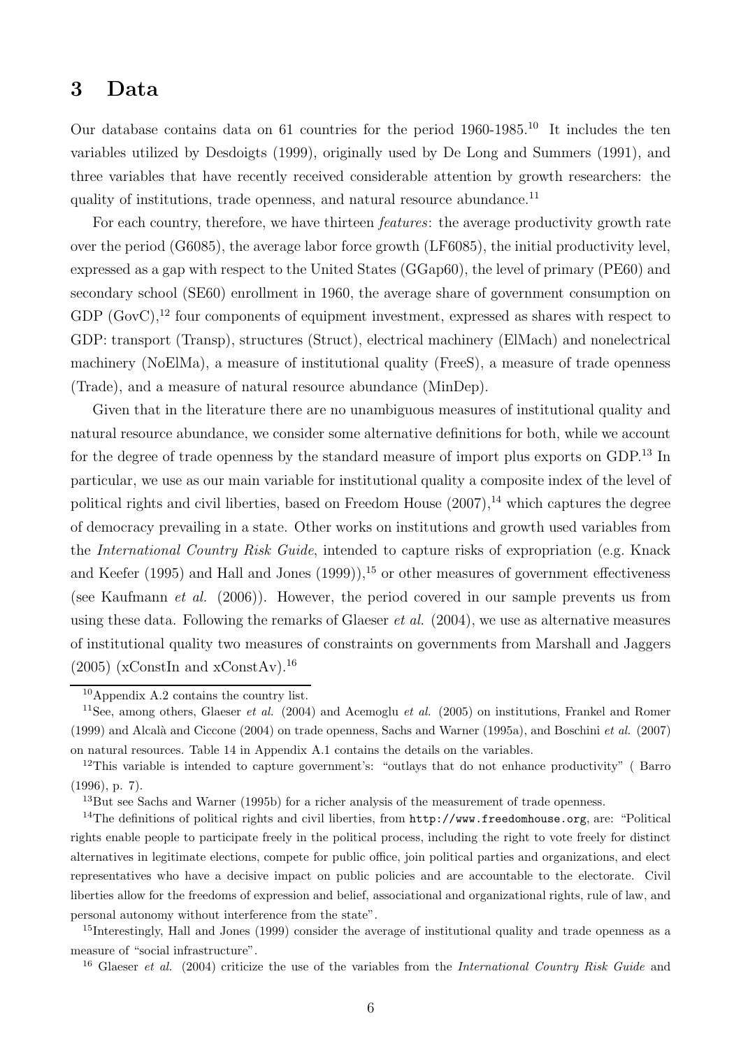# 3 Data

Our database contains data on 61 countries for the period 1960-1985.[10] It includes the ten variables utilized by Desdoigts (1999), originally used by De Long and Summers (1991), and three variables that have recently received considerable attention by growth researchers: the quality of institutions, trade openness, and natural resource abundance.[11]

For each country, therefore, we have thirteen *features*: the average productivity growth rate over the period (G6085), the average labor force growth (LF6085), the initial productivity level, expressed as a gap with respect to the United States (GGap60), the level of primary (PE60) and secondary school (SE60) enrollment in 1960, the average share of government consumption on GDP (GovC),[12] four components of equipment investment, expressed as shares with respect to GDP: transport (Transp), structures (Struct), electrical machinery (ElMach) and nonelectrical machinery (NoElMa), a measure of institutional quality (FreeS), a measure of trade openness (Trade), and a measure of natural resource abundance (MinDep).

Given that in the literature there are no unambiguous measures of institutional quality and natural resource abundance, we consider some alternative definitions for both, while we account for the degree of trade openness by the standard measure of import plus exports on GDP.[13] In particular, we use as our main variable for institutional quality a composite index of the level of political rights and civil liberties, based on Freedom House (2007),[14] which captures the degree of democracy prevailing in a state. Other works on institutions and growth used variables from the *International Country Risk Guide*, intended to capture risks of expropriation (e.g. Knack and Keefer (1995) and Hall and Jones (1999)),[15] or other measures of government effectiveness (see Kaufmann *et al.* (2006)). However, the period covered in our sample prevents us from using these data. Following the remarks of Glaeser *et al.* (2004), we use as alternative measures of institutional quality two measures of constraints on governments from Marshall and Jaggers (2005) (xConstIn and xConstAv).[16]

[10] Appendix A.2 contains the country list.

[11] See, among others, Glaeser *et al.* (2004) and Acemoglu *et al.* (2005) on institutions, Frankel and Romer (1999) and Alcalà and Ciccone (2004) on trade openness, Sachs and Warner (1995a), and Boschini *et al.* (2007) on natural resources. Table 14 in Appendix A.1 contains the details on the variables.

[12] This variable is intended to capture government's: "outlays that do not enhance productivity" ( Barro (1996), p. 7).

[13] But see Sachs and Warner (1995b) for a richer analysis of the measurement of trade openness.

[14] The definitions of political rights and civil liberties, from http://www.freedomhouse.org, are: "Political rights enable people to participate freely in the political process, including the right to vote freely for distinct alternatives in legitimate elections, compete for public office, join political parties and organizations, and elect representatives who have a decisive impact on public policies and are accountable to the electorate. Civil liberties allow for the freedoms of expression and belief, associational and organizational rights, rule of law, and personal autonomy without interference from the state".

[15] Interestingly, Hall and Jones (1999) consider the average of institutional quality and trade openness as a measure of "social infrastructure".

[16] Glaeser *et al.* (2004) criticize the use of the variables from the *International Country Risk Guide* and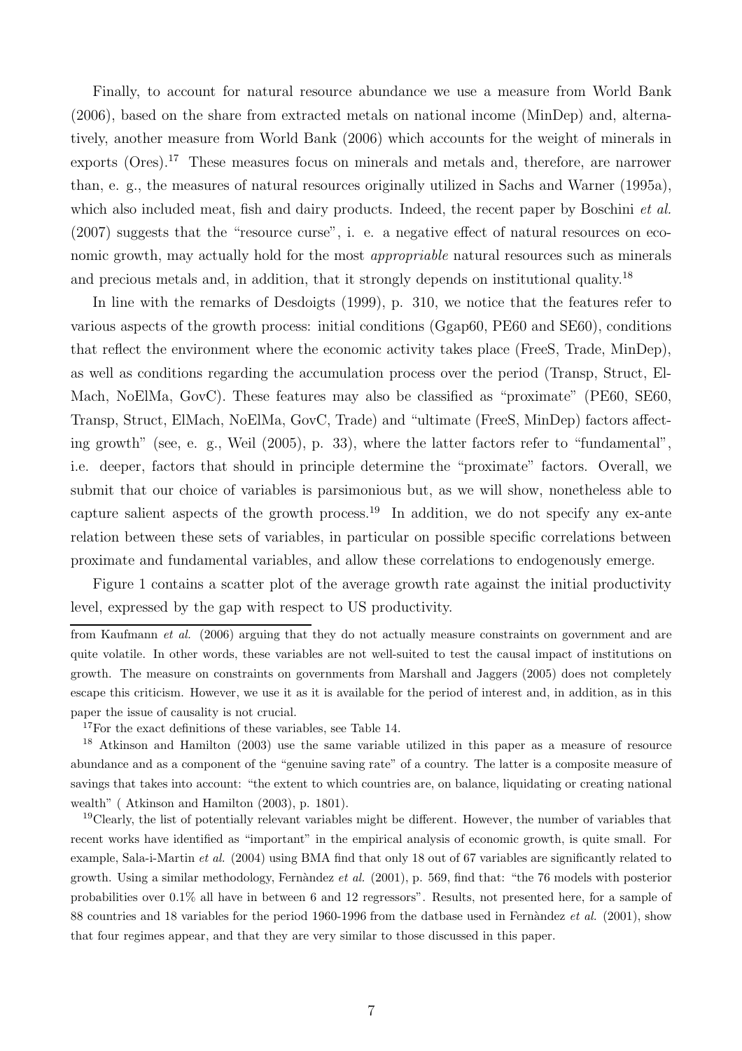Finally, to account for natural resource abundance we use a measure from World Bank (2006), based on the share from extracted metals on national income (MinDep) and, alternatively, another measure from World Bank (2006) which accounts for the weight of minerals in exports (Ores).[17] These measures focus on minerals and metals and, therefore, are narrower than, e. g., the measures of natural resources originally utilized in Sachs and Warner (1995a), which also included meat, fish and dairy products. Indeed, the recent paper by Boschini *et al.* (2007) suggests that the "resource curse", i. e. a negative effect of natural resources on economic growth, may actually hold for the most *appropriable* natural resources such as minerals and precious metals and, in addition, that it strongly depends on institutional quality.[18]

In line with the remarks of Desdoigts (1999), p. 310, we notice that the features refer to various aspects of the growth process: initial conditions (Ggap60, PE60 and SE60), conditions that reflect the environment where the economic activity takes place (FreeS, Trade, MinDep), as well as conditions regarding the accumulation process over the period (Transp, Struct, ElMach, NoElMa, GovC). These features may also be classified as "proximate" (PE60, SE60, Transp, Struct, ElMach, NoElMa, GovC, Trade) and "ultimate (FreeS, MinDep) factors affecting growth" (see, e. g., Weil (2005), p. 33), where the latter factors refer to "fundamental", i.e. deeper, factors that should in principle determine the "proximate" factors. Overall, we submit that our choice of variables is parsimonious but, as we will show, nonetheless able to capture salient aspects of the growth process.[19] In addition, we do not specify any ex-ante relation between these sets of variables, in particular on possible specific correlations between proximate and fundamental variables, and allow these correlations to endogenously emerge.

Figure 1 contains a scatter plot of the average growth rate against the initial productivity level, expressed by the gap with respect to US productivity.

---

from Kaufmann *et al.* (2006) arguing that they do not actually measure constraints on government and are quite volatile. In other words, these variables are not well-suited to test the causal impact of institutions on growth. The measure on constraints on governments from Marshall and Jaggers (2005) does not completely escape this criticism. However, we use it as it is available for the period of interest and, in addition, as in this paper the issue of causality is not crucial.

[17] For the exact definitions of these variables, see Table 14.

[18] Atkinson and Hamilton (2003) use the same variable utilized in this paper as a measure of resource abundance and as a component of the "genuine saving rate" of a country. The latter is a composite measure of savings that takes into account: "the extent to which countries are, on balance, liquidating or creating national wealth" ( Atkinson and Hamilton (2003), p. 1801).

[19] Clearly, the list of potentially relevant variables might be different. However, the number of variables that recent works have identified as "important" in the empirical analysis of economic growth, is quite small. For example, Sala-i-Martin *et al.* (2004) using BMA find that only 18 out of 67 variables are significantly related to growth. Using a similar methodology, Fernàndez *et al.* (2001), p. 569, find that: "the 76 models with posterior probabilities over 0.1% all have in between 6 and 12 regressors". Results, not presented here, for a sample of 88 countries and 18 variables for the period 1960-1996 from the datbase used in Fernàndez *et al.* (2001), show that four regimes appear, and that they are very similar to those discussed in this paper.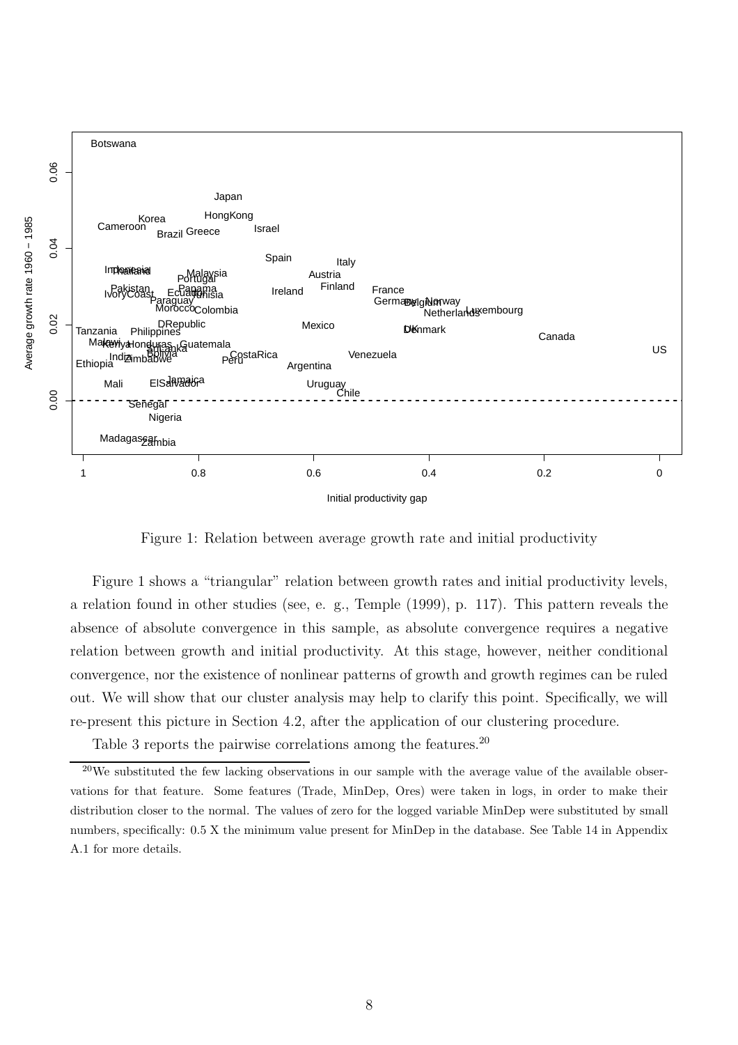Figure 1: Relation between average growth rate and initial productivity

Figure 1 shows a "triangular" relation between growth rates and initial productivity levels, a relation found in other studies (see, e. g., Temple (1999), p. 117). This pattern reveals the absence of absolute convergence in this sample, as absolute convergence requires a negative relation between growth and initial productivity. At this stage, however, neither conditional convergence, nor the existence of nonlinear patterns of growth and growth regimes can be ruled out. We will show that our cluster analysis may help to clarify this point. Specifically, we will re-present this picture in Section 4.2, after the application of our clustering procedure.

Table 3 reports the pairwise correlations among the features.[20]

[20] We substituted the few lacking observations in our sample with the average value of the available observations for that feature. Some features (Trade, MinDep, Ores) were taken in logs, in order to make their distribution closer to the normal. The values of zero for the logged variable MinDep were substituted by small numbers, specifically: 0.5 X the minimum value present for MinDep in the database. See Table 14 in Appendix A.1 for more details.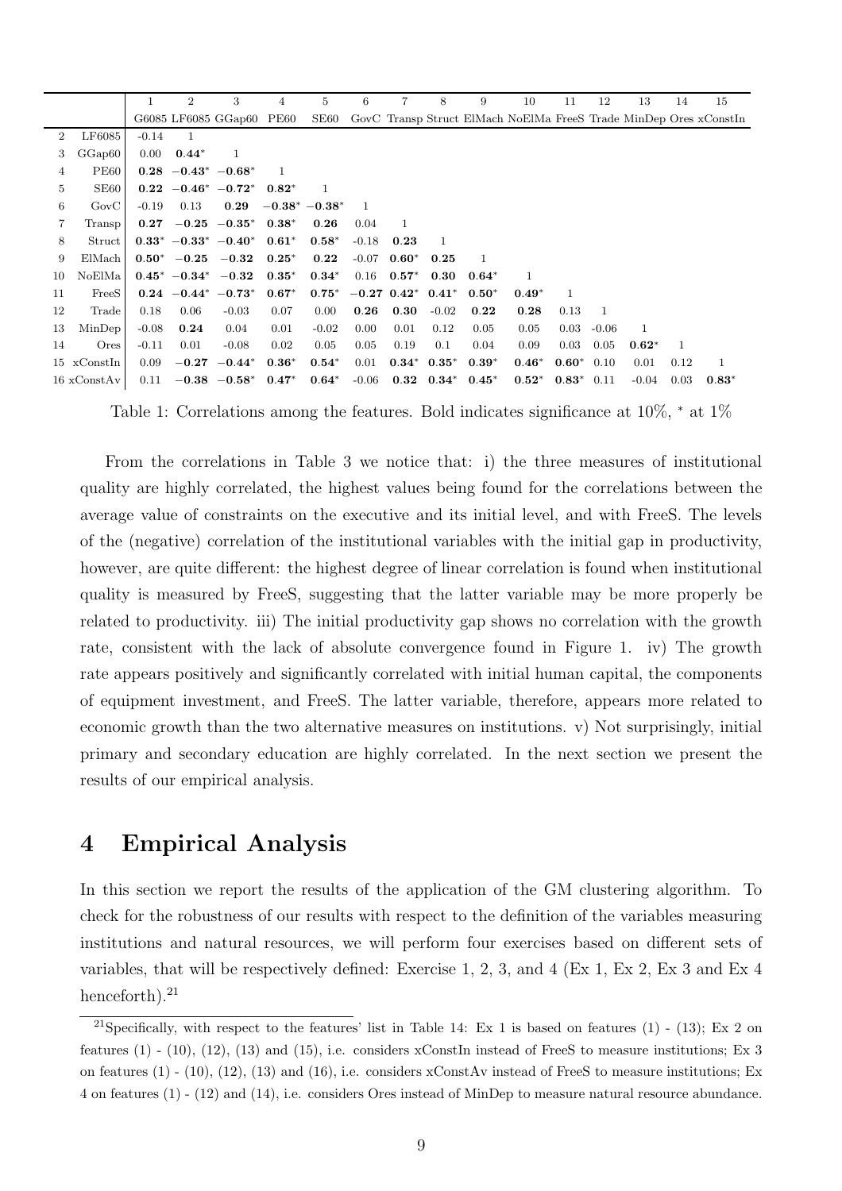| | | 1 | 2 | 3 | 4 | 5 | 6 | 7 | 8 | 9 | 10 | 11 | 12 | 13 | 14 | 15 |
|---|---|---|---|---|---|---|---|---|---|---|---|---|---|---|---|---|
| | | G6085 | LF6085 | GGap60 | PE60 | SE60 | GovC | Transp | Struct | ElMach | NoElMa | FreeS | Trade | MinDep | Ores | xConstIn |
| 2 | LF6085 | -0.14 | 1 | | | | | | | | | | | | | |
| 3 | GGap60 | 0.00 | **0.44*** | 1 | | | | | | | | | | | | |
| 4 | PE60 | **0.28** | **−0.43*** | **−0.68*** | 1 | | | | | | | | | | | |
| 5 | SE60 | **0.22** | **−0.46*** | **−0.72*** | **0.82*** | 1 | | | | | | | | | | |
| 6 | GovC | -0.19 | 0.13 | **0.29** | **−0.38*** | **−0.38*** | 1 | | | | | | | | | |
| 7 | Transp | **0.27** | **−0.25** | **−0.35*** | **0.38*** | **0.26** | 0.04 | 1 | | | | | | | | |
| 8 | Struct | **0.33*** | **−0.33*** | **−0.40*** | **0.61*** | **0.58*** | -0.18 | **0.23** | 1 | | | | | | | |
| 9 | ElMach | **0.50*** | **−0.25** | **−0.32** | **0.25*** | **0.22** | -0.07 | **0.60*** | **0.25** | 1 | | | | | | |
| 10 | NoElMa | **0.45*** | **−0.34*** | **−0.32** | **0.35*** | **0.34*** | 0.16 | **0.57*** | **0.30** | **0.64*** | 1 | | | | | |
| 11 | FreeS | **0.24** | **−0.44*** | **−0.73*** | **0.67*** | **0.75*** | **−0.27** | **0.42*** | **0.41*** | **0.50*** | **0.49*** | 1 | | | | |
| 12 | Trade | 0.18 | 0.06 | -0.03 | 0.07 | 0.00 | **0.26** | **0.30** | -0.02 | **0.22** | **0.28** | 0.13 | 1 | | | |
| 13 | MinDep | -0.08 | **0.24** | 0.04 | 0.01 | -0.02 | 0.00 | 0.01 | 0.12 | 0.05 | 0.05 | 0.03 | -0.06 | 1 | | |
| 14 | Ores | -0.11 | 0.01 | -0.08 | 0.02 | 0.05 | 0.05 | 0.19 | 0.1 | 0.04 | 0.09 | 0.03 | 0.05 | **0.62*** | 1 | |
| 15 | xConstIn | 0.09 | **−0.27** | **−0.44*** | **0.36*** | **0.54*** | 0.01 | **0.34*** | **0.35*** | **0.39*** | **0.46*** | **0.60*** | 0.10 | 0.01 | 0.12 | 1 |
| 16 | xConstAv | 0.11 | **−0.38** | **−0.58*** | **0.47*** | **0.64*** | -0.06 | **0.32** | **0.34*** | **0.45*** | **0.52*** | **0.83*** | 0.11 | -0.04 | 0.03 | **0.83*** |

Table 1: Correlations among the features. Bold indicates significance at 10%, * at 1%

From the correlations in Table 3 we notice that: i) the three measures of institutional quality are highly correlated, the highest values being found for the correlations between the average value of constraints on the executive and its initial level, and with FreeS. The levels of the (negative) correlation of the institutional variables with the initial gap in productivity, however, are quite different: the highest degree of linear correlation is found when institutional quality is measured by FreeS, suggesting that the latter variable may be more properly be related to productivity. iii) The initial productivity gap shows no correlation with the growth rate, consistent with the lack of absolute convergence found in Figure 1. iv) The growth rate appears positively and significantly correlated with initial human capital, the components of equipment investment, and FreeS. The latter variable, therefore, appears more related to economic growth than the two alternative measures on institutions. v) Not surprisingly, initial primary and secondary education are highly correlated. In the next section we present the results of our empirical analysis.

# 4 Empirical Analysis

In this section we report the results of the application of the GM clustering algorithm. To check for the robustness of our results with respect to the definition of the variables measuring institutions and natural resources, we will perform four exercises based on different sets of variables, that will be respectively defined: Exercise 1, 2, 3, and 4 (Ex 1, Ex 2, Ex 3 and Ex 4 henceforth).[21]

[21] Specifically, with respect to the features' list in Table 14: Ex 1 is based on features (1) - (13); Ex 2 on features (1) - (10), (12), (13) and (15), i.e. considers xConstIn instead of FreeS to measure institutions; Ex 3 on features (1) - (10), (12), (13) and (16), i.e. considers xConstAv instead of FreeS to measure institutions; Ex 4 on features (1) - (12) and (14), i.e. considers Ores instead of MinDep to measure natural resource abundance.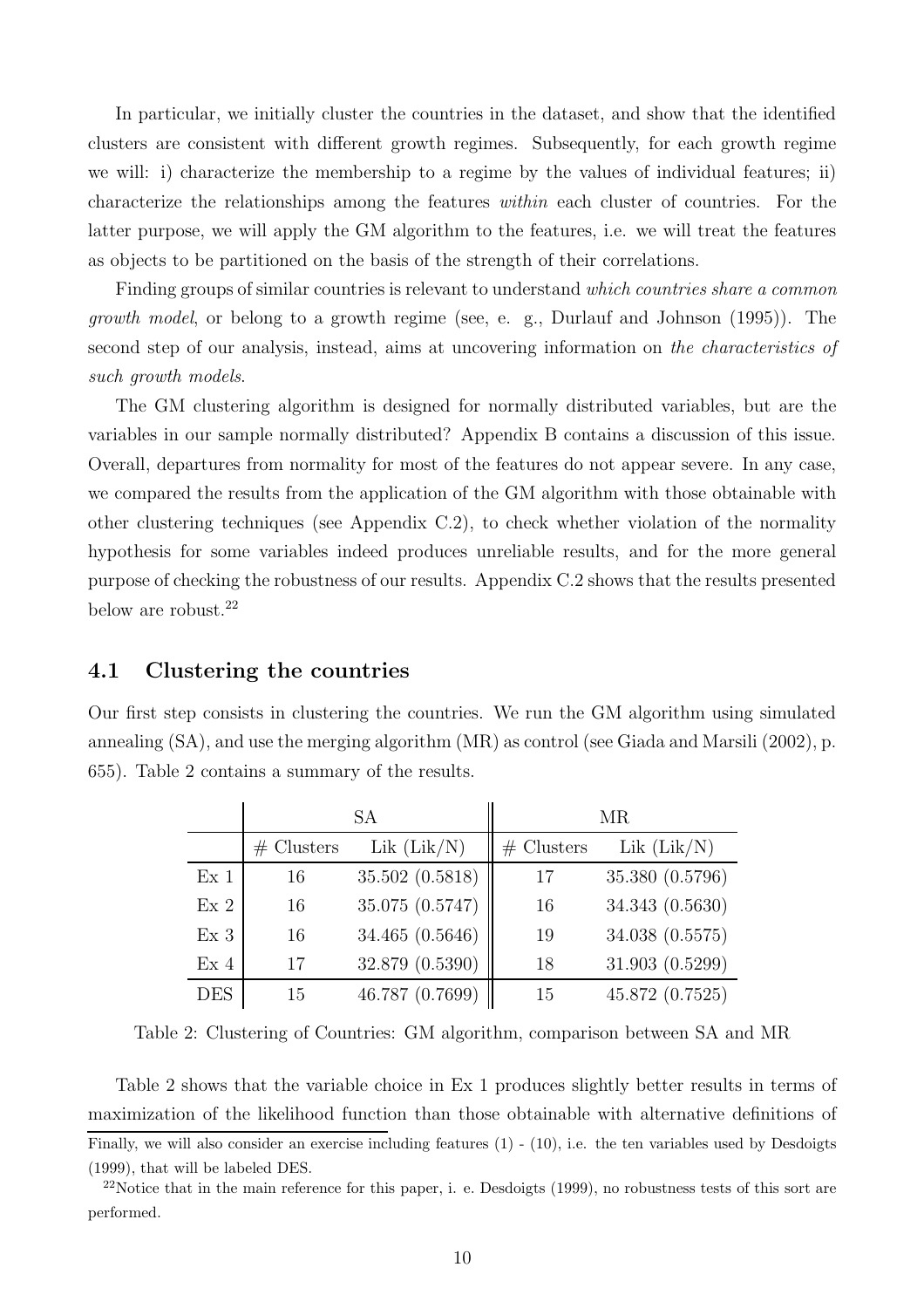In particular, we initially cluster the countries in the dataset, and show that the identified clusters are consistent with different growth regimes. Subsequently, for each growth regime we will: i) characterize the membership to a regime by the values of individual features; ii) characterize the relationships among the features *within* each cluster of countries. For the latter purpose, we will apply the GM algorithm to the features, i.e. we will treat the features as objects to be partitioned on the basis of the strength of their correlations.

Finding groups of similar countries is relevant to understand *which countries share a common growth model*, or belong to a growth regime (see, e. g., Durlauf and Johnson (1995)). The second step of our analysis, instead, aims at uncovering information on *the characteristics of such growth models*.

The GM clustering algorithm is designed for normally distributed variables, but are the variables in our sample normally distributed? Appendix B contains a discussion of this issue. Overall, departures from normality for most of the features do not appear severe. In any case, we compared the results from the application of the GM algorithm with those obtainable with other clustering techniques (see Appendix C.2), to check whether violation of the normality hypothesis for some variables indeed produces unreliable results, and for the more general purpose of checking the robustness of our results. Appendix C.2 shows that the results presented below are robust.[22]

## 4.1 Clustering the countries

Our first step consists in clustering the countries. We run the GM algorithm using simulated annealing (SA), and use the merging algorithm (MR) as control (see Giada and Marsili (2002), p. 655). Table 2 contains a summary of the results.

| | SA | | MR | |
|---|---|---|---|---|
| | # Clusters | Lik (Lik/N) | # Clusters | Lik (Lik/N) |
| Ex 1 | 16 | 35.502 (0.5818) | 17 | 35.380 (0.5796) |
| Ex 2 | 16 | 35.075 (0.5747) | 16 | 34.343 (0.5630) |
| Ex 3 | 16 | 34.465 (0.5646) | 19 | 34.038 (0.5575) |
| Ex 4 | 17 | 32.879 (0.5390) | 18 | 31.903 (0.5299) |
| DES | 15 | 46.787 (0.7699) | 15 | 45.872 (0.7525) |

Table 2: Clustering of Countries: GM algorithm, comparison between SA and MR

Table 2 shows that the variable choice in Ex 1 produces slightly better results in terms of maximization of the likelihood function than those obtainable with alternative definitions of

Finally, we will also consider an exercise including features (1) - (10), i.e. the ten variables used by Desdoigts (1999), that will be labeled DES.

[22] Notice that in the main reference for this paper, i. e. Desdoigts (1999), no robustness tests of this sort are performed.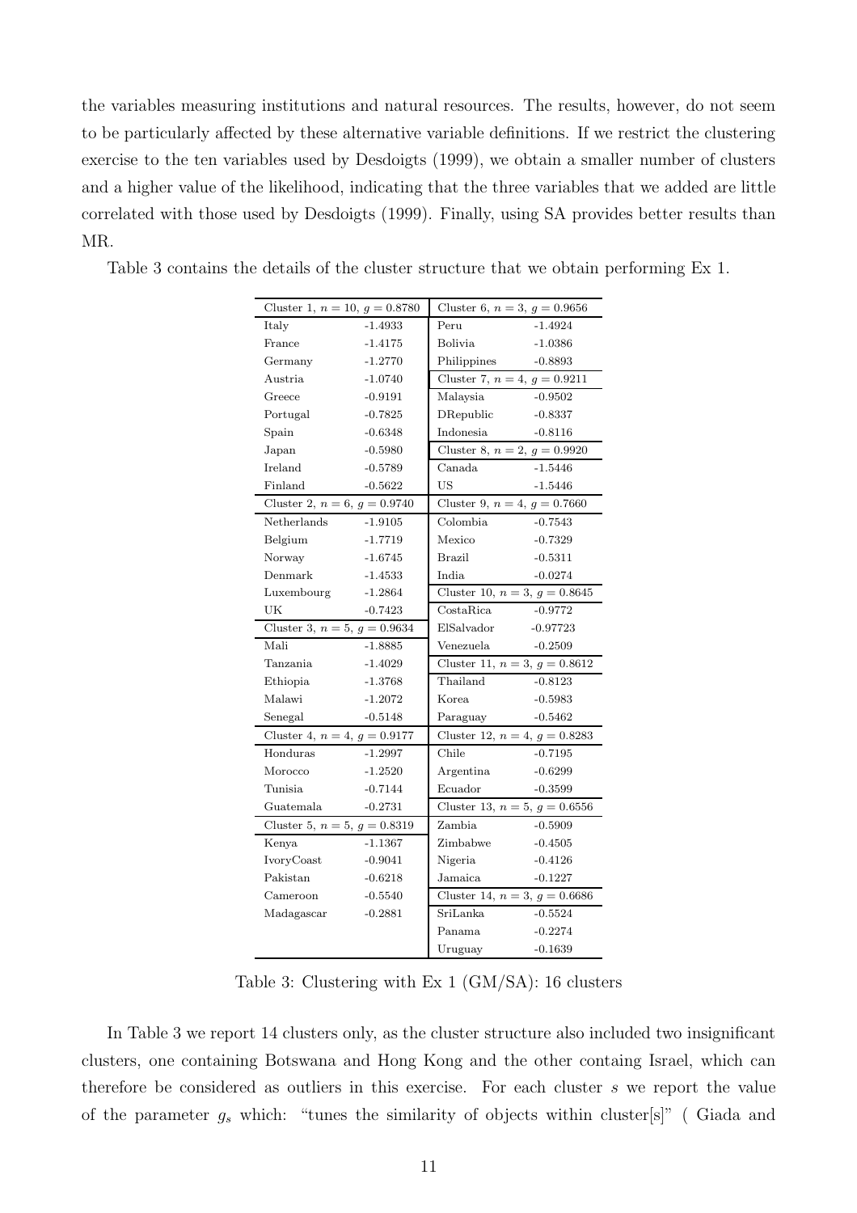the variables measuring institutions and natural resources. The results, however, do not seem to be particularly affected by these alternative variable definitions. If we restrict the clustering exercise to the ten variables used by Desdoigts (1999), we obtain a smaller number of clusters and a higher value of the likelihood, indicating that the three variables that we added are little correlated with those used by Desdoigts (1999). Finally, using SA provides better results than MR.

Table 3 contains the details of the cluster structure that we obtain performing Ex 1.

| Cluster 1, $n = 10$, $g = 0.8780$ | | Cluster 6, $n = 3$, $g = 0.9656$ | |
|---|---|---|---|
| Italy | -1.4933 | Peru | -1.4924 |
| France | -1.4175 | Bolivia | -1.0386 |
| Germany | -1.2770 | Philippines | -0.8893 |
| Austria | -1.0740 | Cluster 7, $n = 4$, $g = 0.9211$ | |
| Greece | -0.9191 | Malaysia | -0.9502 |
| Portugal | -0.7825 | DRepublic | -0.8337 |
| Spain | -0.6348 | Indonesia | -0.8116 |
| Japan | -0.5980 | Cluster 8, $n = 2$, $g = 0.9920$ | |
| Ireland | -0.5789 | Canada | -1.5446 |
| Finland | -0.5622 | US | -1.5446 |
| Cluster 2, $n = 6$, $g = 0.9740$ | | Cluster 9, $n = 4$, $g = 0.7660$ | |
| Netherlands | -1.9105 | Colombia | -0.7543 |
| Belgium | -1.7719 | Mexico | -0.7329 |
| Norway | -1.6745 | Brazil | -0.5311 |
| Denmark | -1.4533 | India | -0.0274 |
| Luxembourg | -1.2864 | Cluster 10, $n = 3$, $g = 0.8645$ | |
| UK | -0.7423 | CostaRica | -0.9772 |
| Cluster 3, $n = 5$, $g = 0.9634$ | | ElSalvador | -0.97723 |
| Mali | -1.8885 | Venezuela | -0.2509 |
| Tanzania | -1.4029 | Cluster 11, $n = 3$, $g = 0.8612$ | |
| Ethiopia | -1.3768 | Thailand | -0.8123 |
| Malawi | -1.2072 | Korea | -0.5983 |
| Senegal | -0.5148 | Paraguay | -0.5462 |
| Cluster 4, $n = 4$, $g = 0.9177$ | | Cluster 12, $n = 4$, $g = 0.8283$ | |
| Honduras | -1.2997 | Chile | -0.7195 |
| Morocco | -1.2520 | Argentina | -0.6299 |
| Tunisia | -0.7144 | Ecuador | -0.3599 |
| Guatemala | -0.2731 | Cluster 13, $n = 5$, $g = 0.6556$ | |
| Cluster 5, $n = 5$, $g = 0.8319$ | | Zambia | -0.5909 |
| Kenya | -1.1367 | Zimbabwe | -0.4505 |
| IvoryCoast | -0.9041 | Nigeria | -0.4126 |
| Pakistan | -0.6218 | Jamaica | -0.1227 |
| Cameroon | -0.5540 | Cluster 14, $n = 3$, $g = 0.6686$ | |
| Madagascar | -0.2881 | SriLanka | -0.5524 |
| | | Panama | -0.2274 |
| | | Uruguay | -0.1639 |

Table 3: Clustering with Ex 1 (GM/SA): 16 clusters

In Table 3 we report 14 clusters only, as the cluster structure also included two insignificant clusters, one containing Botswana and Hong Kong and the other containg Israel, which can therefore be considered as outliers in this exercise. For each cluster $s$ we report the value of the parameter $g_s$ which: "tunes the similarity of objects within cluster[s]" ( Giada and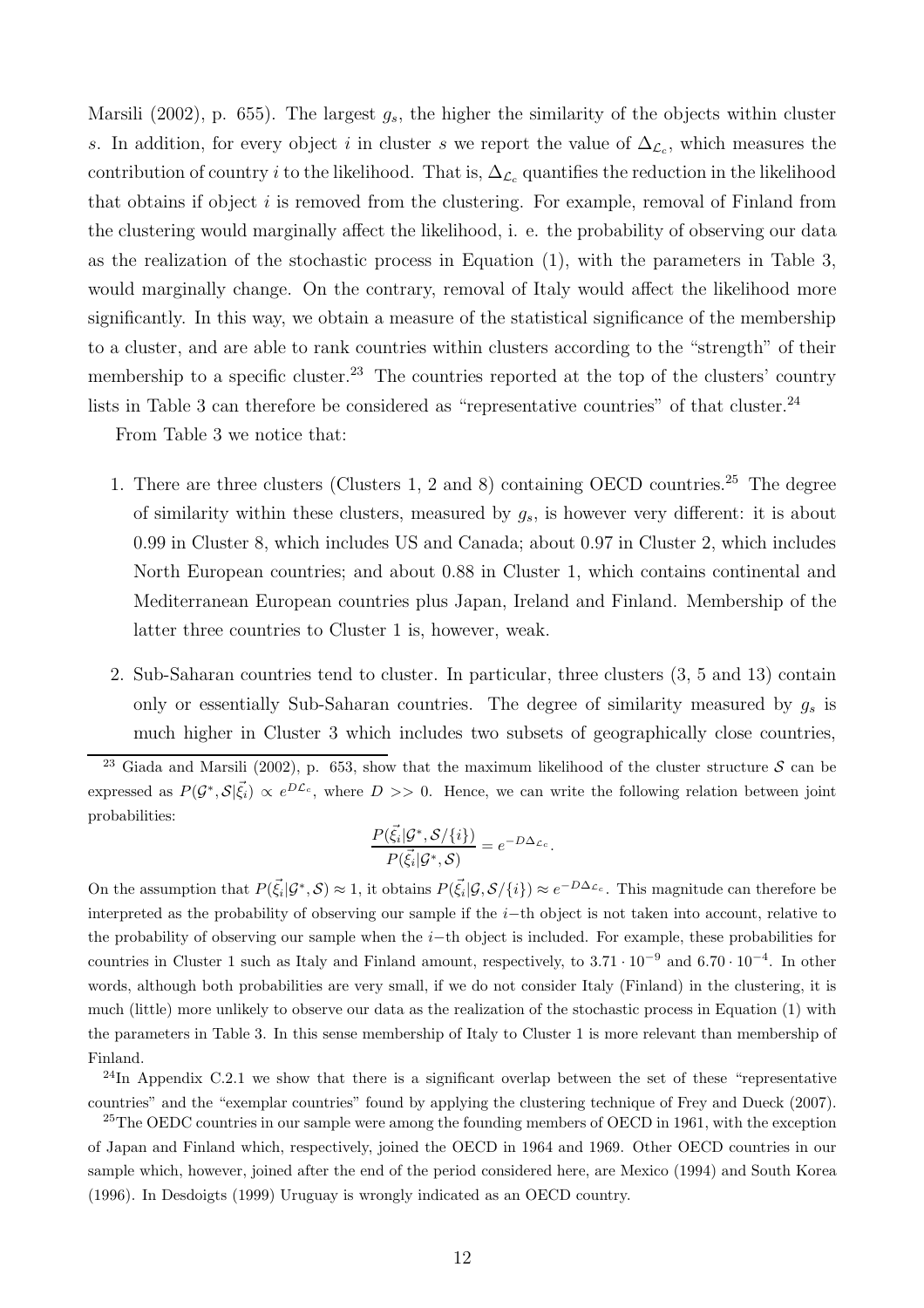Marsili (2002), p. 655). The largest $g_s$, the higher the similarity of the objects within cluster $s$. In addition, for every object $i$ in cluster $s$ we report the value of $\Delta_{\mathcal{L}_c}$, which measures the contribution of country $i$ to the likelihood. That is, $\Delta_{\mathcal{L}_c}$ quantifies the reduction in the likelihood that obtains if object $i$ is removed from the clustering. For example, removal of Finland from the clustering would marginally affect the likelihood, i. e. the probability of observing our data as the realization of the stochastic process in Equation (1), with the parameters in Table 3, would marginally change. On the contrary, removal of Italy would affect the likelihood more significantly. In this way, we obtain a measure of the statistical significance of the membership to a cluster, and are able to rank countries within clusters according to the "strength" of their membership to a specific cluster.[23] The countries reported at the top of the clusters' country lists in Table 3 can therefore be considered as "representative countries" of that cluster.[24]

From Table 3 we notice that:

1. There are three clusters (Clusters 1, 2 and 8) containing OECD countries.[25] The degree of similarity within these clusters, measured by $g_s$, is however very different: it is about 0.99 in Cluster 8, which includes US and Canada; about 0.97 in Cluster 2, which includes North European countries; and about 0.88 in Cluster 1, which contains continental and Mediterranean European countries plus Japan, Ireland and Finland. Membership of the latter three countries to Cluster 1 is, however, weak.

2. Sub-Saharan countries tend to cluster. In particular, three clusters (3, 5 and 13) contain only or essentially Sub-Saharan countries. The degree of similarity measured by $g_s$ is much higher in Cluster 3 which includes two subsets of geographically close countries,

---

[23] Giada and Marsili (2002), p. 653, show that the maximum likelihood of the cluster structure $\mathcal{S}$ can be expressed as $P(\mathcal{G}^*, \mathcal{S}|\vec{\xi_i}) \propto e^{D\mathcal{L}_c}$, where $D >> 0$. Hence, we can write the following relation between joint probabilities:

$$\frac{P(\vec{\xi_i}|\mathcal{G}^*, \mathcal{S}/\{i\})}{P(\vec{\xi_i}|\mathcal{G}^*, \mathcal{S})} = e^{-D\Delta_{\mathcal{L}_c}}.$$

On the assumption that $P(\vec{\xi_i}|\mathcal{G}^*, \mathcal{S}) \approx 1$, it obtains $P(\vec{\xi_i}|\mathcal{G}, \mathcal{S}/\{i\}) \approx e^{-D\Delta_{\mathcal{L}_c}}$. This magnitude can therefore be interpreted as the probability of observing our sample if the $i-$th object is not taken into account, relative to the probability of observing our sample when the $i-$th object is included. For example, these probabilities for countries in Cluster 1 such as Italy and Finland amount, respectively, to $3.71 \cdot 10^{-9}$ and $6.70 \cdot 10^{-4}$. In other words, although both probabilities are very small, if we do not consider Italy (Finland) in the clustering, it is much (little) more unlikely to observe our data as the realization of the stochastic process in Equation (1) with the parameters in Table 3. In this sense membership of Italy to Cluster 1 is more relevant than membership of Finland.

[24] In Appendix C.2.1 we show that there is a significant overlap between the set of these "representative countries" and the "exemplar countries" found by applying the clustering technique of Frey and Dueck (2007).

[25] The OEDC countries in our sample were among the founding members of OECD in 1961, with the exception of Japan and Finland which, respectively, joined the OECD in 1964 and 1969. Other OECD countries in our sample which, however, joined after the end of the period considered here, are Mexico (1994) and South Korea (1996). In Desdoigts (1999) Uruguay is wrongly indicated as an OECD country.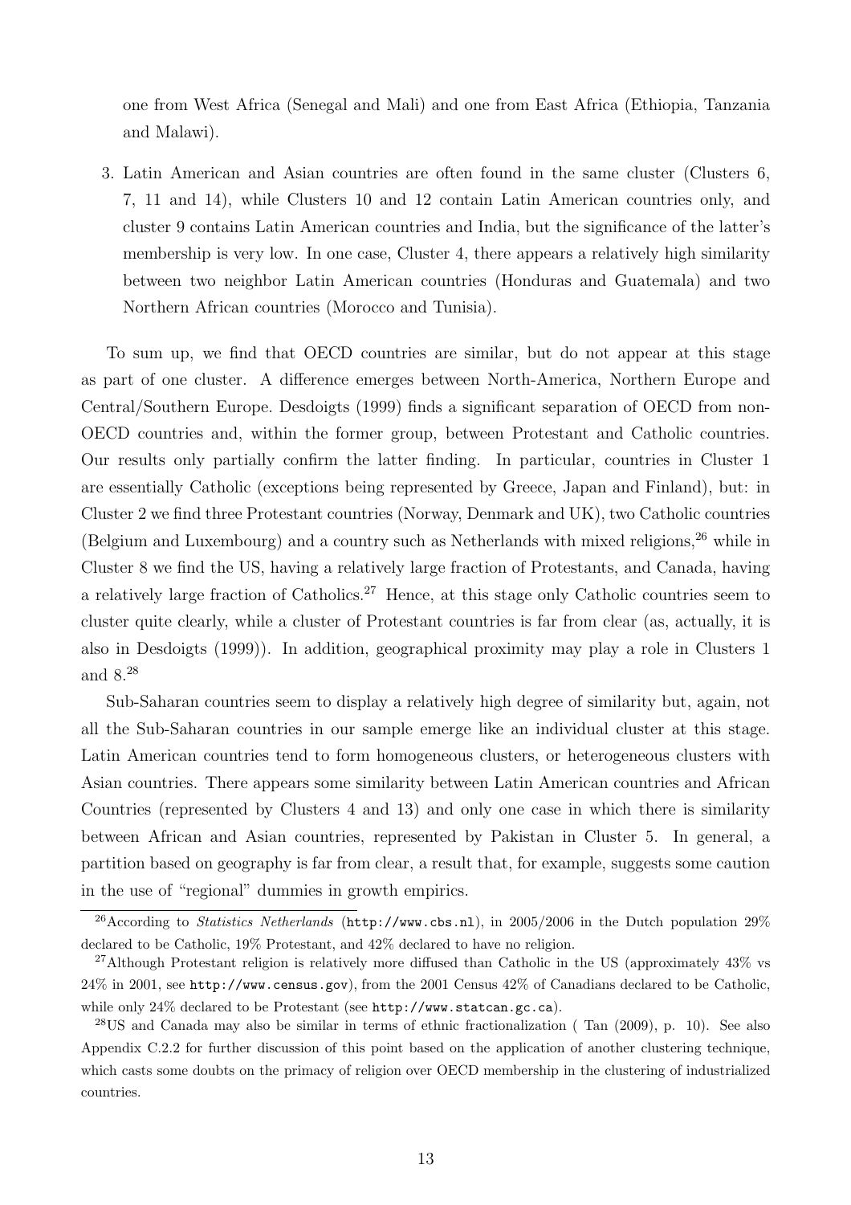one from West Africa (Senegal and Mali) and one from East Africa (Ethiopia, Tanzania and Malawi).

3. Latin American and Asian countries are often found in the same cluster (Clusters 6, 7, 11 and 14), while Clusters 10 and 12 contain Latin American countries only, and cluster 9 contains Latin American countries and India, but the significance of the latter's membership is very low. In one case, Cluster 4, there appears a relatively high similarity between two neighbor Latin American countries (Honduras and Guatemala) and two Northern African countries (Morocco and Tunisia).

To sum up, we find that OECD countries are similar, but do not appear at this stage as part of one cluster. A difference emerges between North-America, Northern Europe and Central/Southern Europe. Desdoigts (1999) finds a significant separation of OECD from non-OECD countries and, within the former group, between Protestant and Catholic countries. Our results only partially confirm the latter finding. In particular, countries in Cluster 1 are essentially Catholic (exceptions being represented by Greece, Japan and Finland), but: in Cluster 2 we find three Protestant countries (Norway, Denmark and UK), two Catholic countries (Belgium and Luxembourg) and a country such as Netherlands with mixed religions,[26] while in Cluster 8 we find the US, having a relatively large fraction of Protestants, and Canada, having a relatively large fraction of Catholics.[27] Hence, at this stage only Catholic countries seem to cluster quite clearly, while a cluster of Protestant countries is far from clear (as, actually, it is also in Desdoigts (1999)). In addition, geographical proximity may play a role in Clusters 1 and 8.[28]

Sub-Saharan countries seem to display a relatively high degree of similarity but, again, not all the Sub-Saharan countries in our sample emerge like an individual cluster at this stage. Latin American countries tend to form homogeneous clusters, or heterogeneous clusters with Asian countries. There appears some similarity between Latin American countries and African Countries (represented by Clusters 4 and 13) and only one case in which there is similarity between African and Asian countries, represented by Pakistan in Cluster 5. In general, a partition based on geography is far from clear, a result that, for example, suggests some caution in the use of "regional" dummies in growth empirics.

[26] According to *Statistics Netherlands* (http://www.cbs.nl), in 2005/2006 in the Dutch population 29% declared to be Catholic, 19% Protestant, and 42% declared to have no religion.

[27] Although Protestant religion is relatively more diffused than Catholic in the US (approximately 43% vs 24% in 2001, see http://www.census.gov), from the 2001 Census 42% of Canadians declared to be Catholic, while only 24% declared to be Protestant (see http://www.statcan.gc.ca).

[28] US and Canada may also be similar in terms of ethnic fractionalization ( Tan (2009), p. 10). See also Appendix C.2.2 for further discussion of this point based on the application of another clustering technique, which casts some doubts on the primacy of religion over OECD membership in the clustering of industrialized countries.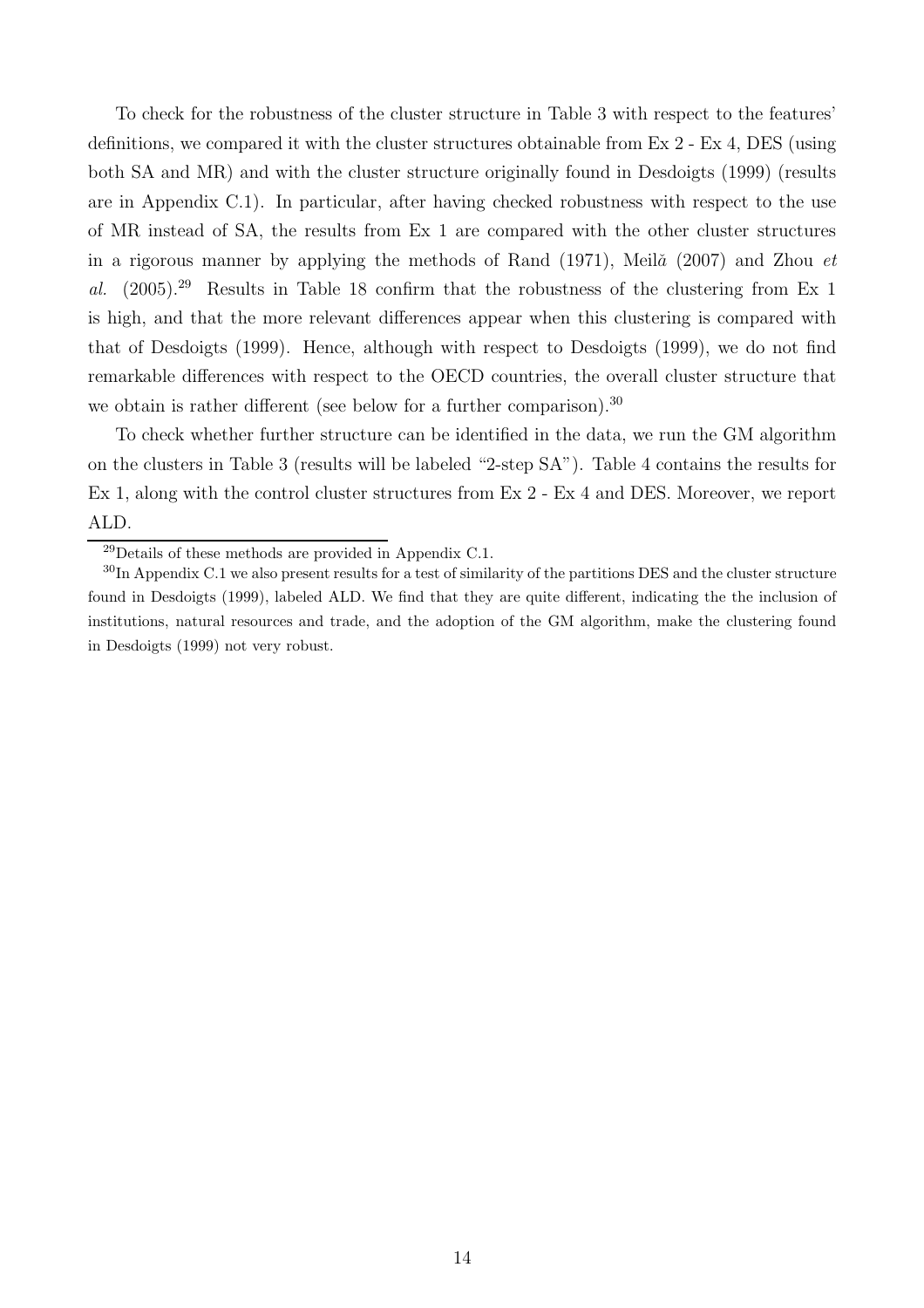To check for the robustness of the cluster structure in Table 3 with respect to the features' definitions, we compared it with the cluster structures obtainable from Ex 2 - Ex 4, DES (using both SA and MR) and with the cluster structure originally found in Desdoigts (1999) (results are in Appendix C.1). In particular, after having checked robustness with respect to the use of MR instead of SA, the results from Ex 1 are compared with the other cluster structures in a rigorous manner by applying the methods of Rand (1971), Meilă (2007) and Zhou *et al.* (2005).[29] Results in Table 18 confirm that the robustness of the clustering from Ex 1 is high, and that the more relevant differences appear when this clustering is compared with that of Desdoigts (1999). Hence, although with respect to Desdoigts (1999), we do not find remarkable differences with respect to the OECD countries, the overall cluster structure that we obtain is rather different (see below for a further comparison).[30]

To check whether further structure can be identified in the data, we run the GM algorithm on the clusters in Table 3 (results will be labeled "2-step SA"). Table 4 contains the results for Ex 1, along with the control cluster structures from Ex 2 - Ex 4 and DES. Moreover, we report ALD.

---

[29] Details of these methods are provided in Appendix C.1.

[30] In Appendix C.1 we also present results for a test of similarity of the partitions DES and the cluster structure found in Desdoigts (1999), labeled ALD. We find that they are quite different, indicating the the inclusion of institutions, natural resources and trade, and the adoption of the GM algorithm, make the clustering found in Desdoigts (1999) not very robust.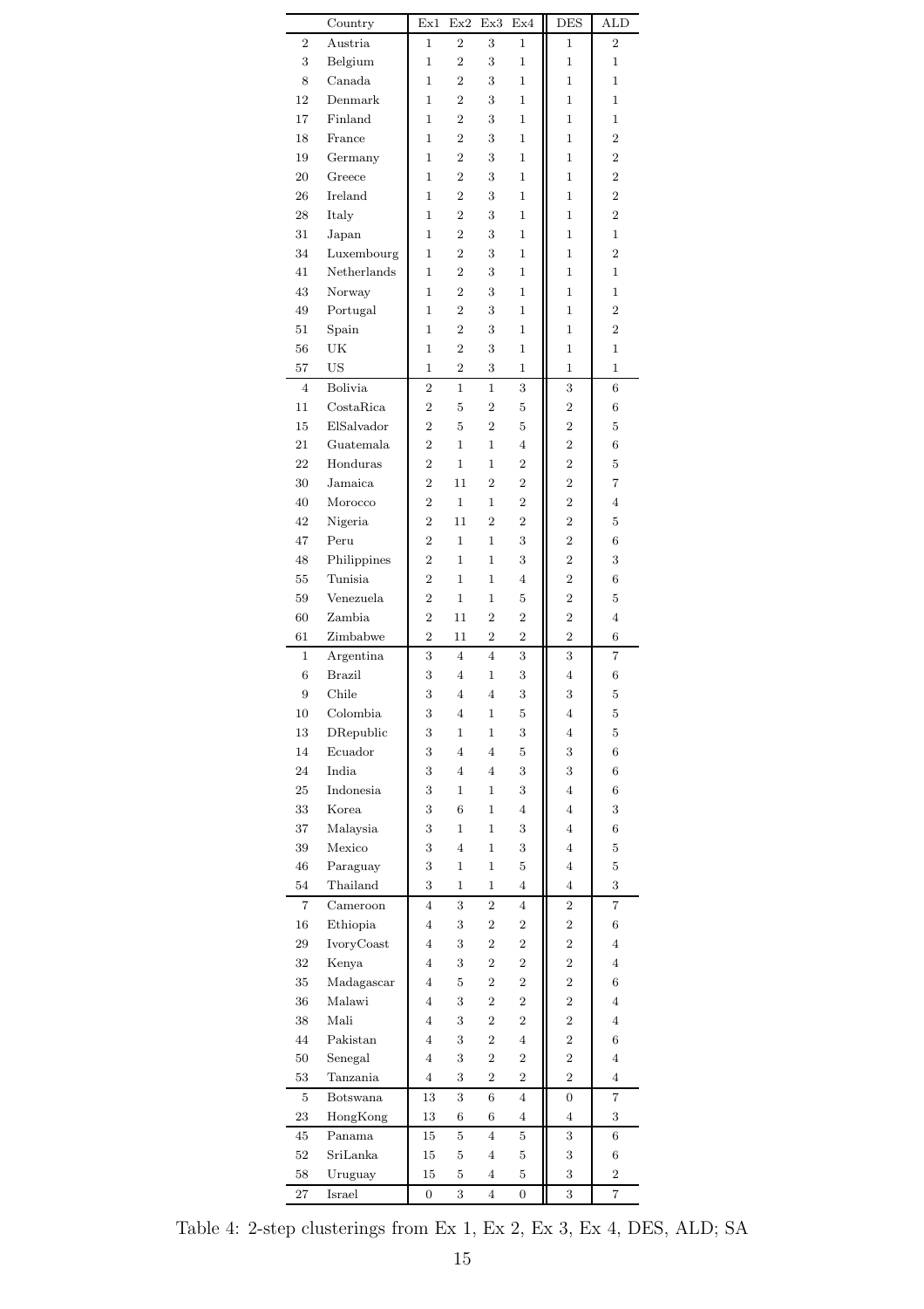| | Country | Ex1 | Ex2 | Ex3 | Ex4 | DES | ALD |
|---|---|---|---|---|---|---|---|
| 2 | Austria | 1 | 2 | 3 | 1 | 1 | 2 |
| 3 | Belgium | 1 | 2 | 3 | 1 | 1 | 1 |
| 8 | Canada | 1 | 2 | 3 | 1 | 1 | 1 |
| 12 | Denmark | 1 | 2 | 3 | 1 | 1 | 1 |
| 17 | Finland | 1 | 2 | 3 | 1 | 1 | 1 |
| 18 | France | 1 | 2 | 3 | 1 | 1 | 2 |
| 19 | Germany | 1 | 2 | 3 | 1 | 1 | 2 |
| 20 | Greece | 1 | 2 | 3 | 1 | 1 | 2 |
| 26 | Ireland | 1 | 2 | 3 | 1 | 1 | 2 |
| 28 | Italy | 1 | 2 | 3 | 1 | 1 | 2 |
| 31 | Japan | 1 | 2 | 3 | 1 | 1 | 1 |
| 34 | Luxembourg | 1 | 2 | 3 | 1 | 1 | 2 |
| 41 | Netherlands | 1 | 2 | 3 | 1 | 1 | 1 |
| 43 | Norway | 1 | 2 | 3 | 1 | 1 | 1 |
| 49 | Portugal | 1 | 2 | 3 | 1 | 1 | 2 |
| 51 | Spain | 1 | 2 | 3 | 1 | 1 | 2 |
| 56 | UK | 1 | 2 | 3 | 1 | 1 | 1 |
| 57 | US | 1 | 2 | 3 | 1 | 1 | 1 |
| 4 | Bolivia | 2 | 1 | 1 | 3 | 3 | 6 |
| 11 | CostaRica | 2 | 5 | 2 | 5 | 2 | 6 |
| 15 | ElSalvador | 2 | 5 | 2 | 5 | 2 | 5 |
| 21 | Guatemala | 2 | 1 | 1 | 4 | 2 | 6 |
| 22 | Honduras | 2 | 1 | 1 | 2 | 2 | 5 |
| 30 | Jamaica | 2 | 11 | 2 | 2 | 2 | 7 |
| 40 | Morocco | 2 | 1 | 1 | 2 | 2 | 4 |
| 42 | Nigeria | 2 | 11 | 2 | 2 | 2 | 5 |
| 47 | Peru | 2 | 1 | 1 | 3 | 2 | 6 |
| 48 | Philippines | 2 | 1 | 1 | 3 | 2 | 3 |
| 55 | Tunisia | 2 | 1 | 1 | 4 | 2 | 6 |
| 59 | Venezuela | 2 | 1 | 1 | 5 | 2 | 5 |
| 60 | Zambia | 2 | 11 | 2 | 2 | 2 | 4 |
| 61 | Zimbabwe | 2 | 11 | 2 | 2 | 2 | 6 |
| 1 | Argentina | 3 | 4 | 4 | 3 | 3 | 7 |
| 6 | Brazil | 3 | 4 | 1 | 3 | 4 | 6 |
| 9 | Chile | 3 | 4 | 4 | 3 | 3 | 5 |
| 10 | Colombia | 3 | 4 | 1 | 5 | 4 | 5 |
| 13 | DRepublic | 3 | 1 | 1 | 3 | 4 | 5 |
| 14 | Ecuador | 3 | 4 | 4 | 5 | 3 | 6 |
| 24 | India | 3 | 4 | 4 | 3 | 3 | 6 |
| 25 | Indonesia | 3 | 1 | 1 | 3 | 4 | 6 |
| 33 | Korea | 3 | 6 | 1 | 4 | 4 | 3 |
| 37 | Malaysia | 3 | 1 | 1 | 3 | 4 | 6 |
| 39 | Mexico | 3 | 4 | 1 | 3 | 4 | 5 |
| 46 | Paraguay | 3 | 1 | 1 | 5 | 4 | 5 |
| 54 | Thailand | 3 | 1 | 1 | 4 | 4 | 3 |
| 7 | Cameroon | 4 | 3 | 2 | 4 | 2 | 7 |
| 16 | Ethiopia | 4 | 3 | 2 | 2 | 2 | 6 |
| 29 | IvoryCoast | 4 | 3 | 2 | 2 | 2 | 4 |
| 32 | Kenya | 4 | 3 | 2 | 2 | 2 | 4 |
| 35 | Madagascar | 4 | 5 | 2 | 2 | 2 | 6 |
| 36 | Malawi | 4 | 3 | 2 | 2 | 2 | 4 |
| 38 | Mali | 4 | 3 | 2 | 2 | 2 | 4 |
| 44 | Pakistan | 4 | 3 | 2 | 4 | 2 | 6 |
| 50 | Senegal | 4 | 3 | 2 | 2 | 2 | 4 |
| 53 | Tanzania | 4 | 3 | 2 | 2 | 2 | 4 |
| 5 | Botswana | 13 | 3 | 6 | 4 | 0 | 7 |
| 23 | HongKong | 13 | 6 | 6 | 4 | 4 | 3 |
| 45 | Panama | 15 | 5 | 4 | 5 | 3 | 6 |
| 52 | SriLanka | 15 | 5 | 4 | 5 | 3 | 6 |
| 58 | Uruguay | 15 | 5 | 4 | 5 | 3 | 2 |
| 27 | Israel | 0 | 3 | 4 | 0 | 3 | 7 |

Table 4: 2-step clusterings from Ex 1, Ex 2, Ex 3, Ex 4, DES, ALD; SA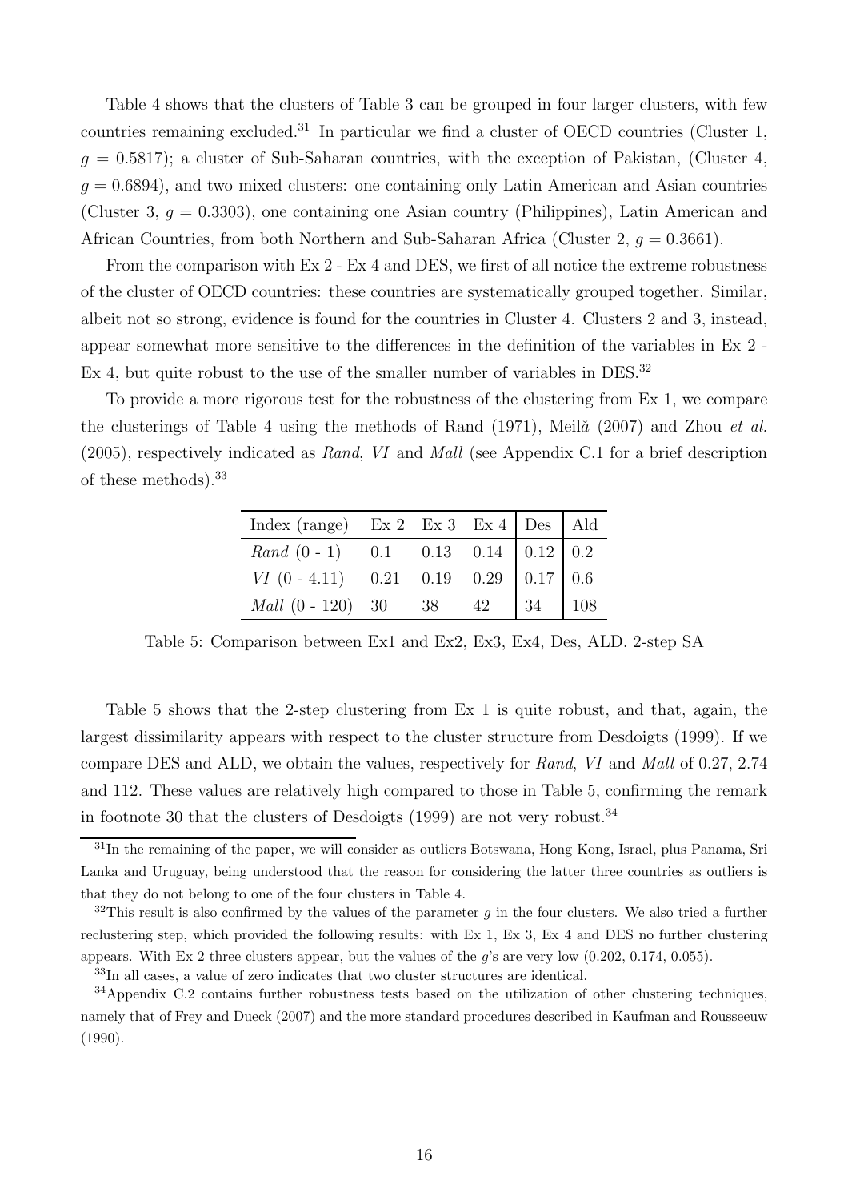Table 4 shows that the clusters of Table 3 can be grouped in four larger clusters, with few countries remaining excluded.[31] In particular we find a cluster of OECD countries (Cluster 1, $g = 0.5817$); a cluster of Sub-Saharan countries, with the exception of Pakistan, (Cluster 4, $g = 0.6894$), and two mixed clusters: one containing only Latin American and Asian countries (Cluster 3, $g = 0.3303$), one containing one Asian country (Philippines), Latin American and African Countries, from both Northern and Sub-Saharan Africa (Cluster 2, $g = 0.3661$).

From the comparison with Ex 2 - Ex 4 and DES, we first of all notice the extreme robustness of the cluster of OECD countries: these countries are systematically grouped together. Similar, albeit not so strong, evidence is found for the countries in Cluster 4. Clusters 2 and 3, instead, appear somewhat more sensitive to the differences in the definition of the variables in Ex 2 - Ex 4, but quite robust to the use of the smaller number of variables in DES.[32]

To provide a more rigorous test for the robustness of the clustering from Ex 1, we compare the clusterings of Table 4 using the methods of Rand (1971), Meilă (2007) and Zhou *et al.* (2005), respectively indicated as *Rand*, *VI* and *Mall* (see Appendix C.1 for a brief description of these methods).[33]

| Index (range) | Ex 2 | Ex 3 | Ex 4 | Des | Ald |
|---|---|---|---|---|---|
| *Rand* (0 - 1) | 0.1 | 0.13 | 0.14 | 0.12 | 0.2 |
| *VI* (0 - 4.11) | 0.21 | 0.19 | 0.29 | 0.17 | 0.6 |
| *Mall* (0 - 120) | 30 | 38 | 42 | 34 | 108 |

Table 5: Comparison between Ex1 and Ex2, Ex3, Ex4, Des, ALD. 2-step SA

Table 5 shows that the 2-step clustering from Ex 1 is quite robust, and that, again, the largest dissimilarity appears with respect to the cluster structure from Desdoigts (1999). If we compare DES and ALD, we obtain the values, respectively for *Rand*, *VI* and *Mall* of 0.27, 2.74 and 112. These values are relatively high compared to those in Table 5, confirming the remark in footnote 30 that the clusters of Desdoigts (1999) are not very robust.[34]

[31] In the remaining of the paper, we will consider as outliers Botswana, Hong Kong, Israel, plus Panama, Sri Lanka and Uruguay, being understood that the reason for considering the latter three countries as outliers is that they do not belong to one of the four clusters in Table 4.

[32] This result is also confirmed by the values of the parameter $g$ in the four clusters. We also tried a further reclustering step, which provided the following results: with Ex 1, Ex 3, Ex 4 and DES no further clustering appears. With Ex 2 three clusters appear, but the values of the $g$'s are very low (0.202, 0.174, 0.055).

[33] In all cases, a value of zero indicates that two cluster structures are identical.

[34] Appendix C.2 contains further robustness tests based on the utilization of other clustering techniques, namely that of Frey and Dueck (2007) and the more standard procedures described in Kaufman and Rousseeuw (1990).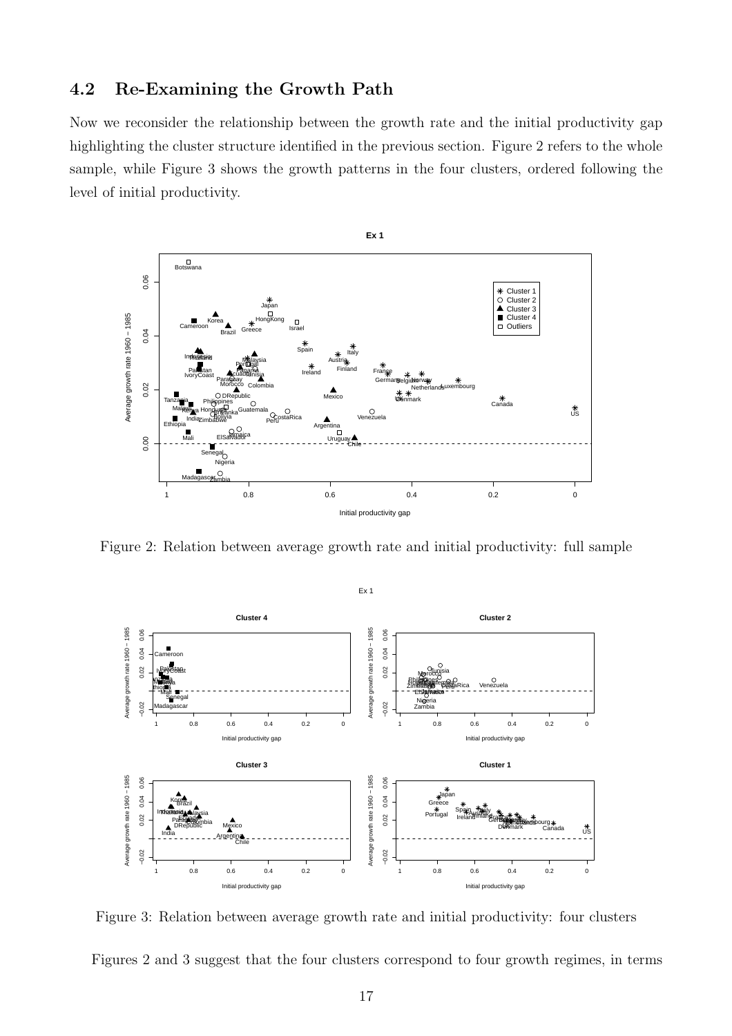## 4.2 Re-Examining the Growth Path

Now we reconsider the relationship between the growth rate and the initial productivity gap highlighting the cluster structure identified in the previous section. Figure 2 refers to the whole sample, while Figure 3 shows the growth patterns in the four clusters, ordered following the level of initial productivity.

Figure 2: Relation between average growth rate and initial productivity: full sample

Figure 3: Relation between average growth rate and initial productivity: four clusters

Figures 2 and 3 suggest that the four clusters correspond to four growth regimes, in terms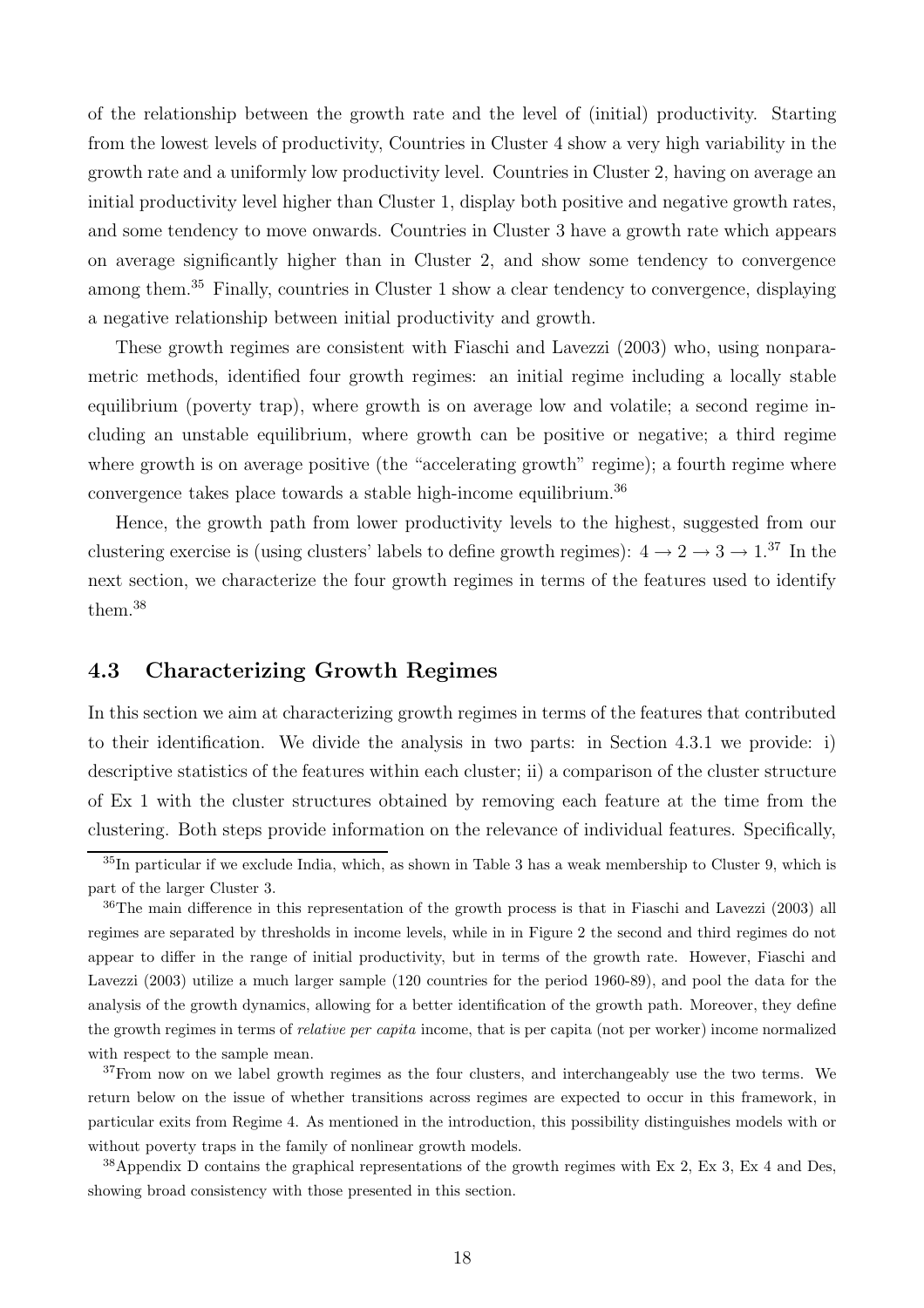of the relationship between the growth rate and the level of (initial) productivity. Starting from the lowest levels of productivity, Countries in Cluster 4 show a very high variability in the growth rate and a uniformly low productivity level. Countries in Cluster 2, having on average an initial productivity level higher than Cluster 1, display both positive and negative growth rates, and some tendency to move onwards. Countries in Cluster 3 have a growth rate which appears on average significantly higher than in Cluster 2, and show some tendency to convergence among them.[35] Finally, countries in Cluster 1 show a clear tendency to convergence, displaying a negative relationship between initial productivity and growth.

These growth regimes are consistent with Fiaschi and Lavezzi (2003) who, using nonparametric methods, identified four growth regimes: an initial regime including a locally stable equilibrium (poverty trap), where growth is on average low and volatile; a second regime including an unstable equilibrium, where growth can be positive or negative; a third regime where growth is on average positive (the "accelerating growth" regime); a fourth regime where convergence takes place towards a stable high-income equilibrium.[36]

Hence, the growth path from lower productivity levels to the highest, suggested from our clustering exercise is (using clusters' labels to define growth regimes): $4 \rightarrow 2 \rightarrow 3 \rightarrow 1$.[37] In the next section, we characterize the four growth regimes in terms of the features used to identify them.[38]

### 4.3 Characterizing Growth Regimes

In this section we aim at characterizing growth regimes in terms of the features that contributed to their identification. We divide the analysis in two parts: in Section 4.3.1 we provide: i) descriptive statistics of the features within each cluster; ii) a comparison of the cluster structure of Ex 1 with the cluster structures obtained by removing each feature at the time from the clustering. Both steps provide information on the relevance of individual features. Specifically,

---

[35] In particular if we exclude India, which, as shown in Table 3 has a weak membership to Cluster 9, which is part of the larger Cluster 3.

[36] The main difference in this representation of the growth process is that in Fiaschi and Lavezzi (2003) all regimes are separated by thresholds in income levels, while in in Figure 2 the second and third regimes do not appear to differ in the range of initial productivity, but in terms of the growth rate. However, Fiaschi and Lavezzi (2003) utilize a much larger sample (120 countries for the period 1960-89), and pool the data for the analysis of the growth dynamics, allowing for a better identification of the growth path. Moreover, they define the growth regimes in terms of *relative per capita* income, that is per capita (not per worker) income normalized with respect to the sample mean.

[37] From now on we label growth regimes as the four clusters, and interchangeably use the two terms. We return below on the issue of whether transitions across regimes are expected to occur in this framework, in particular exits from Regime 4. As mentioned in the introduction, this possibility distinguishes models with or without poverty traps in the family of nonlinear growth models.

[38] Appendix D contains the graphical representations of the growth regimes with Ex 2, Ex 3, Ex 4 and Des, showing broad consistency with those presented in this section.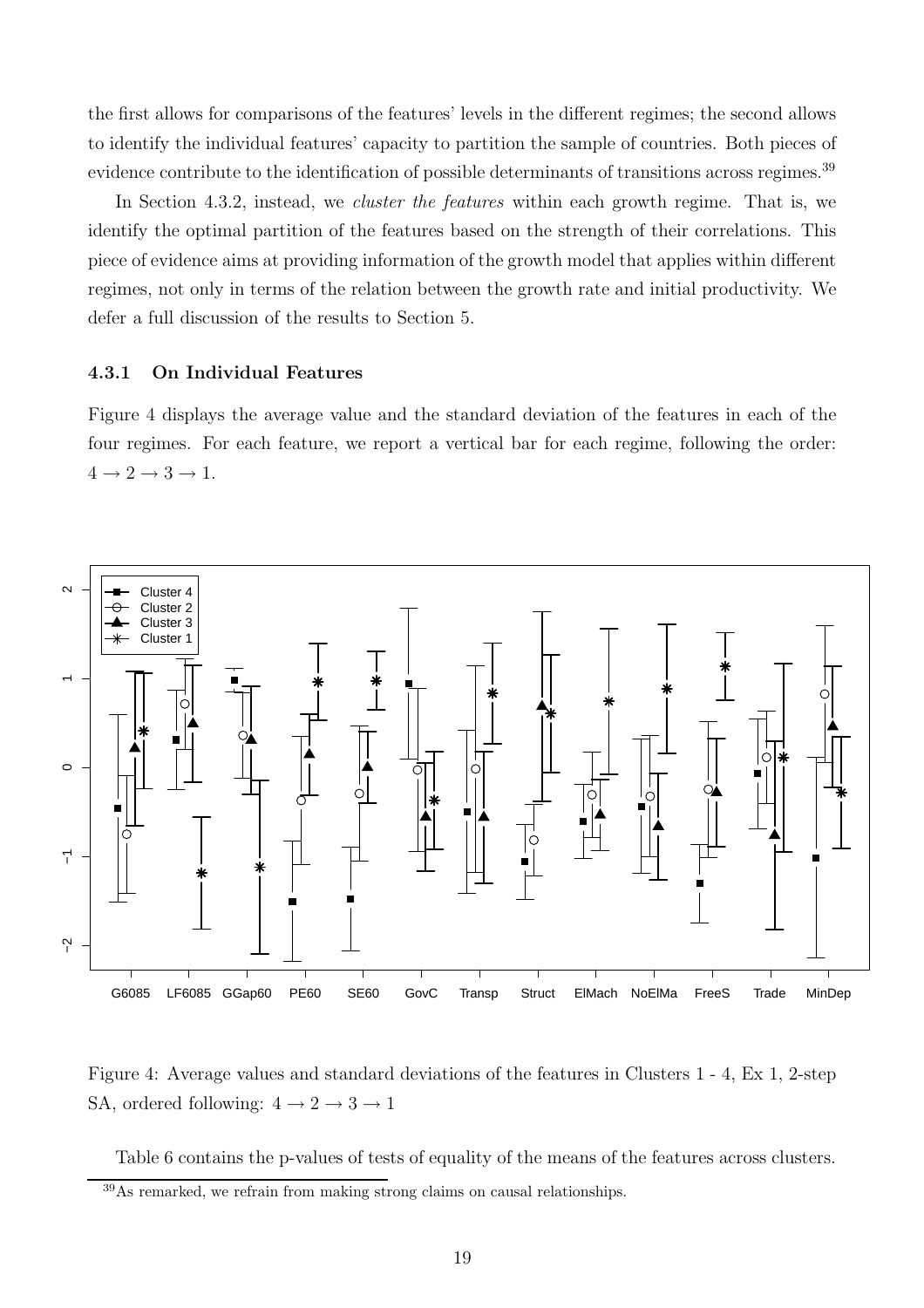the first allows for comparisons of the features' levels in the different regimes; the second allows to identify the individual features' capacity to partition the sample of countries. Both pieces of evidence contribute to the identification of possible determinants of transitions across regimes.[39]

In Section 4.3.2, instead, we *cluster the features* within each growth regime. That is, we identify the optimal partition of the features based on the strength of their correlations. This piece of evidence aims at providing information of the growth model that applies within different regimes, not only in terms of the relation between the growth rate and initial productivity. We defer a full discussion of the results to Section 5.

### 4.3.1 On Individual Features

Figure 4 displays the average value and the standard deviation of the features in each of the four regimes. For each feature, we report a vertical bar for each regime, following the order: $4 \rightarrow 2 \rightarrow 3 \rightarrow 1$.

Figure 4: Average values and standard deviations of the features in Clusters 1 - 4, Ex 1, 2-step SA, ordered following: $4 \rightarrow 2 \rightarrow 3 \rightarrow 1$

Table 6 contains the p-values of tests of equality of the means of the features across clusters.

[39] As remarked, we refrain from making strong claims on causal relationships.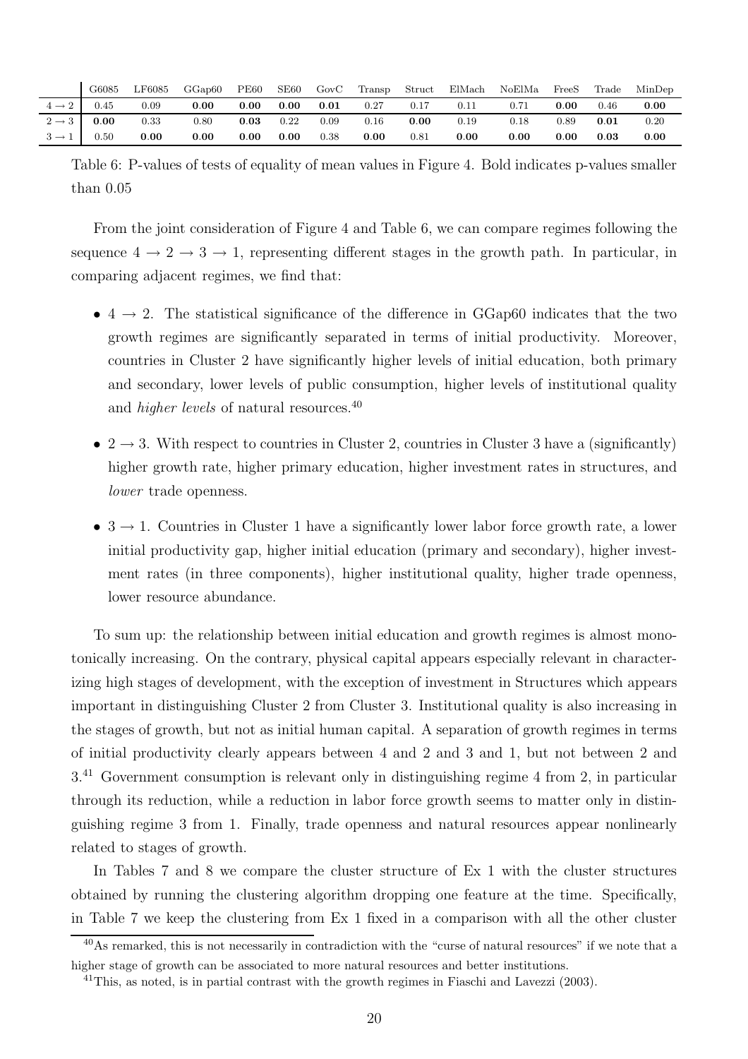|  | G6085 | LF6085 | GGap60 | PE60 | SE60 | GovC | Transp | Struct | ElMach | NoElMa | FreeS | Trade | MinDep |
|---|---|---|---|---|---|---|---|---|---|---|---|---|---|
| $4 \rightarrow 2$ | 0.45 | 0.09 | **0.00** | **0.00** | **0.00** | **0.01** | 0.27 | 0.17 | 0.11 | 0.71 | **0.00** | 0.46 | **0.00** |
| $2 \rightarrow 3$ | **0.00** | 0.33 | 0.80 | **0.03** | 0.22 | 0.09 | 0.16 | **0.00** | 0.19 | 0.18 | 0.89 | **0.01** | 0.20 |
| $3 \rightarrow 1$ | 0.50 | **0.00** | **0.00** | **0.00** | **0.00** | 0.38 | **0.00** | 0.81 | **0.00** | **0.00** | **0.00** | **0.03** | **0.00** |

Table 6: P-values of tests of equality of mean values in Figure 4. Bold indicates p-values smaller than 0.05

From the joint consideration of Figure 4 and Table 6, we can compare regimes following the sequence $4 \rightarrow 2 \rightarrow 3 \rightarrow 1$, representing different stages in the growth path. In particular, in comparing adjacent regimes, we find that:

- $4 \rightarrow 2$. The statistical significance of the difference in GGap60 indicates that the two growth regimes are significantly separated in terms of initial productivity. Moreover, countries in Cluster 2 have significantly higher levels of initial education, both primary and secondary, lower levels of public consumption, higher levels of institutional quality and *higher levels* of natural resources.[40]
- $2 \rightarrow 3$. With respect to countries in Cluster 2, countries in Cluster 3 have a (significantly) higher growth rate, higher primary education, higher investment rates in structures, and *lower* trade openness.
- $3 \rightarrow 1$. Countries in Cluster 1 have a significantly lower labor force growth rate, a lower initial productivity gap, higher initial education (primary and secondary), higher investment rates (in three components), higher institutional quality, higher trade openness, lower resource abundance.

To sum up: the relationship between initial education and growth regimes is almost monotonically increasing. On the contrary, physical capital appears especially relevant in characterizing high stages of development, with the exception of investment in Structures which appears important in distinguishing Cluster 2 from Cluster 3. Institutional quality is also increasing in the stages of growth, but not as initial human capital. A separation of growth regimes in terms of initial productivity clearly appears between 4 and 2 and 3 and 1, but not between 2 and 3.[41] Government consumption is relevant only in distinguishing regime 4 from 2, in particular through its reduction, while a reduction in labor force growth seems to matter only in distinguishing regime 3 from 1. Finally, trade openness and natural resources appear nonlinearly related to stages of growth.

In Tables 7 and 8 we compare the cluster structure of Ex 1 with the cluster structures obtained by running the clustering algorithm dropping one feature at the time. Specifically, in Table 7 we keep the clustering from Ex 1 fixed in a comparison with all the other cluster

[40] As remarked, this is not necessarily in contradiction with the "curse of natural resources" if we note that a higher stage of growth can be associated to more natural resources and better institutions.

[41] This, as noted, is in partial contrast with the growth regimes in Fiaschi and Lavezzi (2003).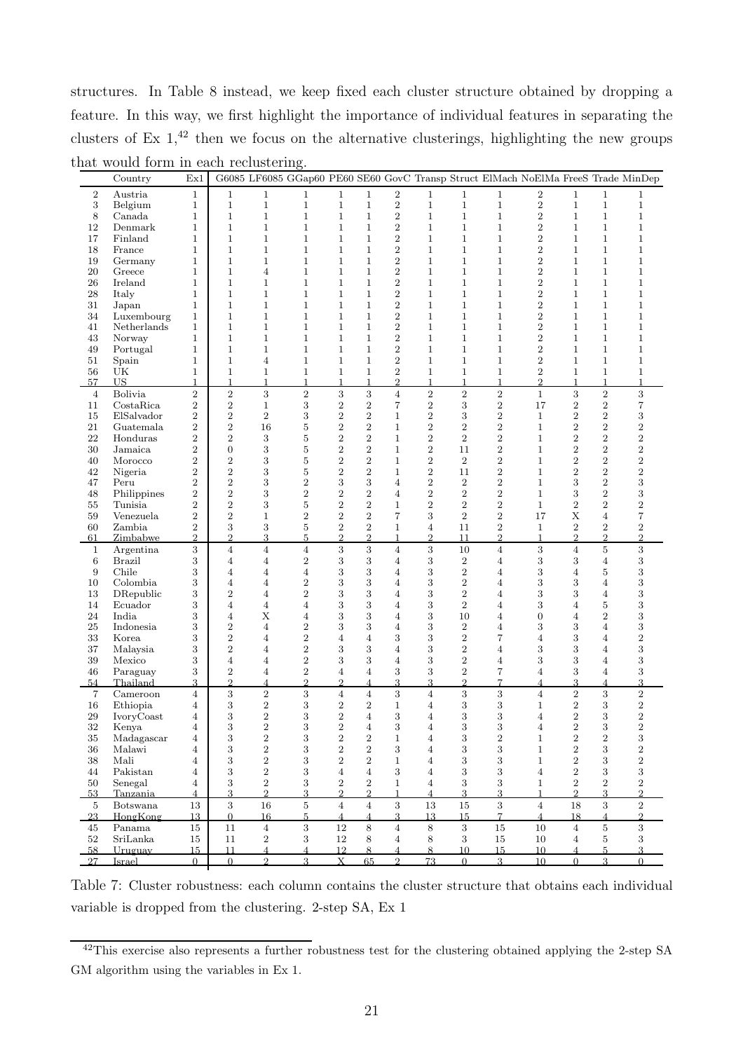structures. In Table 8 instead, we keep fixed each cluster structure obtained by dropping a feature. In this way, we first highlight the importance of individual features in separating the clusters of Ex 1,[42] then we focus on the alternative clusterings, highlighting the new groups that would form in each reclustering.

| | Country | Ex1 | G6085 | LF6085 | GGap60 | PE60 | SE60 | GovC | Transp | Struct | ElMach | NoElMa | FreeS | Trade | MinDep |
|---|---|---|---|---|---|---|---|---|---|---|---|---|---|---|---|
| 2 | Austria | 1 | 1 | 1 | 1 | 1 | 1 | 2 | 1 | 1 | 1 | 2 | 1 | 1 | 1 |
| 3 | Belgium | 1 | 1 | 1 | 1 | 1 | 1 | 2 | 1 | 1 | 1 | 2 | 1 | 1 | 1 |
| 8 | Canada | 1 | 1 | 1 | 1 | 1 | 1 | 2 | 1 | 1 | 1 | 2 | 1 | 1 | 1 |
| 12 | Denmark | 1 | 1 | 1 | 1 | 1 | 1 | 2 | 1 | 1 | 1 | 2 | 1 | 1 | 1 |
| 17 | Finland | 1 | 1 | 1 | 1 | 1 | 1 | 2 | 1 | 1 | 1 | 2 | 1 | 1 | 1 |
| 18 | France | 1 | 1 | 1 | 1 | 1 | 1 | 2 | 1 | 1 | 1 | 2 | 1 | 1 | 1 |
| 19 | Germany | 1 | 1 | 1 | 1 | 1 | 1 | 2 | 1 | 1 | 1 | 2 | 1 | 1 | 1 |
| 20 | Greece | 1 | 1 | 4 | 1 | 1 | 1 | 2 | 1 | 1 | 1 | 2 | 1 | 1 | 1 |
| 26 | Ireland | 1 | 1 | 1 | 1 | 1 | 1 | 2 | 1 | 1 | 1 | 2 | 1 | 1 | 1 |
| 28 | Italy | 1 | 1 | 1 | 1 | 1 | 1 | 2 | 1 | 1 | 1 | 2 | 1 | 1 | 1 |
| 31 | Japan | 1 | 1 | 1 | 1 | 1 | 1 | 2 | 1 | 1 | 1 | 2 | 1 | 1 | 1 |
| 34 | Luxembourg | 1 | 1 | 1 | 1 | 1 | 1 | 2 | 1 | 1 | 1 | 2 | 1 | 1 | 1 |
| 41 | Netherlands | 1 | 1 | 1 | 1 | 1 | 1 | 2 | 1 | 1 | 1 | 2 | 1 | 1 | 1 |
| 43 | Norway | 1 | 1 | 1 | 1 | 1 | 1 | 2 | 1 | 1 | 1 | 2 | 1 | 1 | 1 |
| 49 | Portugal | 1 | 1 | 1 | 1 | 1 | 1 | 2 | 1 | 1 | 1 | 2 | 1 | 1 | 1 |
| 51 | Spain | 1 | 1 | 4 | 1 | 1 | 1 | 2 | 1 | 1 | 1 | 2 | 1 | 1 | 1 |
| 56 | UK | 1 | 1 | 1 | 1 | 1 | 1 | 2 | 1 | 1 | 1 | 2 | 1 | 1 | 1 |
| 57 | US | 1 | 1 | 1 | 1 | 1 | 1 | 2 | 1 | 1 | 1 | 2 | 1 | 1 | 1 |
| 4 | Bolivia | 2 | 2 | 3 | 2 | 3 | 3 | 4 | 2 | 2 | 2 | 1 | 3 | 2 | 3 |
| 11 | CostaRica | 2 | 2 | 1 | 3 | 2 | 2 | 7 | 2 | 3 | 2 | 17 | 2 | 2 | 7 |
| 15 | ElSalvador | 2 | 2 | 2 | 3 | 2 | 2 | 1 | 2 | 3 | 2 | 1 | 2 | 2 | 3 |
| 21 | Guatemala | 2 | 2 | 16 | 5 | 2 | 2 | 1 | 2 | 2 | 2 | 1 | 2 | 2 | 2 |
| 22 | Honduras | 2 | 2 | 3 | 5 | 2 | 2 | 1 | 2 | 2 | 2 | 1 | 2 | 2 | 2 |
| 30 | Jamaica | 2 | 0 | 3 | 5 | 2 | 2 | 1 | 2 | 11 | 2 | 1 | 2 | 2 | 2 |
| 40 | Morocco | 2 | 2 | 3 | 5 | 2 | 2 | 1 | 2 | 2 | 2 | 1 | 2 | 2 | 2 |
| 42 | Nigeria | 2 | 2 | 3 | 5 | 2 | 2 | 1 | 2 | 11 | 2 | 1 | 2 | 2 | 2 |
| 47 | Peru | 2 | 2 | 3 | 2 | 3 | 3 | 4 | 2 | 2 | 2 | 1 | 3 | 2 | 3 |
| 48 | Philippines | 2 | 2 | 3 | 2 | 2 | 2 | 4 | 2 | 2 | 2 | 1 | 3 | 2 | 3 |
| 55 | Tunisia | 2 | 2 | 3 | 5 | 2 | 2 | 1 | 2 | 2 | 2 | 1 | 2 | 2 | 2 |
| 59 | Venezuela | 2 | 2 | 1 | 2 | 2 | 2 | 7 | 3 | 2 | 2 | 17 | X | 4 | 7 |
| 60 | Zambia | 2 | 3 | 3 | 5 | 2 | 2 | 1 | 4 | 11 | 2 | 1 | 2 | 2 | 2 |
| 61 | Zimbabwe | 2 | 2 | 3 | 5 | 2 | 2 | 1 | 2 | 11 | 2 | 1 | 2 | 2 | 2 |
| 1 | Argentina | 3 | 4 | 4 | 4 | 3 | 3 | 4 | 3 | 10 | 4 | 3 | 4 | 5 | 3 |
| 6 | Brazil | 3 | 4 | 4 | 2 | 3 | 3 | 4 | 3 | 2 | 4 | 3 | 3 | 4 | 3 |
| 9 | Chile | 3 | 4 | 4 | 4 | 3 | 3 | 4 | 3 | 2 | 4 | 3 | 4 | 5 | 3 |
| 10 | Colombia | 3 | 4 | 4 | 2 | 3 | 3 | 4 | 3 | 2 | 4 | 3 | 3 | 4 | 3 |
| 13 | DRepublic | 3 | 2 | 4 | 2 | 3 | 3 | 4 | 3 | 2 | 4 | 3 | 3 | 4 | 3 |
| 14 | Ecuador | 3 | 4 | 4 | 4 | 3 | 3 | 4 | 3 | 2 | 4 | 3 | 4 | 5 | 3 |
| 24 | India | 3 | 4 | X | 4 | 3 | 3 | 4 | 3 | 10 | 4 | 0 | 4 | 2 | 3 |
| 25 | Indonesia | 3 | 2 | 4 | 2 | 3 | 3 | 4 | 3 | 2 | 4 | 3 | 3 | 4 | 3 |
| 33 | Korea | 3 | 2 | 4 | 2 | 4 | 4 | 3 | 3 | 2 | 7 | 4 | 3 | 4 | 2 |
| 37 | Malaysia | 3 | 2 | 4 | 2 | 3 | 3 | 4 | 3 | 2 | 4 | 3 | 3 | 4 | 3 |
| 39 | Mexico | 3 | 4 | 4 | 2 | 3 | 3 | 4 | 3 | 2 | 4 | 3 | 3 | 4 | 3 |
| 46 | Paraguay | 3 | 2 | 4 | 2 | 4 | 4 | 3 | 3 | 2 | 7 | 4 | 3 | 4 | 3 |
| 54 | Thailand | 3 | 2 | 4 | 2 | 2 | 4 | 3 | 3 | 2 | 7 | 4 | 3 | 4 | 3 |
| 7 | Cameroon | 4 | 3 | 2 | 3 | 4 | 4 | 3 | 4 | 3 | 3 | 4 | 2 | 3 | 2 |
| 16 | Ethiopia | 4 | 3 | 2 | 3 | 2 | 2 | 1 | 4 | 3 | 3 | 1 | 2 | 3 | 2 |
| 29 | IvoryCoast | 4 | 3 | 2 | 3 | 2 | 4 | 3 | 4 | 3 | 3 | 4 | 2 | 3 | 2 |
| 32 | Kenya | 4 | 3 | 2 | 3 | 2 | 4 | 3 | 4 | 3 | 3 | 4 | 2 | 3 | 2 |
| 35 | Madagascar | 4 | 3 | 2 | 3 | 2 | 2 | 1 | 4 | 3 | 2 | 1 | 2 | 2 | 3 |
| 36 | Malawi | 4 | 3 | 2 | 3 | 2 | 2 | 3 | 4 | 3 | 3 | 1 | 2 | 3 | 2 |
| 38 | Mali | 4 | 3 | 2 | 3 | 2 | 2 | 1 | 4 | 3 | 3 | 1 | 2 | 3 | 2 |
| 44 | Pakistan | 4 | 3 | 2 | 3 | 4 | 4 | 3 | 4 | 3 | 3 | 4 | 2 | 3 | 3 |
| 50 | Senegal | 4 | 3 | 2 | 3 | 2 | 2 | 1 | 4 | 3 | 3 | 1 | 2 | 2 | 2 |
| 53 | Tanzania | 4 | 3 | 2 | 3 | 2 | 2 | 1 | 4 | 3 | 3 | 1 | 2 | 3 | 2 |
| 5 | Botswana | 13 | 3 | 16 | 5 | 4 | 4 | 3 | 13 | 15 | 3 | 4 | 18 | 3 | 2 |
| 23 | HongKong | 13 | 0 | 16 | 5 | 4 | 4 | 3 | 13 | 15 | 7 | 4 | 18 | 4 | 2 |
| 45 | Panama | 15 | 11 | 4 | 3 | 12 | 8 | 4 | 8 | 3 | 15 | 10 | 4 | 5 | 3 |
| 52 | SriLanka | 15 | 11 | 2 | 3 | 12 | 8 | 4 | 8 | 3 | 15 | 10 | 4 | 5 | 3 |
| 58 | Uruguay | 15 | 11 | 4 | 4 | 12 | 8 | 4 | 8 | 10 | 15 | 10 | 4 | 5 | 3 |
| 27 | Israel | 0 | 0 | 2 | 3 | X | 65 | 2 | 73 | 0 | 3 | 10 | 0 | 3 | 0 |

Table 7: Cluster robustness: each column contains the cluster structure that obtains each individual variable is dropped from the clustering. 2-step SA, Ex 1

[42]This exercise also represents a further robustness test for the clustering obtained applying the 2-step SA GM algorithm using the variables in Ex 1.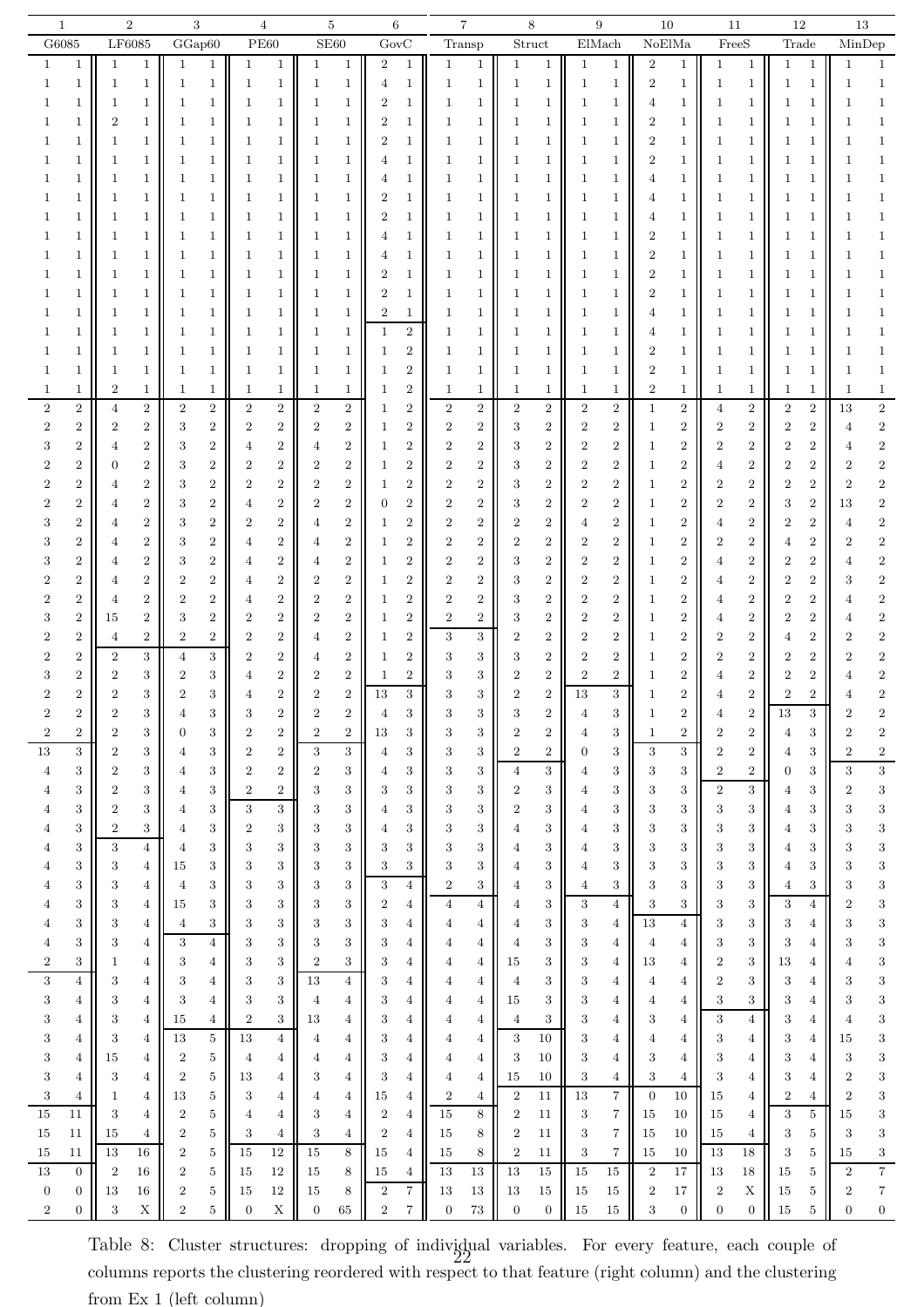| 1 | | 2 | | 3 | | 4 | | 5 | | 6 | | 7 | | 8 | | 9 | | 10 | | 11 | | 12 | | 13 | |
|---|---|---|---|---|---|---|---|---|---|---|---|---|---|---|---|---|---|---|---|---|---|---|---|---|---|
| G6085 | | LF6085 | | GGap60 | | PE60 | | SE60 | | GovC | | Transp | | Struct | | ElMach | | NoElMa | | FreeS | | Trade | | MinDep | |
| 1 | 1 | 1 | 1 | 1 | 1 | 1 | 1 | 1 | 1 | 2 | 1 | 1 | 1 | 1 | 1 | 1 | 1 | 2 | 1 | 1 | 1 | 1 | 1 | 1 | 1 |
| 1 | 1 | 1 | 1 | 1 | 1 | 1 | 1 | 1 | 1 | 4 | 1 | 1 | 1 | 1 | 1 | 1 | 1 | 2 | 1 | 1 | 1 | 1 | 1 | 1 | 1 |
| 1 | 1 | 1 | 1 | 1 | 1 | 1 | 1 | 1 | 1 | 2 | 1 | 1 | 1 | 1 | 1 | 1 | 1 | 4 | 1 | 1 | 1 | 1 | 1 | 1 | 1 |
| 1 | 1 | 2 | 1 | 1 | 1 | 1 | 1 | 1 | 1 | 2 | 1 | 1 | 1 | 1 | 1 | 1 | 1 | 2 | 1 | 1 | 1 | 1 | 1 | 1 | 1 |
| 1 | 1 | 1 | 1 | 1 | 1 | 1 | 1 | 1 | 1 | 2 | 1 | 1 | 1 | 1 | 1 | 1 | 1 | 2 | 1 | 1 | 1 | 1 | 1 | 1 | 1 |
| 1 | 1 | 1 | 1 | 1 | 1 | 1 | 1 | 1 | 1 | 4 | 1 | 1 | 1 | 1 | 1 | 1 | 1 | 2 | 1 | 1 | 1 | 1 | 1 | 1 | 1 |
| 1 | 1 | 1 | 1 | 1 | 1 | 1 | 1 | 1 | 1 | 4 | 1 | 1 | 1 | 1 | 1 | 1 | 1 | 4 | 1 | 1 | 1 | 1 | 1 | 1 | 1 |
| 1 | 1 | 1 | 1 | 1 | 1 | 1 | 1 | 1 | 1 | 2 | 1 | 1 | 1 | 1 | 1 | 1 | 1 | 4 | 1 | 1 | 1 | 1 | 1 | 1 | 1 |
| 1 | 1 | 1 | 1 | 1 | 1 | 1 | 1 | 1 | 1 | 2 | 1 | 1 | 1 | 1 | 1 | 1 | 1 | 4 | 1 | 1 | 1 | 1 | 1 | 1 | 1 |
| 1 | 1 | 1 | 1 | 1 | 1 | 1 | 1 | 1 | 1 | 4 | 1 | 1 | 1 | 1 | 1 | 1 | 1 | 2 | 1 | 1 | 1 | 1 | 1 | 1 | 1 |
| 1 | 1 | 1 | 1 | 1 | 1 | 1 | 1 | 1 | 1 | 4 | 1 | 1 | 1 | 1 | 1 | 1 | 1 | 2 | 1 | 1 | 1 | 1 | 1 | 1 | 1 |
| 1 | 1 | 1 | 1 | 1 | 1 | 1 | 1 | 1 | 1 | 2 | 1 | 1 | 1 | 1 | 1 | 1 | 1 | 2 | 1 | 1 | 1 | 1 | 1 | 1 | 1 |
| 1 | 1 | 1 | 1 | 1 | 1 | 1 | 1 | 1 | 1 | 2 | 1 | 1 | 1 | 1 | 1 | 1 | 1 | 2 | 1 | 1 | 1 | 1 | 1 | 1 | 1 |
| 1 | 1 | 1 | 1 | 1 | 1 | 1 | 1 | 1 | 1 | 2 | 1 | 1 | 1 | 1 | 1 | 1 | 1 | 4 | 1 | 1 | 1 | 1 | 1 | 1 | 1 |
| 1 | 1 | 1 | 1 | 1 | 1 | 1 | 1 | 1 | 1 | 1 | 2 | 1 | 1 | 1 | 1 | 1 | 1 | 4 | 1 | 1 | 1 | 1 | 1 | 1 | 1 |
| 1 | 1 | 1 | 1 | 1 | 1 | 1 | 1 | 1 | 1 | 1 | 2 | 1 | 1 | 1 | 1 | 1 | 1 | 2 | 1 | 1 | 1 | 1 | 1 | 1 | 1 |
| 1 | 1 | 1 | 1 | 1 | 1 | 1 | 1 | 1 | 1 | 1 | 2 | 1 | 1 | 1 | 1 | 1 | 1 | 2 | 1 | 1 | 1 | 1 | 1 | 1 | 1 |
| 1 | 1 | 2 | 1 | 1 | 1 | 1 | 1 | 1 | 1 | 1 | 2 | 1 | 1 | 1 | 1 | 1 | 1 | 2 | 1 | 1 | 1 | 1 | 1 | 1 | 1 |
| 2 | 2 | 4 | 2 | 2 | 2 | 2 | 2 | 2 | 2 | 1 | 2 | 2 | 2 | 2 | 2 | 2 | 2 | 1 | 2 | 4 | 2 | 2 | 2 | 13 | 2 |
| 2 | 2 | 2 | 2 | 3 | 2 | 2 | 2 | 2 | 2 | 1 | 2 | 2 | 2 | 3 | 2 | 2 | 2 | 1 | 2 | 2 | 2 | 2 | 2 | 4 | 2 |
| 3 | 2 | 4 | 2 | 3 | 2 | 4 | 2 | 4 | 2 | 1 | 2 | 2 | 2 | 3 | 2 | 2 | 2 | 1 | 2 | 2 | 2 | 2 | 2 | 4 | 2 |
| 2 | 2 | 0 | 2 | 3 | 2 | 2 | 2 | 2 | 2 | 1 | 2 | 2 | 2 | 3 | 2 | 2 | 2 | 1 | 2 | 4 | 2 | 2 | 2 | 2 | 2 |
| 2 | 2 | 4 | 2 | 3 | 2 | 2 | 2 | 2 | 2 | 1 | 2 | 2 | 2 | 3 | 2 | 2 | 2 | 1 | 2 | 2 | 2 | 2 | 2 | 2 | 2 |
| 2 | 2 | 4 | 2 | 3 | 2 | 4 | 2 | 2 | 2 | 0 | 2 | 2 | 2 | 3 | 2 | 2 | 2 | 1 | 2 | 2 | 2 | 3 | 2 | 13 | 2 |
| 3 | 2 | 4 | 2 | 3 | 2 | 2 | 2 | 4 | 2 | 1 | 2 | 2 | 2 | 2 | 2 | 4 | 2 | 1 | 2 | 4 | 2 | 2 | 2 | 4 | 2 |
| 3 | 2 | 4 | 2 | 3 | 2 | 4 | 2 | 4 | 2 | 1 | 2 | 2 | 2 | 2 | 2 | 2 | 2 | 1 | 2 | 2 | 2 | 4 | 2 | 2 | 2 |
| 3 | 2 | 4 | 2 | 3 | 2 | 4 | 2 | 4 | 2 | 1 | 2 | 2 | 2 | 3 | 2 | 2 | 2 | 1 | 2 | 4 | 2 | 2 | 2 | 4 | 2 |
| 2 | 2 | 4 | 2 | 2 | 2 | 4 | 2 | 2 | 2 | 1 | 2 | 2 | 2 | 3 | 2 | 2 | 2 | 1 | 2 | 4 | 2 | 2 | 2 | 3 | 2 |
| 2 | 2 | 4 | 2 | 2 | 2 | 4 | 2 | 2 | 2 | 1 | 2 | 2 | 2 | 3 | 2 | 2 | 2 | 1 | 2 | 4 | 2 | 2 | 2 | 4 | 2 |
| 3 | 2 | 15 | 2 | 3 | 2 | 2 | 2 | 2 | 2 | 1 | 2 | 2 | 2 | 3 | 2 | 2 | 2 | 1 | 2 | 4 | 2 | 2 | 2 | 4 | 2 |
| 2 | 2 | 4 | 2 | 2 | 2 | 2 | 2 | 4 | 2 | 1 | 2 | 3 | 3 | 2 | 2 | 2 | 2 | 1 | 2 | 4 | 2 | 4 | 2 | 2 | 2 |
| 2 | 2 | 2 | 3 | 4 | 3 | 2 | 2 | 4 | 2 | 1 | 2 | 3 | 3 | 3 | 2 | 2 | 2 | 1 | 2 | 2 | 2 | 2 | 2 | 2 | 2 |
| 3 | 2 | 2 | 3 | 2 | 3 | 4 | 2 | 2 | 2 | 1 | 2 | 3 | 3 | 2 | 2 | 2 | 2 | 1 | 2 | 4 | 2 | 2 | 2 | 4 | 2 |
| 2 | 2 | 2 | 3 | 2 | 3 | 4 | 2 | 2 | 2 | 13 | 3 | 3 | 3 | 2 | 2 | 13 | 3 | 1 | 2 | 4 | 2 | 2 | 2 | 4 | 2 |
| 2 | 2 | 2 | 3 | 4 | 3 | 3 | 2 | 2 | 2 | 4 | 3 | 3 | 3 | 3 | 2 | 4 | 3 | 1 | 2 | 4 | 2 | 13 | 3 | 2 | 2 |
| 2 | 2 | 2 | 3 | 0 | 3 | 2 | 2 | 2 | 2 | 13 | 3 | 3 | 3 | 2 | 2 | 4 | 3 | 1 | 2 | 2 | 2 | 4 | 3 | 2 | 2 |
| 13 | 3 | 2 | 3 | 4 | 3 | 2 | 2 | 3 | 3 | 4 | 3 | 3 | 3 | 2 | 2 | 0 | 3 | 3 | 3 | 2 | 2 | 4 | 3 | 2 | 2 |
| 4 | 3 | 2 | 3 | 4 | 3 | 2 | 2 | 2 | 3 | 4 | 3 | 3 | 3 | 4 | 3 | 4 | 3 | 3 | 3 | 2 | 2 | 0 | 3 | 3 | 3 |
| 4 | 3 | 2 | 3 | 4 | 3 | 2 | 2 | 3 | 3 | 3 | 3 | 3 | 3 | 2 | 3 | 4 | 3 | 3 | 3 | 2 | 3 | 4 | 3 | 2 | 3 |
| 4 | 3 | 2 | 3 | 4 | 3 | 3 | 3 | 3 | 3 | 4 | 3 | 3 | 3 | 2 | 3 | 4 | 3 | 3 | 3 | 3 | 3 | 4 | 3 | 3 | 3 |
| 4 | 3 | 2 | 3 | 4 | 3 | 2 | 3 | 3 | 3 | 4 | 3 | 3 | 3 | 4 | 3 | 4 | 3 | 3 | 3 | 3 | 3 | 4 | 3 | 3 | 3 |
| 4 | 3 | 3 | 4 | 4 | 3 | 3 | 3 | 3 | 3 | 3 | 3 | 3 | 3 | 4 | 3 | 4 | 3 | 3 | 3 | 3 | 3 | 4 | 3 | 3 | 3 |
| 4 | 3 | 3 | 4 | 15 | 3 | 3 | 3 | 3 | 3 | 3 | 3 | 3 | 3 | 4 | 3 | 4 | 3 | 3 | 3 | 3 | 3 | 4 | 3 | 3 | 3 |
| 4 | 3 | 3 | 4 | 4 | 3 | 3 | 3 | 3 | 3 | 3 | 4 | 2 | 3 | 4 | 3 | 4 | 3 | 3 | 3 | 3 | 3 | 4 | 3 | 3 | 3 |
| 4 | 3 | 3 | 4 | 15 | 3 | 3 | 3 | 3 | 3 | 2 | 4 | 4 | 4 | 4 | 3 | 3 | 4 | 3 | 3 | 3 | 3 | 3 | 4 | 2 | 3 |
| 4 | 3 | 3 | 4 | 4 | 3 | 3 | 3 | 3 | 3 | 3 | 4 | 4 | 4 | 4 | 3 | 3 | 4 | 13 | 4 | 3 | 3 | 3 | 4 | 3 | 3 |
| 4 | 3 | 3 | 4 | 3 | 4 | 3 | 3 | 3 | 3 | 3 | 4 | 4 | 4 | 4 | 3 | 3 | 4 | 4 | 4 | 3 | 3 | 3 | 4 | 3 | 3 |
| 2 | 3 | 1 | 4 | 3 | 4 | 3 | 3 | 2 | 3 | 3 | 4 | 4 | 4 | 15 | 3 | 3 | 4 | 13 | 4 | 2 | 3 | 13 | 4 | 4 | 3 |
| 3 | 4 | 3 | 4 | 3 | 4 | 3 | 3 | 13 | 4 | 3 | 4 | 4 | 4 | 4 | 3 | 3 | 4 | 4 | 4 | 2 | 3 | 3 | 4 | 3 | 3 |
| 3 | 4 | 3 | 4 | 3 | 4 | 3 | 3 | 4 | 4 | 3 | 4 | 4 | 4 | 15 | 3 | 3 | 4 | 4 | 4 | 3 | 3 | 3 | 4 | 3 | 3 |
| 3 | 4 | 3 | 4 | 15 | 4 | 2 | 3 | 13 | 4 | 3 | 4 | 4 | 4 | 4 | 3 | 3 | 4 | 3 | 4 | 3 | 4 | 3 | 4 | 4 | 3 |
| 3 | 4 | 3 | 4 | 13 | 5 | 13 | 4 | 4 | 4 | 3 | 4 | 4 | 4 | 3 | 10 | 3 | 4 | 4 | 4 | 3 | 4 | 3 | 4 | 15 | 3 |
| 3 | 4 | 15 | 4 | 2 | 5 | 4 | 4 | 4 | 4 | 3 | 4 | 4 | 4 | 3 | 10 | 3 | 4 | 3 | 4 | 3 | 4 | 3 | 4 | 3 | 3 |
| 3 | 4 | 3 | 4 | 2 | 5 | 13 | 4 | 3 | 4 | 3 | 4 | 4 | 4 | 15 | 10 | 3 | 4 | 3 | 4 | 3 | 4 | 3 | 4 | 2 | 3 |
| 3 | 4 | 1 | 4 | 13 | 5 | 3 | 4 | 4 | 4 | 15 | 4 | 2 | 4 | 2 | 11 | 13 | 7 | 0 | 10 | 15 | 4 | 2 | 4 | 2 | 3 |
| 15 | 11 | 3 | 4 | 2 | 5 | 4 | 4 | 3 | 4 | 2 | 4 | 15 | 8 | 2 | 11 | 3 | 7 | 15 | 10 | 15 | 4 | 3 | 5 | 15 | 3 |
| 15 | 11 | 15 | 4 | 2 | 5 | 3 | 4 | 3 | 4 | 2 | 4 | 15 | 8 | 2 | 11 | 3 | 7 | 15 | 10 | 15 | 4 | 3 | 5 | 3 | 3 |
| 15 | 11 | 13 | 16 | 2 | 5 | 15 | 12 | 15 | 8 | 15 | 4 | 15 | 8 | 2 | 11 | 3 | 7 | 15 | 10 | 13 | 18 | 3 | 5 | 15 | 3 |
| 13 | 0 | 2 | 16 | 2 | 5 | 15 | 12 | 15 | 8 | 15 | 4 | 13 | 13 | 13 | 15 | 15 | 15 | 2 | 17 | 13 | 18 | 15 | 5 | 2 | 7 |
| 0 | 0 | 13 | 16 | 2 | 5 | 15 | 12 | 15 | 8 | 2 | 7 | 13 | 13 | 13 | 15 | 15 | 15 | 2 | 17 | 2 | X | 15 | 5 | 2 | 7 |
| 2 | 0 | 3 | X | 2 | 5 | 0 | X | 0 | 65 | 2 | 7 | 0 | 73 | 0 | 0 | 15 | 15 | 3 | 0 | 0 | 0 | 15 | 5 | 0 | 0 |

Table 8: Cluster structures: dropping of individual variables. For every feature, each couple of columns reports the clustering reordered with respect to that feature (right column) and the clustering from Ex 1 (left column)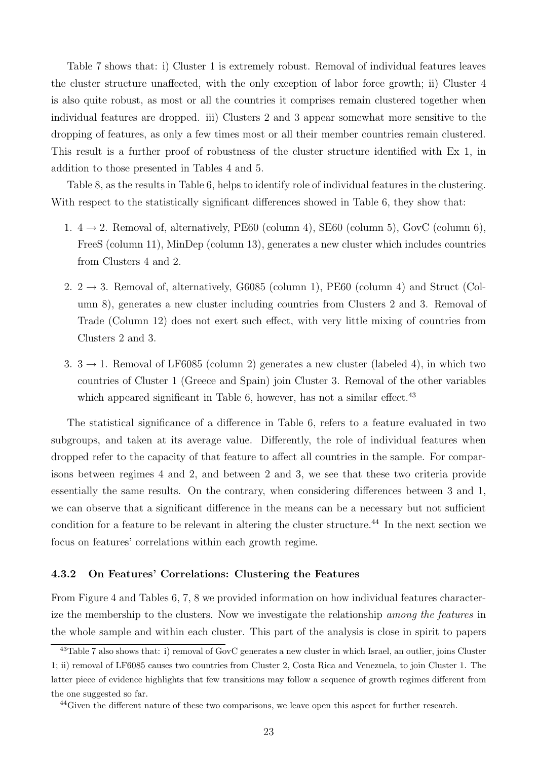Table 7 shows that: i) Cluster 1 is extremely robust. Removal of individual features leaves the cluster structure unaffected, with the only exception of labor force growth; ii) Cluster 4 is also quite robust, as most or all the countries it comprises remain clustered together when individual features are dropped. iii) Clusters 2 and 3 appear somewhat more sensitive to the dropping of features, as only a few times most or all their member countries remain clustered. This result is a further proof of robustness of the cluster structure identified with Ex 1, in addition to those presented in Tables 4 and 5.

Table 8, as the results in Table 6, helps to identify role of individual features in the clustering. With respect to the statistically significant differences showed in Table 6, they show that:

1. $4 \rightarrow 2$. Removal of, alternatively, PE60 (column 4), SE60 (column 5), GovC (column 6), FreeS (column 11), MinDep (column 13), generates a new cluster which includes countries from Clusters 4 and 2.

2. $2 \rightarrow 3$. Removal of, alternatively, G6085 (column 1), PE60 (column 4) and Struct (Column 8), generates a new cluster including countries from Clusters 2 and 3. Removal of Trade (Column 12) does not exert such effect, with very little mixing of countries from Clusters 2 and 3.

3. $3 \rightarrow 1$. Removal of LF6085 (column 2) generates a new cluster (labeled 4), in which two countries of Cluster 1 (Greece and Spain) join Cluster 3. Removal of the other variables which appeared significant in Table 6, however, has not a similar effect.[43]

The statistical significance of a difference in Table 6, refers to a feature evaluated in two subgroups, and taken at its average value. Differently, the role of individual features when dropped refer to the capacity of that feature to affect all countries in the sample. For comparisons between regimes 4 and 2, and between 2 and 3, we see that these two criteria provide essentially the same results. On the contrary, when considering differences between 3 and 1, we can observe that a significant difference in the means can be a necessary but not sufficient condition for a feature to be relevant in altering the cluster structure.[44] In the next section we focus on features' correlations within each growth regime.

### 4.3.2 On Features' Correlations: Clustering the Features

From Figure 4 and Tables 6, 7, 8 we provided information on how individual features characterize the membership to the clusters. Now we investigate the relationship *among the features* in the whole sample and within each cluster. This part of the analysis is close in spirit to papers

[43]Table 7 also shows that: i) removal of GovC generates a new cluster in which Israel, an outlier, joins Cluster 1; ii) removal of LF6085 causes two countries from Cluster 2, Costa Rica and Venezuela, to join Cluster 1. The latter piece of evidence highlights that few transitions may follow a sequence of growth regimes different from the one suggested so far.

[44]Given the different nature of these two comparisons, we leave open this aspect for further research.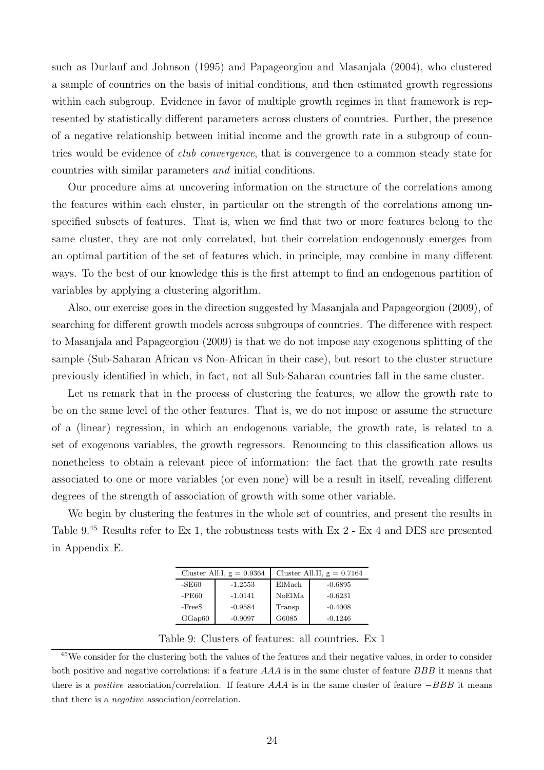such as Durlauf and Johnson (1995) and Papageorgiou and Masanjala (2004), who clustered a sample of countries on the basis of initial conditions, and then estimated growth regressions within each subgroup. Evidence in favor of multiple growth regimes in that framework is represented by statistically different parameters across clusters of countries. Further, the presence of a negative relationship between initial income and the growth rate in a subgroup of countries would be evidence of *club convergence*, that is convergence to a common steady state for countries with similar parameters *and* initial conditions.

Our procedure aims at uncovering information on the structure of the correlations among the features within each cluster, in particular on the strength of the correlations among unspecified subsets of features. That is, when we find that two or more features belong to the same cluster, they are not only correlated, but their correlation endogenously emerges from an optimal partition of the set of features which, in principle, may combine in many different ways. To the best of our knowledge this is the first attempt to find an endogenous partition of variables by applying a clustering algorithm.

Also, our exercise goes in the direction suggested by Masanjala and Papageorgiou (2009), of searching for different growth models across subgroups of countries. The difference with respect to Masanjala and Papageorgiou (2009) is that we do not impose any exogenous splitting of the sample (Sub-Saharan African vs Non-African in their case), but resort to the cluster structure previously identified in which, in fact, not all Sub-Saharan countries fall in the same cluster.

Let us remark that in the process of clustering the features, we allow the growth rate to be on the same level of the other features. That is, we do not impose or assume the structure of a (linear) regression, in which an endogenous variable, the growth rate, is related to a set of exogenous variables, the growth regressors. Renouncing to this classification allows us nonetheless to obtain a relevant piece of information: the fact that the growth rate results associated to one or more variables (or even none) will be a result in itself, revealing different degrees of the strength of association of growth with some other variable.

We begin by clustering the features in the whole set of countries, and present the results in Table 9.[45] Results refer to Ex 1, the robustness tests with Ex 2 - Ex 4 and DES are presented in Appendix E.

| Cluster All.I, g = 0.9364 | | Cluster All.II, g = 0.7164 | |
|---|---|---|---|
| -SE60 | -1.2553 | ElMach | -0.6895 |
| -PE60 | -1.0141 | NoElMa | -0.6231 |
| -FreeS | -0.9584 | Transp | -0.4008 |
| GGap60 | -0.9097 | G6085 | -0.1246 |

Table 9: Clusters of features: all countries. Ex 1

[45] We consider for the clustering both the values of the features and their negative values, in order to consider both positive and negative correlations: if a feature *AAA* is in the same cluster of feature *BBB* it means that there is a *positive* association/correlation. If feature *AAA* is in the same cluster of feature $-BBB$ it means that there is a *negative* association/correlation.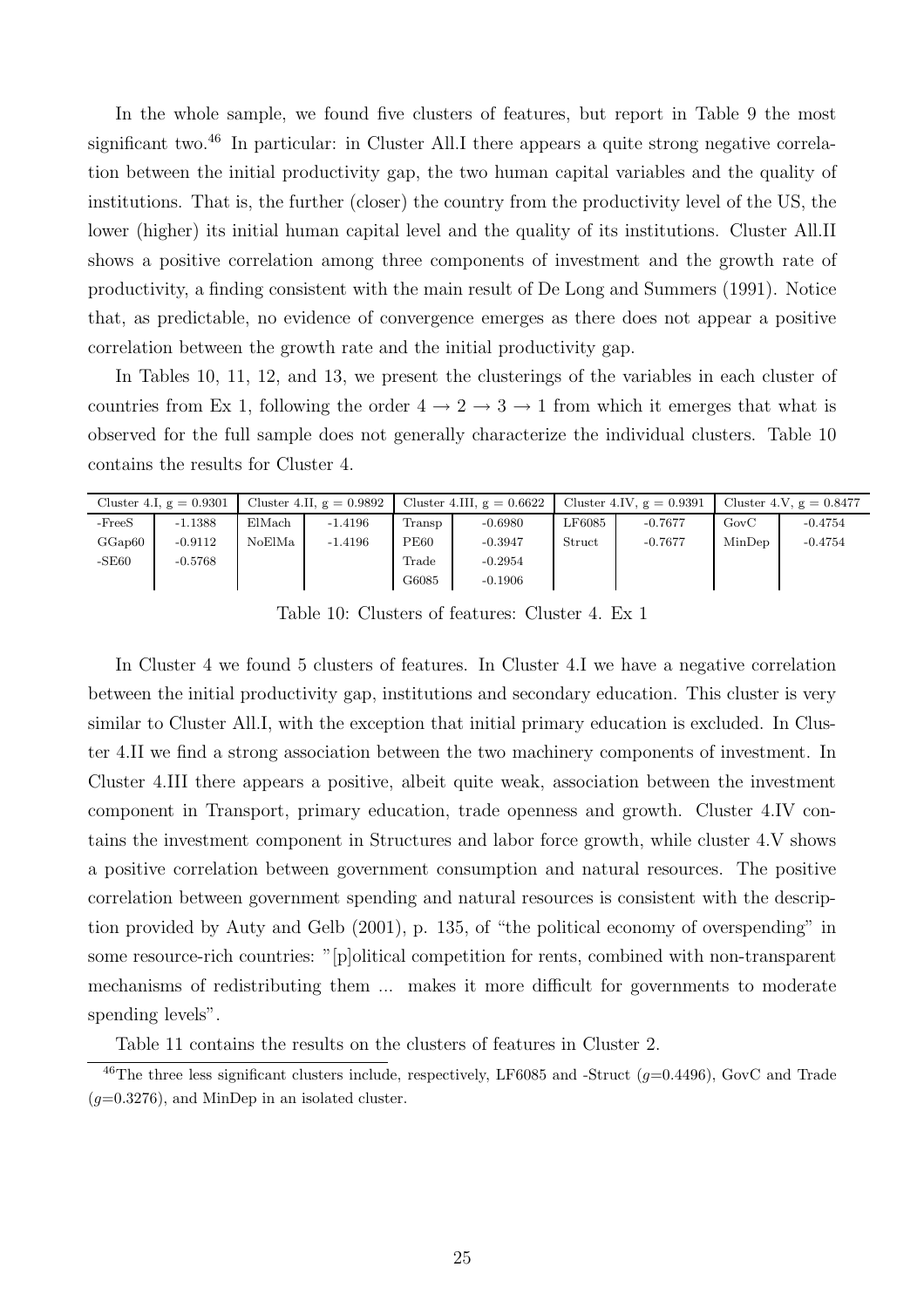In the whole sample, we found five clusters of features, but report in Table 9 the most significant two.[46] In particular: in Cluster All.I there appears a quite strong negative correlation between the initial productivity gap, the two human capital variables and the quality of institutions. That is, the further (closer) the country from the productivity level of the US, the lower (higher) its initial human capital level and the quality of its institutions. Cluster All.II shows a positive correlation among three components of investment and the growth rate of productivity, a finding consistent with the main result of De Long and Summers (1991). Notice that, as predictable, no evidence of convergence emerges as there does not appear a positive correlation between the growth rate and the initial productivity gap.

In Tables 10, 11, 12, and 13, we present the clusterings of the variables in each cluster of countries from Ex 1, following the order $4 \rightarrow 2 \rightarrow 3 \rightarrow 1$ from which it emerges that what is observed for the full sample does not generally characterize the individual clusters. Table 10 contains the results for Cluster 4.

| Cluster 4.I, g = 0.9301 | | Cluster 4.II, g = 0.9892 | | Cluster 4.III, g = 0.6622 | | Cluster 4.IV, g = 0.9391 | | Cluster 4.V, g = 0.8477 | |
|---|---|---|---|---|---|---|---|---|---|
| -FreeS | -1.1388 | ElMach | -1.4196 | Transp | -0.6980 | LF6085 | -0.7677 | GovC | -0.4754 |
| GGap60 | -0.9112 | NoElMa | -1.4196 | PE60 | -0.3947 | Struct | -0.7677 | MinDep | -0.4754 |
| -SE60 | -0.5768 | | | Trade | -0.2954 | | | | |
| | | | | G6085 | -0.1906 | | | | |

Table 10: Clusters of features: Cluster 4. Ex 1

In Cluster 4 we found 5 clusters of features. In Cluster 4.I we have a negative correlation between the initial productivity gap, institutions and secondary education. This cluster is very similar to Cluster All.I, with the exception that initial primary education is excluded. In Cluster 4.II we find a strong association between the two machinery components of investment. In Cluster 4.III there appears a positive, albeit quite weak, association between the investment component in Transport, primary education, trade openness and growth. Cluster 4.IV contains the investment component in Structures and labor force growth, while cluster 4.V shows a positive correlation between government consumption and natural resources. The positive correlation between government spending and natural resources is consistent with the description provided by Auty and Gelb (2001), p. 135, of "the political economy of overspending" in some resource-rich countries: "[p]olitical competition for rents, combined with non-transparent mechanisms of redistributing them ... makes it more difficult for governments to moderate spending levels".

Table 11 contains the results on the clusters of features in Cluster 2.

[46] The three less significant clusters include, respectively, LF6085 and -Struct ($g$=0.4496), GovC and Trade ($g$=0.3276), and MinDep in an isolated cluster.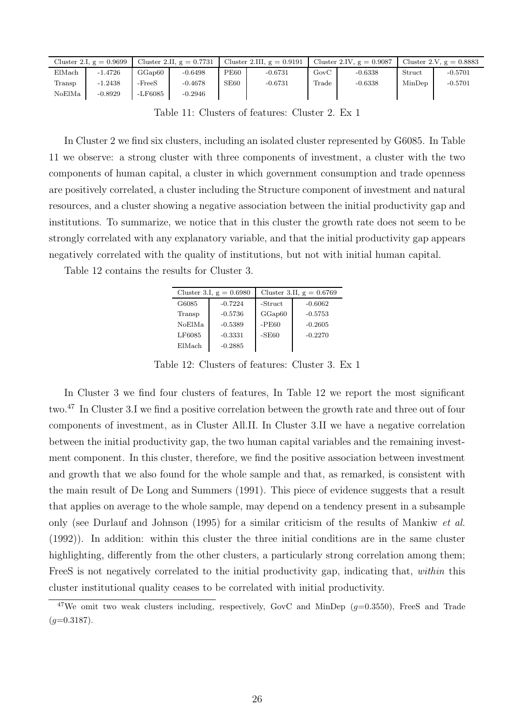| Cluster 2.I, g = 0.9699 | | Cluster 2.II, g = 0.7731 | | Cluster 2.III, g = 0.9191 | | Cluster 2.IV, g = 0.9087 | | Cluster 2.V, g = 0.8883 | |
|---|---|---|---|---|---|---|---|---|---|
| ElMach | -1.4726 | GGap60 | -0.6498 | PE60 | -0.6731 | GovC | -0.6338 | Struct | -0.5701 |
| Transp | -1.2438 | -FreeS | -0.4678 | SE60 | -0.6731 | Trade | -0.6338 | MinDep | -0.5701 |
| NoElMa | -0.8929 | -LF6085 | -0.2946 | | | | | | |

Table 11: Clusters of features: Cluster 2. Ex 1

In Cluster 2 we find six clusters, including an isolated cluster represented by G6085. In Table 11 we observe: a strong cluster with three components of investment, a cluster with the two components of human capital, a cluster in which government consumption and trade openness are positively correlated, a cluster including the Structure component of investment and natural resources, and a cluster showing a negative association between the initial productivity gap and institutions. To summarize, we notice that in this cluster the growth rate does not seem to be strongly correlated with any explanatory variable, and that the initial productivity gap appears negatively correlated with the quality of institutions, but not with initial human capital.

Table 12 contains the results for Cluster 3.

| Cluster 3.I, g = 0.6980 | | Cluster 3.II, g = 0.6769 | |
|---|---|---|---|
| G6085 | -0.7224 | -Struct | -0.6062 |
| Transp | -0.5736 | GGap60 | -0.5753 |
| NoElMa | -0.5389 | -PE60 | -0.2605 |
| LF6085 | -0.3331 | -SE60 | -0.2270 |
| ElMach | -0.2885 | | |

Table 12: Clusters of features: Cluster 3. Ex 1

In Cluster 3 we find four clusters of features, In Table 12 we report the most significant two.[47] In Cluster 3.I we find a positive correlation between the growth rate and three out of four components of investment, as in Cluster All.II. In Cluster 3.II we have a negative correlation between the initial productivity gap, the two human capital variables and the remaining investment component. In this cluster, therefore, we find the positive association between investment and growth that we also found for the whole sample and that, as remarked, is consistent with the main result of De Long and Summers (1991). This piece of evidence suggests that a result that applies on average to the whole sample, may depend on a tendency present in a subsample only (see Durlauf and Johnson (1995) for a similar criticism of the results of Mankiw *et al.* (1992)). In addition: within this cluster the three initial conditions are in the same cluster highlighting, differently from the other clusters, a particularly strong correlation among them; FreeS is not negatively correlated to the initial productivity gap, indicating that, *within* this cluster institutional quality ceases to be correlated with initial productivity.

[47] We omit two weak clusters including, respectively, GovC and MinDep ($g$=0.3550), FreeS and Trade ($g$=0.3187).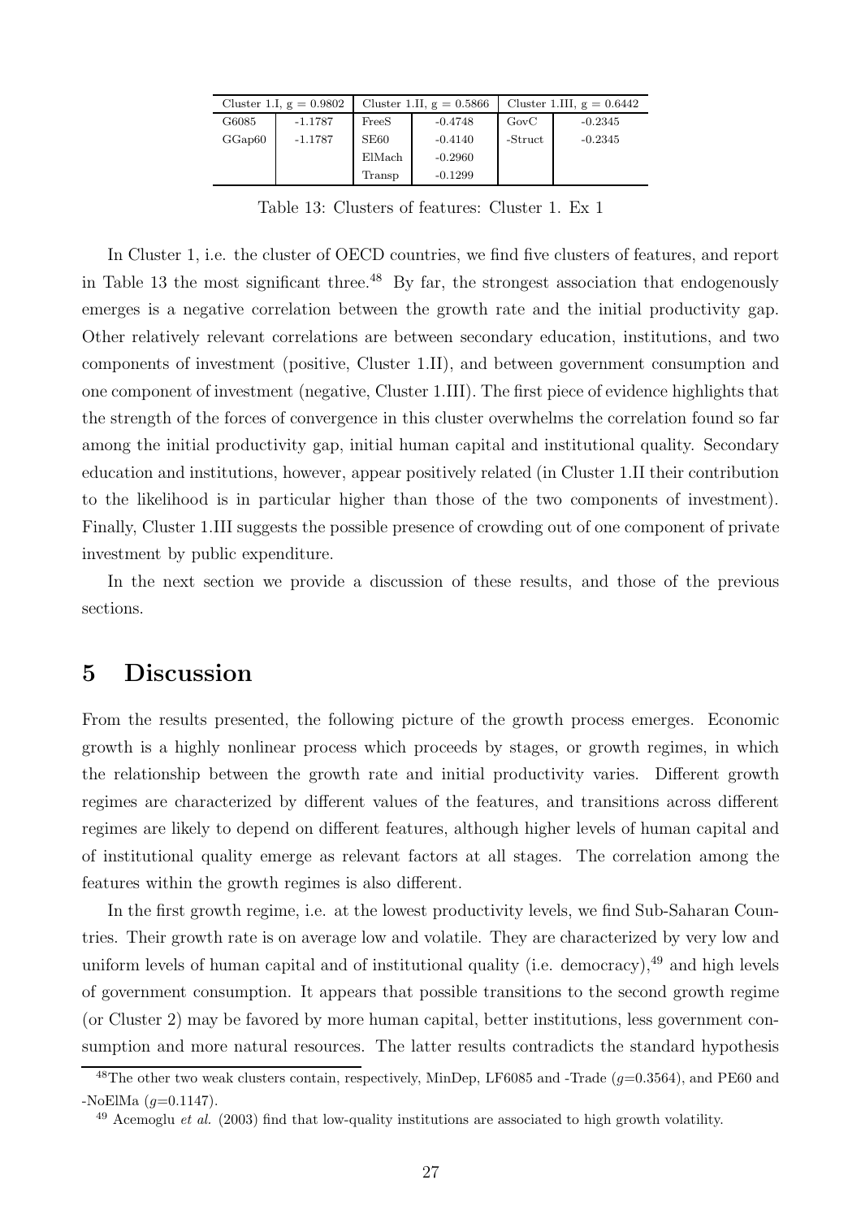| Cluster 1.I, g = 0.9802 | | Cluster 1.II, g = 0.5866 | | Cluster 1.III, g = 0.6442 | |
|---|---|---|---|---|---|
| G6085 | -1.1787 | FreeS | -0.4748 | GovC | -0.2345 |
| GGap60 | -1.1787 | SE60 | -0.4140 | -Struct | -0.2345 |
| | | ElMach | -0.2960 | | |
| | | Transp | -0.1299 | | |

Table 13: Clusters of features: Cluster 1. Ex 1

In Cluster 1, i.e. the cluster of OECD countries, we find five clusters of features, and report in Table 13 the most significant three.[48] By far, the strongest association that endogenously emerges is a negative correlation between the growth rate and the initial productivity gap. Other relatively relevant correlations are between secondary education, institutions, and two components of investment (positive, Cluster 1.II), and between government consumption and one component of investment (negative, Cluster 1.III). The first piece of evidence highlights that the strength of the forces of convergence in this cluster overwhelms the correlation found so far among the initial productivity gap, initial human capital and institutional quality. Secondary education and institutions, however, appear positively related (in Cluster 1.II their contribution to the likelihood is in particular higher than those of the two components of investment). Finally, Cluster 1.III suggests the possible presence of crowding out of one component of private investment by public expenditure.

In the next section we provide a discussion of these results, and those of the previous sections.

# 5 Discussion

From the results presented, the following picture of the growth process emerges. Economic growth is a highly nonlinear process which proceeds by stages, or growth regimes, in which the relationship between the growth rate and initial productivity varies. Different growth regimes are characterized by different values of the features, and transitions across different regimes are likely to depend on different features, although higher levels of human capital and of institutional quality emerge as relevant factors at all stages. The correlation among the features within the growth regimes is also different.

In the first growth regime, i.e. at the lowest productivity levels, we find Sub-Saharan Countries. Their growth rate is on average low and volatile. They are characterized by very low and uniform levels of human capital and of institutional quality (i.e. democracy),[49] and high levels of government consumption. It appears that possible transitions to the second growth regime (or Cluster 2) may be favored by more human capital, better institutions, less government consumption and more natural resources. The latter results contradicts the standard hypothesis

[48] The other two weak clusters contain, respectively, MinDep, LF6085 and -Trade ($g$=0.3564), and PE60 and -NoElMa ($g$=0.1147).

[49] Acemoglu *et al.* (2003) find that low-quality institutions are associated to high growth volatility.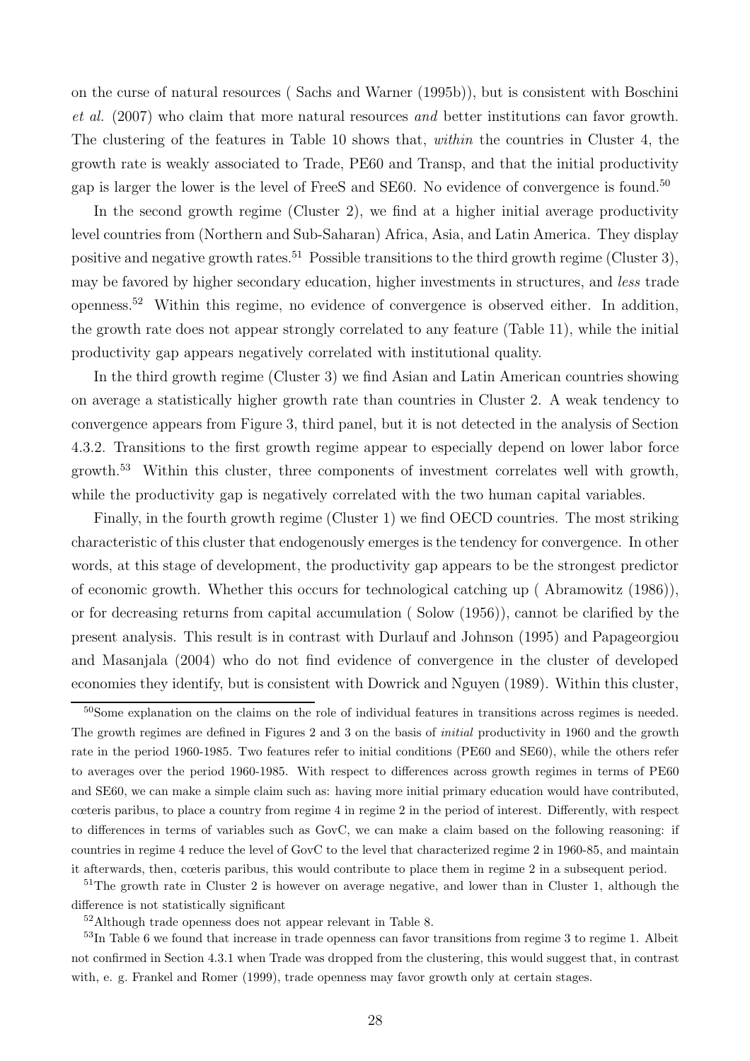on the curse of natural resources ( Sachs and Warner (1995b)), but is consistent with Boschini *et al.* (2007) who claim that more natural resources *and* better institutions can favor growth. The clustering of the features in Table 10 shows that, *within* the countries in Cluster 4, the growth rate is weakly associated to Trade, PE60 and Transp, and that the initial productivity gap is larger the lower is the level of FreeS and SE60. No evidence of convergence is found.[50]

In the second growth regime (Cluster 2), we find at a higher initial average productivity level countries from (Northern and Sub-Saharan) Africa, Asia, and Latin America. They display positive and negative growth rates.[51] Possible transitions to the third growth regime (Cluster 3), may be favored by higher secondary education, higher investments in structures, and *less* trade openness.[52] Within this regime, no evidence of convergence is observed either. In addition, the growth rate does not appear strongly correlated to any feature (Table 11), while the initial productivity gap appears negatively correlated with institutional quality.

In the third growth regime (Cluster 3) we find Asian and Latin American countries showing on average a statistically higher growth rate than countries in Cluster 2. A weak tendency to convergence appears from Figure 3, third panel, but it is not detected in the analysis of Section 4.3.2. Transitions to the first growth regime appear to especially depend on lower labor force growth.[53] Within this cluster, three components of investment correlates well with growth, while the productivity gap is negatively correlated with the two human capital variables.

Finally, in the fourth growth regime (Cluster 1) we find OECD countries. The most striking characteristic of this cluster that endogenously emerges is the tendency for convergence. In other words, at this stage of development, the productivity gap appears to be the strongest predictor of economic growth. Whether this occurs for technological catching up ( Abramowitz (1986)), or for decreasing returns from capital accumulation ( Solow (1956)), cannot be clarified by the present analysis. This result is in contrast with Durlauf and Johnson (1995) and Papageorgiou and Masanjala (2004) who do not find evidence of convergence in the cluster of developed economies they identify, but is consistent with Dowrick and Nguyen (1989). Within this cluster,

---

[50] Some explanation on the claims on the role of individual features in transitions across regimes is needed. The growth regimes are defined in Figures 2 and 3 on the basis of *initial* productivity in 1960 and the growth rate in the period 1960-1985. Two features refer to initial conditions (PE60 and SE60), while the others refer to averages over the period 1960-1985. With respect to differences across growth regimes in terms of PE60 and SE60, we can make a simple claim such as: having more initial primary education would have contributed, cœteris paribus, to place a country from regime 4 in regime 2 in the period of interest. Differently, with respect to differences in terms of variables such as GovC, we can make a claim based on the following reasoning: if countries in regime 4 reduce the level of GovC to the level that characterized regime 2 in 1960-85, and maintain it afterwards, then, cœteris paribus, this would contribute to place them in regime 2 in a subsequent period.

[51] The growth rate in Cluster 2 is however on average negative, and lower than in Cluster 1, although the difference is not statistically significant

[52] Although trade openness does not appear relevant in Table 8.

[53] In Table 6 we found that increase in trade openness can favor transitions from regime 3 to regime 1. Albeit not confirmed in Section 4.3.1 when Trade was dropped from the clustering, this would suggest that, in contrast with, e. g. Frankel and Romer (1999), trade openness may favor growth only at certain stages.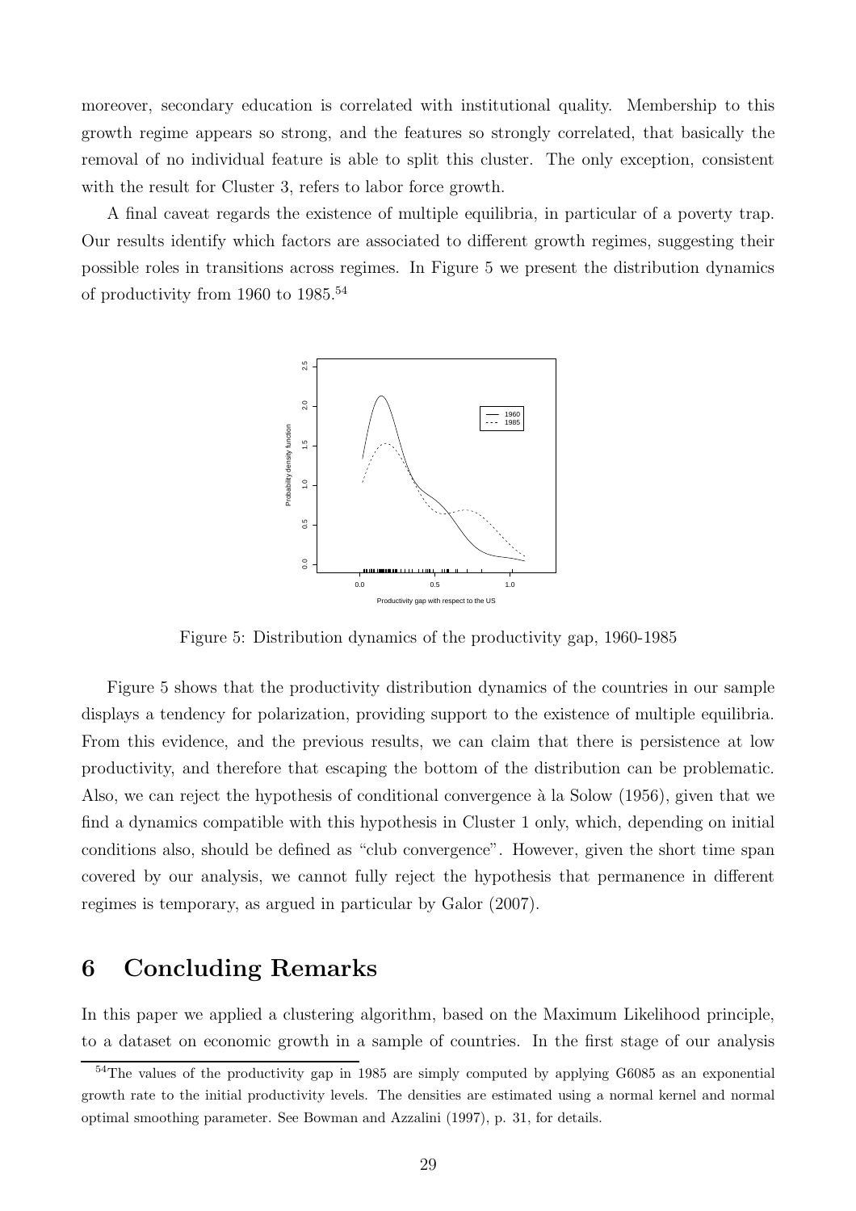moreover, secondary education is correlated with institutional quality. Membership to this growth regime appears so strong, and the features so strongly correlated, that basically the removal of no individual feature is able to split this cluster. The only exception, consistent with the result for Cluster 3, refers to labor force growth.

A final caveat regards the existence of multiple equilibria, in particular of a poverty trap. Our results identify which factors are associated to different growth regimes, suggesting their possible roles in transitions across regimes. In Figure 5 we present the distribution dynamics of productivity from 1960 to 1985.[54]

Figure 5: Distribution dynamics of the productivity gap, 1960-1985

Figure 5 shows that the productivity distribution dynamics of the countries in our sample displays a tendency for polarization, providing support to the existence of multiple equilibria. From this evidence, and the previous results, we can claim that there is persistence at low productivity, and therefore that escaping the bottom of the distribution can be problematic. Also, we can reject the hypothesis of conditional convergence à la Solow (1956), given that we find a dynamics compatible with this hypothesis in Cluster 1 only, which, depending on initial conditions also, should be defined as "club convergence". However, given the short time span covered by our analysis, we cannot fully reject the hypothesis that permanence in different regimes is temporary, as argued in particular by Galor (2007).

# 6 Concluding Remarks

In this paper we applied a clustering algorithm, based on the Maximum Likelihood principle, to a dataset on economic growth in a sample of countries. In the first stage of our analysis

[54]The values of the productivity gap in 1985 are simply computed by applying G6085 as an exponential growth rate to the initial productivity levels. The densities are estimated using a normal kernel and normal optimal smoothing parameter. See Bowman and Azzalini (1997), p. 31, for details.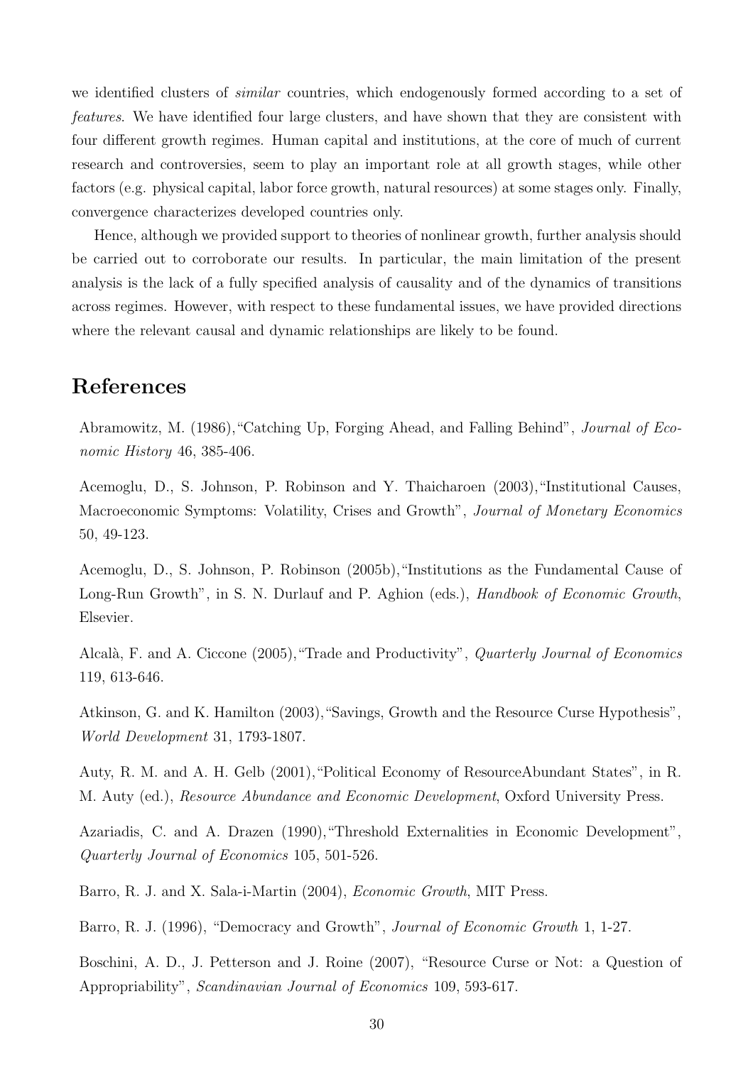we identified clusters of *similar* countries, which endogenously formed according to a set of *features*. We have identified four large clusters, and have shown that they are consistent with four different growth regimes. Human capital and institutions, at the core of much of current research and controversies, seem to play an important role at all growth stages, while other factors (e.g. physical capital, labor force growth, natural resources) at some stages only. Finally, convergence characterizes developed countries only.

Hence, although we provided support to theories of nonlinear growth, further analysis should be carried out to corroborate our results. In particular, the main limitation of the present analysis is the lack of a fully specified analysis of causality and of the dynamics of transitions across regimes. However, with respect to these fundamental issues, we have provided directions where the relevant causal and dynamic relationships are likely to be found.

## References

Abramowitz, M. (1986),"Catching Up, Forging Ahead, and Falling Behind", *Journal of Economic History* 46, 385-406.

Acemoglu, D., S. Johnson, P. Robinson and Y. Thaicharoen (2003),"Institutional Causes, Macroeconomic Symptoms: Volatility, Crises and Growth", *Journal of Monetary Economics* 50, 49-123.

Acemoglu, D., S. Johnson, P. Robinson (2005b),"Institutions as the Fundamental Cause of Long-Run Growth", in S. N. Durlauf and P. Aghion (eds.), *Handbook of Economic Growth*, Elsevier.

Alcalà, F. and A. Ciccone (2005),"Trade and Productivity", *Quarterly Journal of Economics* 119, 613-646.

Atkinson, G. and K. Hamilton (2003),"Savings, Growth and the Resource Curse Hypothesis", *World Development* 31, 1793-1807.

Auty, R. M. and A. H. Gelb (2001),"Political Economy of ResourceAbundant States", in R. M. Auty (ed.), *Resource Abundance and Economic Development*, Oxford University Press.

Azariadis, C. and A. Drazen (1990),"Threshold Externalities in Economic Development", *Quarterly Journal of Economics* 105, 501-526.

Barro, R. J. and X. Sala-i-Martin (2004), *Economic Growth*, MIT Press.

Barro, R. J. (1996), "Democracy and Growth", *Journal of Economic Growth* 1, 1-27.

Boschini, A. D., J. Petterson and J. Roine (2007), "Resource Curse or Not: a Question of Appropriability", *Scandinavian Journal of Economics* 109, 593-617.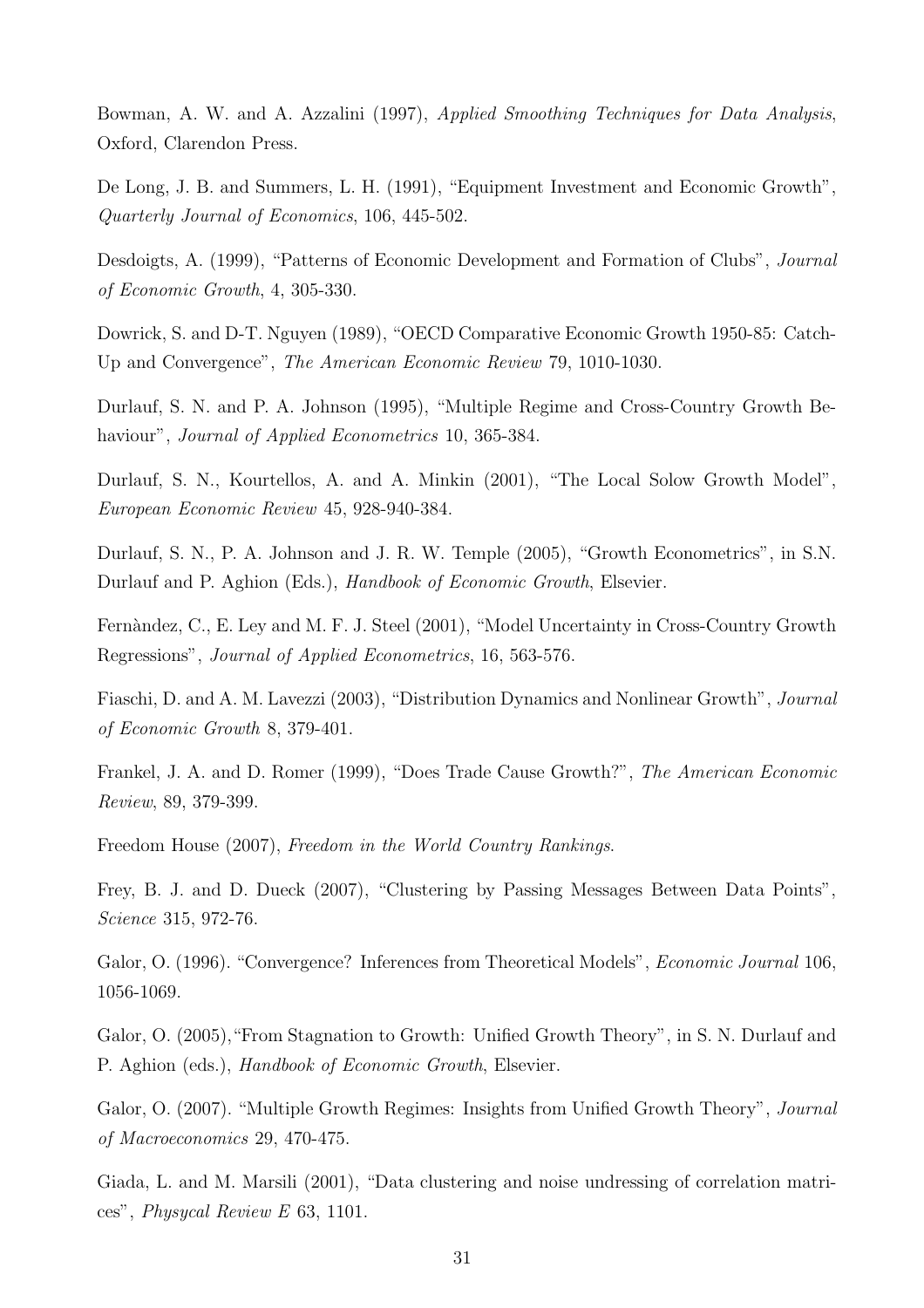Bowman, A. W. and A. Azzalini (1997), *Applied Smoothing Techniques for Data Analysis*, Oxford, Clarendon Press.

De Long, J. B. and Summers, L. H. (1991), "Equipment Investment and Economic Growth", *Quarterly Journal of Economics*, 106, 445-502.

Desdoigts, A. (1999), "Patterns of Economic Development and Formation of Clubs", *Journal of Economic Growth*, 4, 305-330.

Dowrick, S. and D-T. Nguyen (1989), "OECD Comparative Economic Growth 1950-85: Catch-Up and Convergence", *The American Economic Review* 79, 1010-1030.

Durlauf, S. N. and P. A. Johnson (1995), "Multiple Regime and Cross-Country Growth Behaviour", *Journal of Applied Econometrics* 10, 365-384.

Durlauf, S. N., Kourtellos, A. and A. Minkin (2001), "The Local Solow Growth Model", *European Economic Review* 45, 928-940-384.

Durlauf, S. N., P. A. Johnson and J. R. W. Temple (2005), "Growth Econometrics", in S.N. Durlauf and P. Aghion (Eds.), *Handbook of Economic Growth*, Elsevier.

Fernàndez, C., E. Ley and M. F. J. Steel (2001), "Model Uncertainty in Cross-Country Growth Regressions", *Journal of Applied Econometrics*, 16, 563-576.

Fiaschi, D. and A. M. Lavezzi (2003), "Distribution Dynamics and Nonlinear Growth", *Journal of Economic Growth* 8, 379-401.

Frankel, J. A. and D. Romer (1999), "Does Trade Cause Growth?", *The American Economic Review*, 89, 379-399.

Freedom House (2007), *Freedom in the World Country Rankings*.

Frey, B. J. and D. Dueck (2007), "Clustering by Passing Messages Between Data Points", *Science* 315, 972-76.

Galor, O. (1996). "Convergence? Inferences from Theoretical Models", *Economic Journal* 106, 1056-1069.

Galor, O. (2005),"From Stagnation to Growth: Unified Growth Theory", in S. N. Durlauf and P. Aghion (eds.), *Handbook of Economic Growth*, Elsevier.

Galor, O. (2007). "Multiple Growth Regimes: Insights from Unified Growth Theory", *Journal of Macroeconomics* 29, 470-475.

Giada, L. and M. Marsili (2001), "Data clustering and noise undressing of correlation matrices", *Physycal Review E* 63, 1101.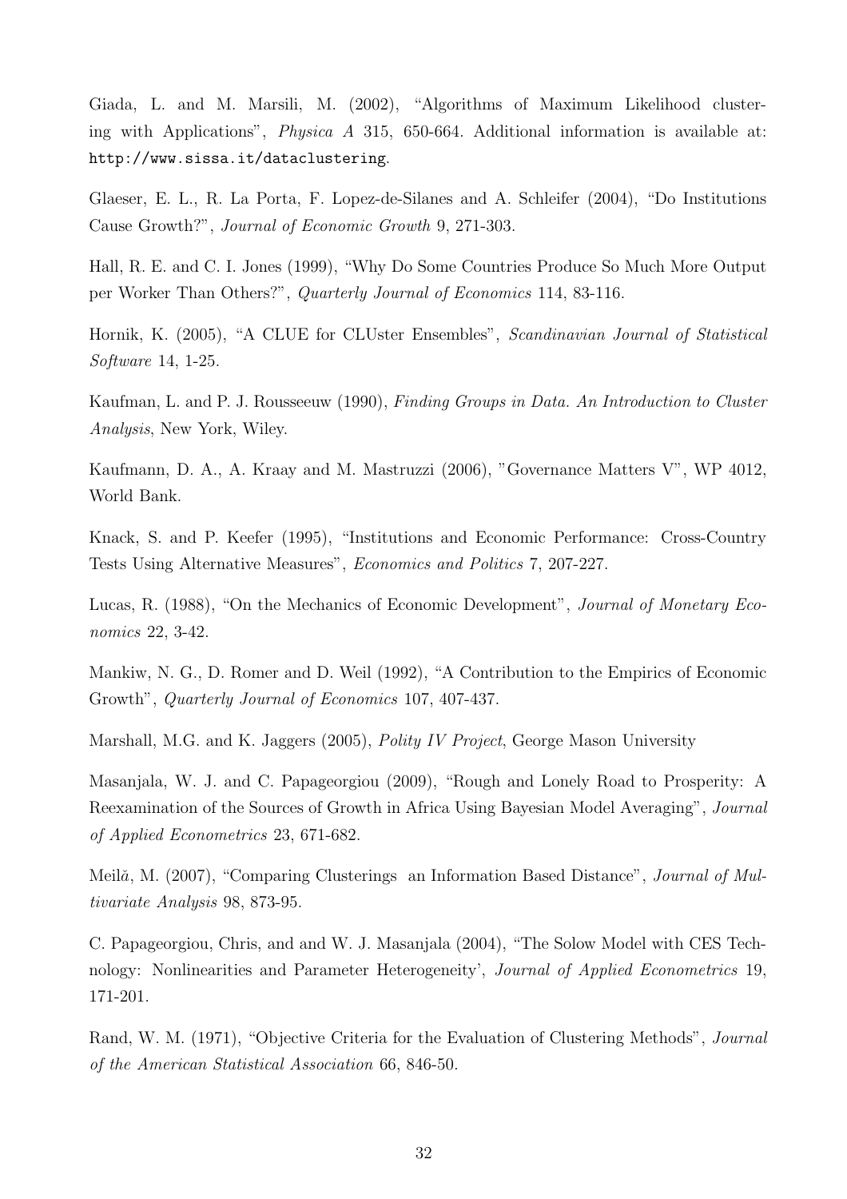Giada, L. and M. Marsili, M. (2002), "Algorithms of Maximum Likelihood clustering with Applications", *Physica A* 315, 650-664. Additional information is available at: `http://www.sissa.it/dataclustering`.

Glaeser, E. L., R. La Porta, F. Lopez-de-Silanes and A. Schleifer (2004), "Do Institutions Cause Growth?", *Journal of Economic Growth* 9, 271-303.

Hall, R. E. and C. I. Jones (1999), "Why Do Some Countries Produce So Much More Output per Worker Than Others?", *Quarterly Journal of Economics* 114, 83-116.

Hornik, K. (2005), "A CLUE for CLUster Ensembles", *Scandinavian Journal of Statistical Software* 14, 1-25.

Kaufman, L. and P. J. Rousseeuw (1990), *Finding Groups in Data. An Introduction to Cluster Analysis*, New York, Wiley.

Kaufmann, D. A., A. Kraay and M. Mastruzzi (2006), "Governance Matters V", WP 4012, World Bank.

Knack, S. and P. Keefer (1995), "Institutions and Economic Performance: Cross-Country Tests Using Alternative Measures", *Economics and Politics* 7, 207-227.

Lucas, R. (1988), "On the Mechanics of Economic Development", *Journal of Monetary Economics* 22, 3-42.

Mankiw, N. G., D. Romer and D. Weil (1992), "A Contribution to the Empirics of Economic Growth", *Quarterly Journal of Economics* 107, 407-437.

Marshall, M.G. and K. Jaggers (2005), *Polity IV Project*, George Mason University

Masanjala, W. J. and C. Papageorgiou (2009), "Rough and Lonely Road to Prosperity: A Reexamination of the Sources of Growth in Africa Using Bayesian Model Averaging", *Journal of Applied Econometrics* 23, 671-682.

Meilă, M. (2007), "Comparing Clusterings an Information Based Distance", *Journal of Multivariate Analysis* 98, 873-95.

C. Papageorgiou, Chris, and and W. J. Masanjala (2004), "The Solow Model with CES Technology: Nonlinearities and Parameter Heterogeneity', *Journal of Applied Econometrics* 19, 171-201.

Rand, W. M. (1971), "Objective Criteria for the Evaluation of Clustering Methods", *Journal of the American Statistical Association* 66, 846-50.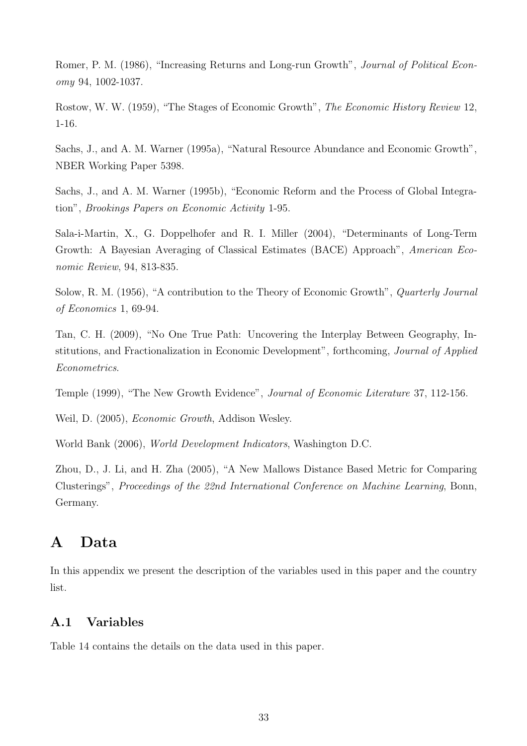Romer, P. M. (1986), "Increasing Returns and Long-run Growth", *Journal of Political Economy* 94, 1002-1037.

Rostow, W. W. (1959), "The Stages of Economic Growth", *The Economic History Review* 12, 1-16.

Sachs, J., and A. M. Warner (1995a), "Natural Resource Abundance and Economic Growth", NBER Working Paper 5398.

Sachs, J., and A. M. Warner (1995b), "Economic Reform and the Process of Global Integration", *Brookings Papers on Economic Activity* 1-95.

Sala-i-Martin, X., G. Doppelhofer and R. I. Miller (2004), "Determinants of Long-Term Growth: A Bayesian Averaging of Classical Estimates (BACE) Approach", *American Economic Review*, 94, 813-835.

Solow, R. M. (1956), "A contribution to the Theory of Economic Growth", *Quarterly Journal of Economics* 1, 69-94.

Tan, C. H. (2009), "No One True Path: Uncovering the Interplay Between Geography, Institutions, and Fractionalization in Economic Development", forthcoming, *Journal of Applied Econometrics*.

Temple (1999), "The New Growth Evidence", *Journal of Economic Literature* 37, 112-156.

Weil, D. (2005), *Economic Growth*, Addison Wesley.

World Bank (2006), *World Development Indicators*, Washington D.C.

Zhou, D., J. Li, and H. Zha (2005), "A New Mallows Distance Based Metric for Comparing Clusterings", *Proceedings of the 22nd International Conference on Machine Learning*, Bonn, Germany.

# A Data

In this appendix we present the description of the variables used in this paper and the country list.

## A.1 Variables

Table 14 contains the details on the data used in this paper.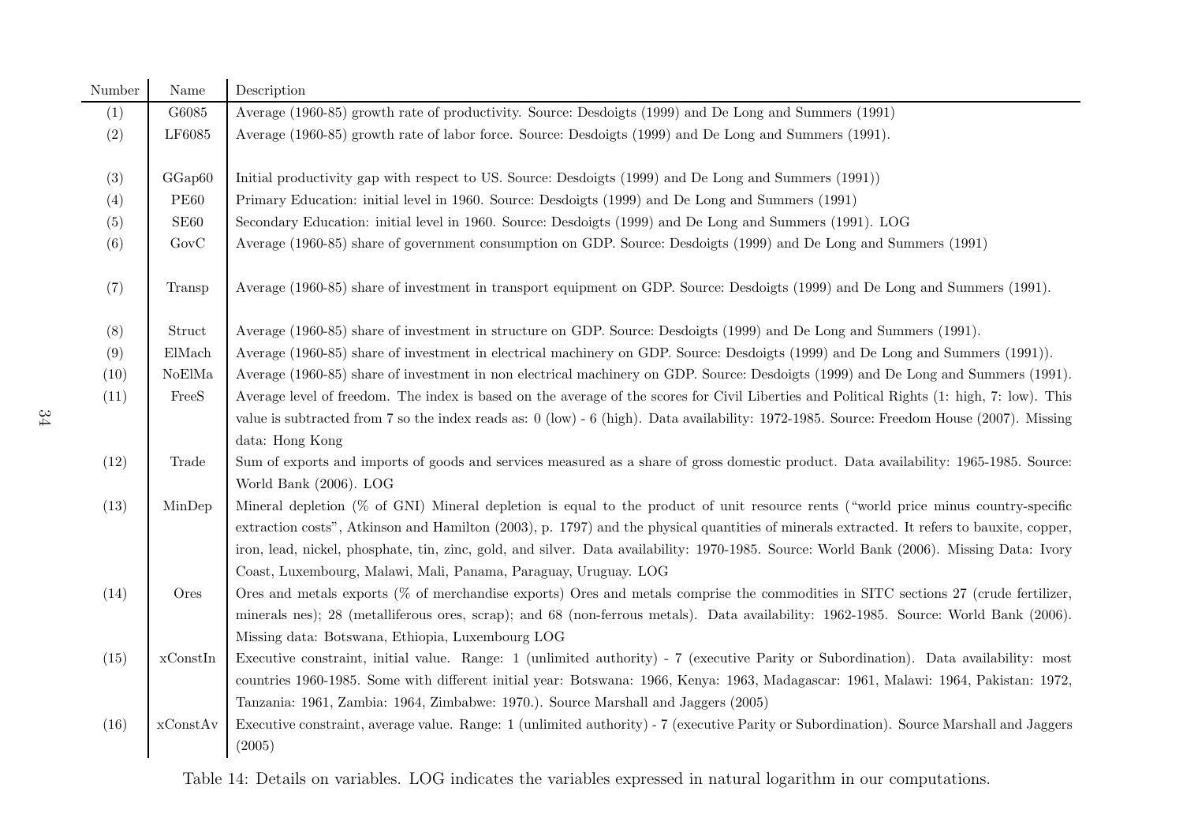| Number | Name | Description |
|---|---|---|
| (1) | G6085 | Average (1960-85) growth rate of productivity. Source: Desdoigts (1999) and De Long and Summers (1991) |
| (2) | LF6085 | Average (1960-85) growth rate of labor force. Source: Desdoigts (1999) and De Long and Summers (1991). |
| (3) | GGap60 | Initial productivity gap with respect to US. Source: Desdoigts (1999) and De Long and Summers (1991)) |
| (4) | PE60 | Primary Education: initial level in 1960. Source: Desdoigts (1999) and De Long and Summers (1991) |
| (5) | SE60 | Secondary Education: initial level in 1960. Source: Desdoigts (1999) and De Long and Summers (1991). LOG |
| (6) | GovC | Average (1960-85) share of government consumption on GDP. Source: Desdoigts (1999) and De Long and Summers (1991) |
| (7) | Transp | Average (1960-85) share of investment in transport equipment on GDP. Source: Desdoigts (1999) and De Long and Summers (1991). |
| (8) | Struct | Average (1960-85) share of investment in structure on GDP. Source: Desdoigts (1999) and De Long and Summers (1991). |
| (9) | ElMach | Average (1960-85) share of investment in electrical machinery on GDP. Source: Desdoigts (1999) and De Long and Summers (1991)). |
| (10) | NoElMa | Average (1960-85) share of investment in non electrical machinery on GDP. Source: Desdoigts (1999) and De Long and Summers (1991). |
| (11) | FreeS | Average level of freedom. The index is based on the average of the scores for Civil Liberties and Political Rights (1: high, 7: low). This value is subtracted from 7 so the index reads as: 0 (low) - 6 (high). Data availability: 1972-1985. Source: Freedom House (2007). Missing data: Hong Kong |
| (12) | Trade | Sum of exports and imports of goods and services measured as a share of gross domestic product. Data availability: 1965-1985. Source: World Bank (2006). LOG |
| (13) | MinDep | Mineral depletion (% of GNI) Mineral depletion is equal to the product of unit resource rents ("world price minus country-specific extraction costs", Atkinson and Hamilton (2003), p. 1797) and the physical quantities of minerals extracted. It refers to bauxite, copper, iron, lead, nickel, phosphate, tin, zinc, gold, and silver. Data availability: 1970-1985. Source: World Bank (2006). Missing Data: Ivory Coast, Luxembourg, Malawi, Mali, Panama, Paraguay, Uruguay. LOG |
| (14) | Ores | Ores and metals exports (% of merchandise exports) Ores and metals comprise the commodities in SITC sections 27 (crude fertilizer, minerals nes); 28 (metalliferous ores, scrap); and 68 (non-ferrous metals). Data availability: 1962-1985. Source: World Bank (2006). Missing data: Botswana, Ethiopia, Luxembourg LOG |
| (15) | xConstIn | Executive constraint, initial value. Range: 1 (unlimited authority) - 7 (executive Parity or Subordination). Data availability: most countries 1960-1985. Some with different initial year: Botswana: 1966, Kenya: 1963, Madagascar: 1961, Malawi: 1964, Pakistan: 1972, Tanzania: 1961, Zambia: 1964, Zimbabwe: 1970.). Source Marshall and Jaggers (2005) |
| (16) | xConstAv | Executive constraint, average value. Range: 1 (unlimited authority) - 7 (executive Parity or Subordination). Source Marshall and Jaggers (2005) |

Table 14: Details on variables. LOG indicates the variables expressed in natural logarithm in our computations.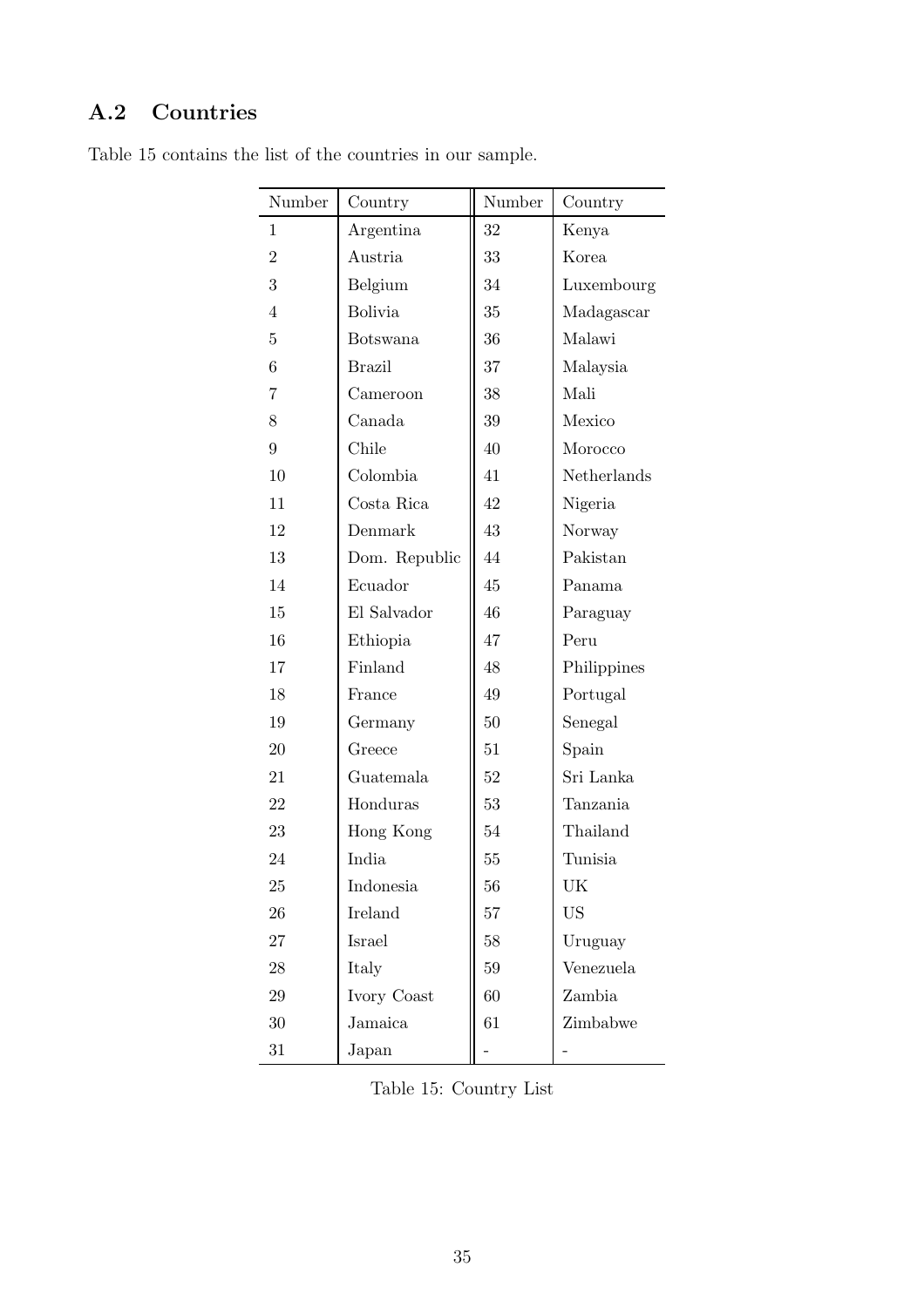## A.2 Countries

Table 15 contains the list of the countries in our sample.

| Number | Country | Number | Country |
|---|---|---|---|
| 1 | Argentina | 32 | Kenya |
| 2 | Austria | 33 | Korea |
| 3 | Belgium | 34 | Luxembourg |
| 4 | Bolivia | 35 | Madagascar |
| 5 | Botswana | 36 | Malawi |
| 6 | Brazil | 37 | Malaysia |
| 7 | Cameroon | 38 | Mali |
| 8 | Canada | 39 | Mexico |
| 9 | Chile | 40 | Morocco |
| 10 | Colombia | 41 | Netherlands |
| 11 | Costa Rica | 42 | Nigeria |
| 12 | Denmark | 43 | Norway |
| 13 | Dom. Republic | 44 | Pakistan |
| 14 | Ecuador | 45 | Panama |
| 15 | El Salvador | 46 | Paraguay |
| 16 | Ethiopia | 47 | Peru |
| 17 | Finland | 48 | Philippines |
| 18 | France | 49 | Portugal |
| 19 | Germany | 50 | Senegal |
| 20 | Greece | 51 | Spain |
| 21 | Guatemala | 52 | Sri Lanka |
| 22 | Honduras | 53 | Tanzania |
| 23 | Hong Kong | 54 | Thailand |
| 24 | India | 55 | Tunisia |
| 25 | Indonesia | 56 | UK |
| 26 | Ireland | 57 | US |
| 27 | Israel | 58 | Uruguay |
| 28 | Italy | 59 | Venezuela |
| 29 | Ivory Coast | 60 | Zambia |
| 30 | Jamaica | 61 | Zimbabwe |
| 31 | Japan | - | - |

Table 15: Country List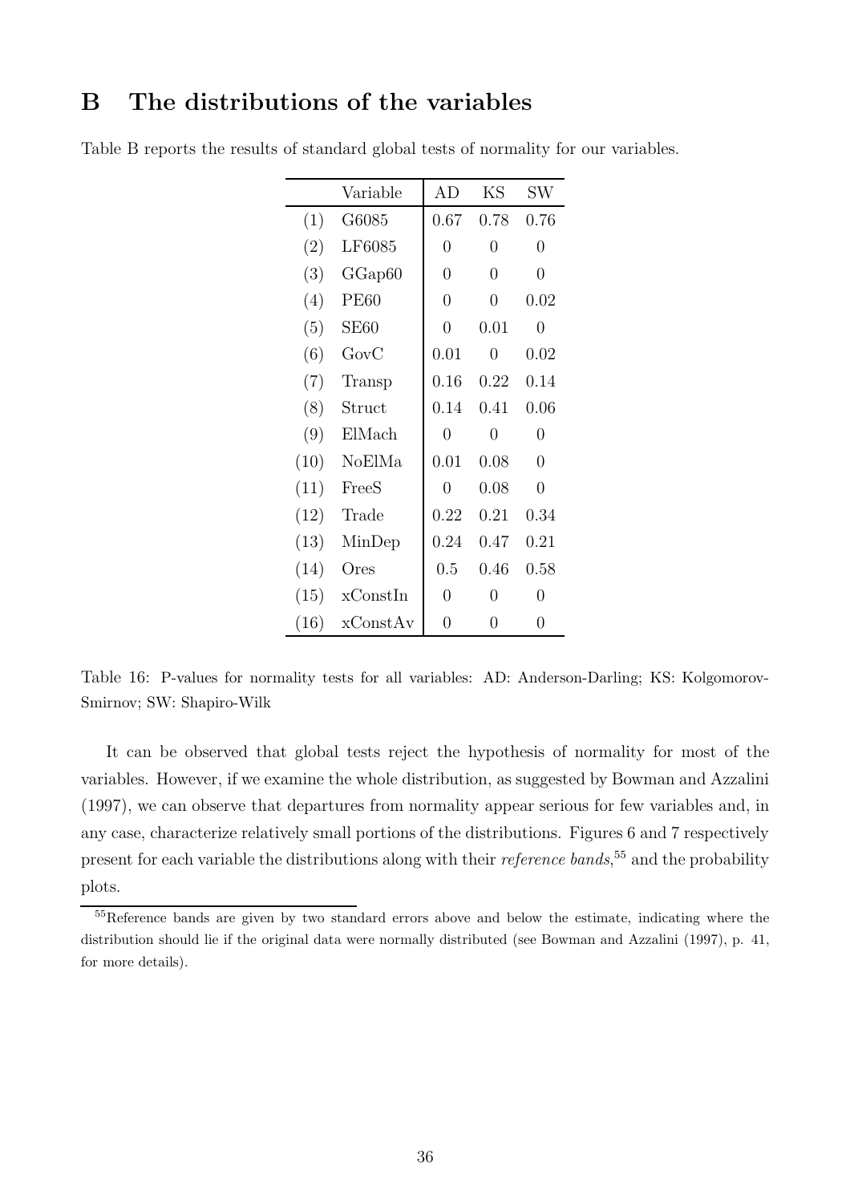# B The distributions of the variables

Table B reports the results of standard global tests of normality for our variables.

| | Variable | AD | KS | SW |
|---|---|---|---|---|
| (1) | G6085 | 0.67 | 0.78 | 0.76 |
| (2) | LF6085 | 0 | 0 | 0 |
| (3) | GGap60 | 0 | 0 | 0 |
| (4) | PE60 | 0 | 0 | 0.02 |
| (5) | SE60 | 0 | 0.01 | 0 |
| (6) | GovC | 0.01 | 0 | 0.02 |
| (7) | Transp | 0.16 | 0.22 | 0.14 |
| (8) | Struct | 0.14 | 0.41 | 0.06 |
| (9) | ElMach | 0 | 0 | 0 |
| (10) | NoElMa | 0.01 | 0.08 | 0 |
| (11) | FreeS | 0 | 0.08 | 0 |
| (12) | Trade | 0.22 | 0.21 | 0.34 |
| (13) | MinDep | 0.24 | 0.47 | 0.21 |
| (14) | Ores | 0.5 | 0.46 | 0.58 |
| (15) | xConstIn | 0 | 0 | 0 |
| (16) | xConstAv | 0 | 0 | 0 |

Table 16: P-values for normality tests for all variables: AD: Anderson-Darling; KS: Kolgomorov-Smirnov; SW: Shapiro-Wilk

It can be observed that global tests reject the hypothesis of normality for most of the variables. However, if we examine the whole distribution, as suggested by Bowman and Azzalini (1997), we can observe that departures from normality appear serious for few variables and, in any case, characterize relatively small portions of the distributions. Figures 6 and 7 respectively present for each variable the distributions along with their *reference bands*,[55] and the probability plots.

[55] Reference bands are given by two standard errors above and below the estimate, indicating where the distribution should lie if the original data were normally distributed (see Bowman and Azzalini (1997), p. 41, for more details).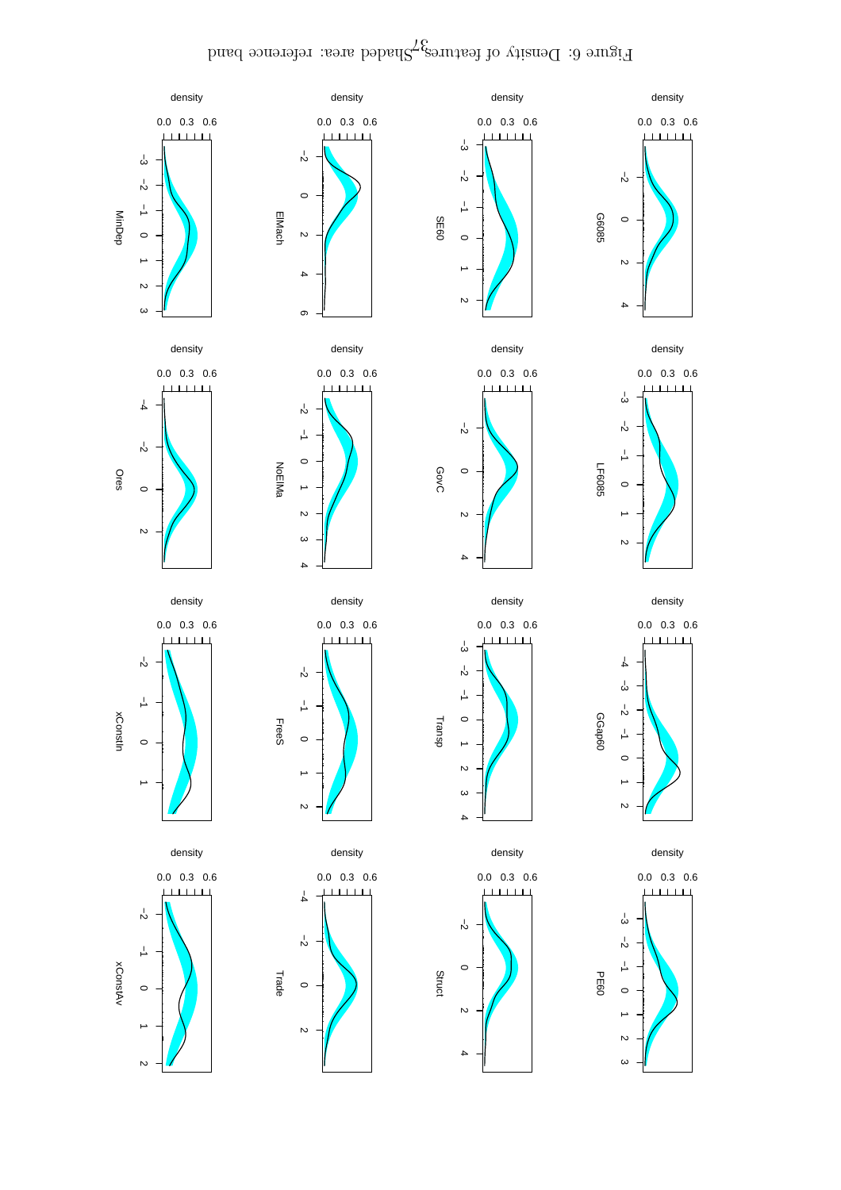Figure 6: Density of features. Shaded area: reference band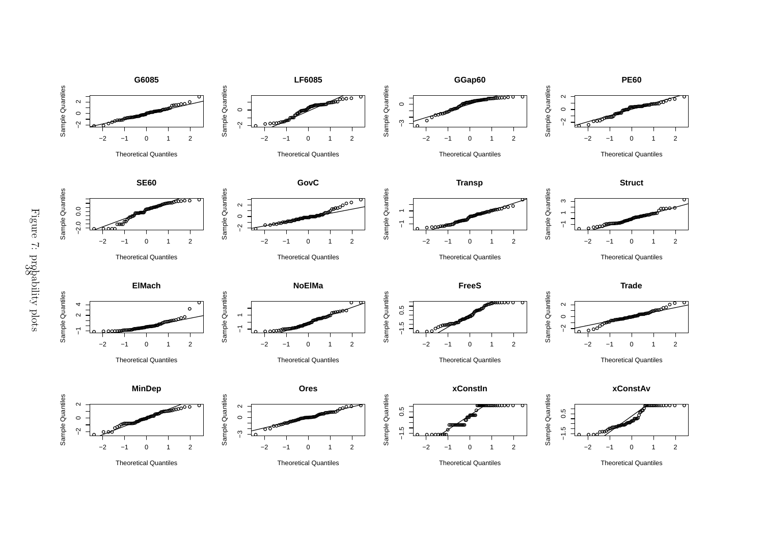Figure 7: probability plots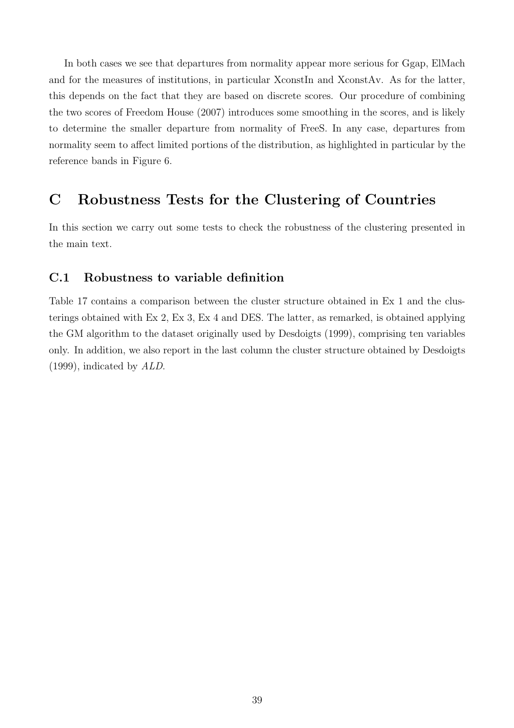In both cases we see that departures from normality appear more serious for Ggap, ElMach and for the measures of institutions, in particular XconstIn and XconstAv. As for the latter, this depends on the fact that they are based on discrete scores. Our procedure of combining the two scores of Freedom House (2007) introduces some smoothing in the scores, and is likely to determine the smaller departure from normality of FreeS. In any case, departures from normality seem to affect limited portions of the distribution, as highlighted in particular by the reference bands in Figure 6.

# C Robustness Tests for the Clustering of Countries

In this section we carry out some tests to check the robustness of the clustering presented in the main text.

## C.1 Robustness to variable definition

Table 17 contains a comparison between the cluster structure obtained in Ex 1 and the clusterings obtained with Ex 2, Ex 3, Ex 4 and DES. The latter, as remarked, is obtained applying the GM algorithm to the dataset originally used by Desdoigts (1999), comprising ten variables only. In addition, we also report in the last column the cluster structure obtained by Desdoigts (1999), indicated by *ALD*.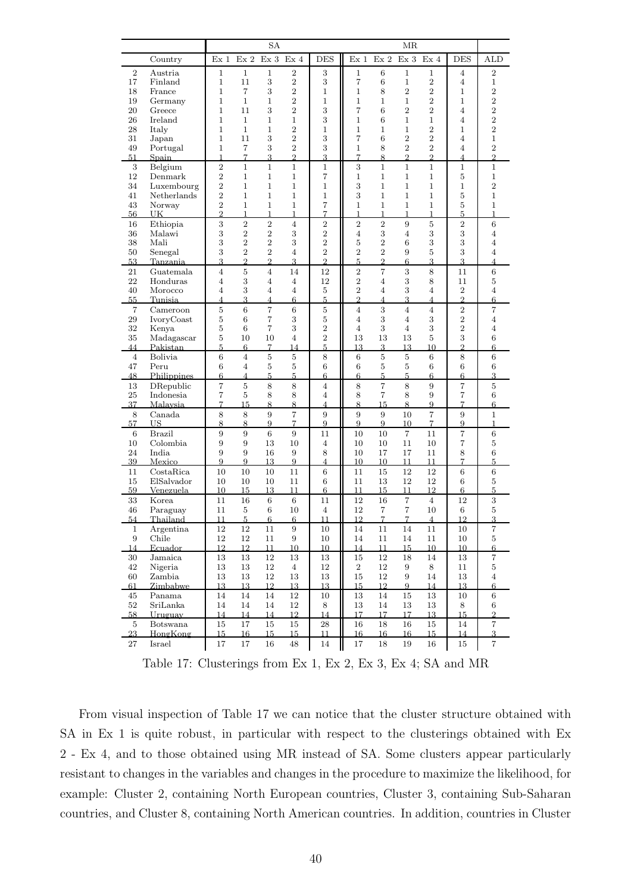| | | SA | | | | | MR | | | | | |
|---|---|---|---|---|---|---|---|---|---|---|---|---|
| | Country | Ex 1 | Ex 2 | Ex 3 | Ex 4 | DES | Ex 1 | Ex 2 | Ex 3 | Ex 4 | DES | ALD |
| 2 | Austria | 1 | 1 | 1 | 2 | 3 | 1 | 6 | 1 | 1 | 4 | 2 |
| 17 | Finland | 1 | 11 | 3 | 2 | 3 | 7 | 6 | 1 | 2 | 4 | 1 |
| 18 | France | 1 | 7 | 3 | 2 | 1 | 1 | 8 | 2 | 2 | 1 | 2 |
| 19 | Germany | 1 | 1 | 1 | 2 | 1 | 1 | 1 | 1 | 2 | 1 | 2 |
| 20 | Greece | 1 | 11 | 3 | 2 | 3 | 7 | 6 | 2 | 2 | 4 | 2 |
| 26 | Ireland | 1 | 1 | 1 | 1 | 3 | 1 | 6 | 1 | 1 | 4 | 2 |
| 28 | Italy | 1 | 1 | 1 | 2 | 1 | 1 | 1 | 1 | 2 | 1 | 2 |
| 31 | Japan | 1 | 11 | 3 | 2 | 3 | 7 | 6 | 2 | 2 | 4 | 1 |
| 49 | Portugal | 1 | 7 | 3 | 2 | 3 | 1 | 8 | 2 | 2 | 4 | 2 |
| 51 | Spain | 1 | 7 | 3 | 2 | 3 | 7 | 8 | 2 | 2 | 4 | 2 |
| 3 | Belgium | 2 | 1 | 1 | 1 | 1 | 3 | 1 | 1 | 1 | 1 | 1 |
| 12 | Denmark | 2 | 1 | 1 | 1 | 7 | 1 | 1 | 1 | 1 | 5 | 1 |
| 34 | Luxembourg | 2 | 1 | 1 | 1 | 1 | 3 | 1 | 1 | 1 | 1 | 2 |
| 41 | Netherlands | 2 | 1 | 1 | 1 | 1 | 3 | 1 | 1 | 1 | 5 | 1 |
| 43 | Norway | 2 | 1 | 1 | 1 | 7 | 1 | 1 | 1 | 1 | 5 | 1 |
| 56 | UK | 2 | 1 | 1 | 1 | 7 | 1 | 1 | 1 | 1 | 5 | 1 |
| 16 | Ethiopia | 3 | 2 | 2 | 4 | 2 | 2 | 2 | 9 | 5 | 2 | 6 |
| 36 | Malawi | 3 | 2 | 2 | 3 | 2 | 4 | 3 | 4 | 3 | 3 | 4 |
| 38 | Mali | 3 | 2 | 2 | 3 | 2 | 5 | 2 | 6 | 3 | 3 | 4 |
| 50 | Senegal | 3 | 2 | 2 | 4 | 2 | 2 | 2 | 9 | 5 | 3 | 4 |
| 53 | Tanzania | 3 | 2 | 2 | 3 | 2 | 5 | 2 | 6 | 3 | 3 | 4 |
| 21 | Guatemala | 4 | 5 | 4 | 14 | 12 | 2 | 7 | 3 | 8 | 11 | 6 |
| 22 | Honduras | 4 | 3 | 4 | 4 | 12 | 2 | 4 | 3 | 8 | 11 | 5 |
| 40 | Morocco | 4 | 3 | 4 | 4 | 5 | 2 | 4 | 3 | 4 | 2 | 4 |
| 55 | Tunisia | 4 | 3 | 4 | 6 | 5 | 2 | 4 | 3 | 4 | 2 | 6 |
| 7 | Cameroon | 5 | 6 | 7 | 6 | 5 | 4 | 3 | 4 | 4 | 2 | 7 |
| 29 | IvoryCoast | 5 | 6 | 7 | 3 | 5 | 4 | 3 | 4 | 3 | 2 | 4 |
| 32 | Kenya | 5 | 6 | 7 | 3 | 2 | 4 | 3 | 4 | 3 | 2 | 4 |
| 35 | Madagascar | 5 | 10 | 10 | 4 | 2 | 13 | 13 | 13 | 5 | 3 | 6 |
| 44 | Pakistan | 5 | 6 | 7 | 14 | 5 | 13 | 3 | 13 | 10 | 2 | 6 |
| 4 | Bolivia | 6 | 4 | 5 | 5 | 8 | 6 | 5 | 5 | 6 | 8 | 6 |
| 47 | Peru | 6 | 4 | 5 | 5 | 6 | 6 | 5 | 5 | 6 | 6 | 6 |
| 48 | Philippines | 6 | 4 | 5 | 5 | 6 | 6 | 5 | 5 | 6 | 6 | 3 |
| 13 | DRepublic | 7 | 5 | 8 | 8 | 4 | 8 | 7 | 8 | 9 | 7 | 5 |
| 25 | Indonesia | 7 | 5 | 8 | 8 | 4 | 8 | 7 | 8 | 9 | 7 | 6 |
| 37 | Malaysia | 7 | 15 | 8 | 8 | 4 | 8 | 15 | 8 | 9 | 7 | 6 |
| 8 | Canada | 8 | 8 | 9 | 7 | 9 | 9 | 9 | 10 | 7 | 9 | 1 |
| 57 | US | 8 | 8 | 9 | 7 | 9 | 9 | 9 | 10 | 7 | 9 | 1 |
| 6 | Brazil | 9 | 9 | 6 | 9 | 11 | 10 | 10 | 7 | 11 | 7 | 6 |
| 10 | Colombia | 9 | 9 | 13 | 10 | 4 | 10 | 10 | 11 | 10 | 7 | 5 |
| 24 | India | 9 | 9 | 16 | 9 | 8 | 10 | 17 | 17 | 11 | 8 | 6 |
| 39 | Mexico | 9 | 9 | 13 | 9 | 4 | 10 | 10 | 11 | 11 | 7 | 5 |
| 11 | CostaRica | 10 | 10 | 10 | 11 | 6 | 11 | 15 | 12 | 12 | 6 | 6 |
| 15 | ElSalvador | 10 | 10 | 10 | 11 | 6 | 11 | 13 | 12 | 12 | 6 | 5 |
| 59 | Venezuela | 10 | 15 | 13 | 11 | 6 | 11 | 15 | 11 | 12 | 6 | 5 |
| 33 | Korea | 11 | 16 | 6 | 6 | 11 | 12 | 16 | 7 | 4 | 12 | 3 |
| 46 | Paraguay | 11 | 5 | 6 | 10 | 4 | 12 | 7 | 7 | 10 | 6 | 5 |
| 54 | Thailand | 11 | 5 | 6 | 6 | 11 | 12 | 7 | 7 | 4 | 12 | 3 |
| 1 | Argentina | 12 | 12 | 11 | 9 | 10 | 14 | 11 | 14 | 11 | 10 | 7 |
| 9 | Chile | 12 | 12 | 11 | 9 | 10 | 14 | 11 | 14 | 11 | 10 | 5 |
| 14 | Ecuador | 12 | 12 | 11 | 10 | 10 | 14 | 11 | 15 | 10 | 10 | 6 |
| 30 | Jamaica | 13 | 13 | 12 | 13 | 13 | 15 | 12 | 18 | 14 | 13 | 7 |
| 42 | Nigeria | 13 | 13 | 12 | 4 | 12 | 2 | 12 | 9 | 8 | 11 | 5 |
| 60 | Zambia | 13 | 13 | 12 | 13 | 13 | 15 | 12 | 9 | 14 | 13 | 4 |
| 61 | Zimbabwe | 13 | 13 | 12 | 13 | 13 | 15 | 12 | 9 | 14 | 13 | 6 |
| 45 | Panama | 14 | 14 | 14 | 12 | 10 | 13 | 14 | 15 | 13 | 10 | 6 |
| 52 | SriLanka | 14 | 14 | 14 | 12 | 8 | 13 | 14 | 13 | 13 | 8 | 6 |
| 58 | Uruguay | 14 | 14 | 14 | 12 | 14 | 17 | 17 | 17 | 13 | 15 | 2 |
| 5 | Botswana | 15 | 17 | 15 | 15 | 28 | 16 | 18 | 16 | 15 | 14 | 7 |
| 23 | HongKong | 15 | 16 | 15 | 15 | 11 | 16 | 16 | 16 | 15 | 14 | 3 |
| 27 | Israel | 17 | 17 | 16 | 48 | 14 | 17 | 18 | 19 | 16 | 15 | 7 |

Table 17: Clusterings from Ex 1, Ex 2, Ex 3, Ex 4; SA and MR

From visual inspection of Table 17 we can notice that the cluster structure obtained with SA in Ex 1 is quite robust, in particular with respect to the clusterings obtained with Ex 2 - Ex 4, and to those obtained using MR instead of SA. Some clusters appear particularly resistant to changes in the variables and changes in the procedure to maximize the likelihood, for example: Cluster 2, containing North European countries, Cluster 3, containing Sub-Saharan countries, and Cluster 8, containing North American countries. In addition, countries in Cluster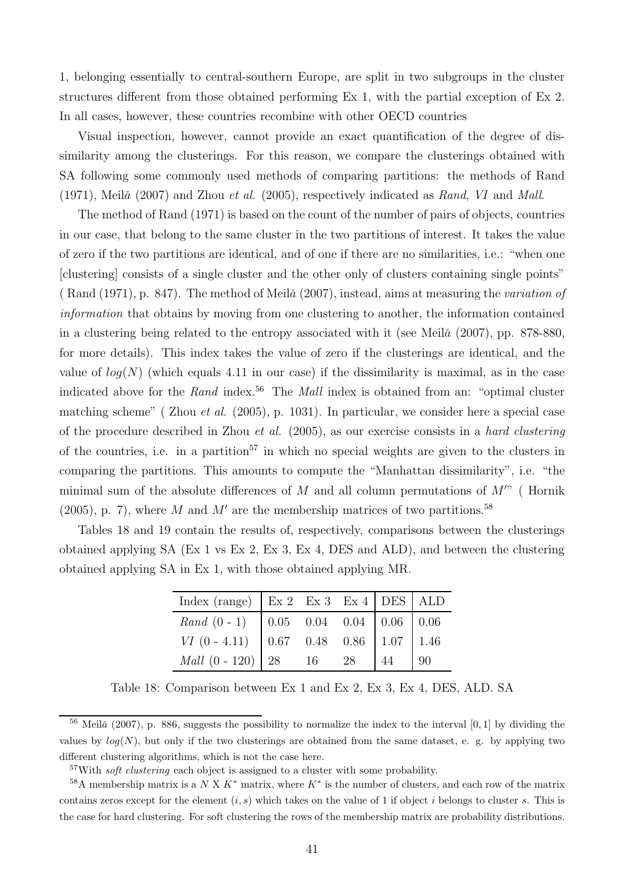1, belonging essentially to central-southern Europe, are split in two subgroups in the cluster structures different from those obtained performing Ex 1, with the partial exception of Ex 2. In all cases, however, these countries recombine with other OECD countries

Visual inspection, however, cannot provide an exact quantification of the degree of dissimilarity among the clusterings. For this reason, we compare the clusterings obtained with SA following some commonly used methods of comparing partitions: the methods of Rand (1971), Meilă (2007) and Zhou *et al.* (2005), respectively indicated as *Rand*, *VI* and *Mall*.

The method of Rand (1971) is based on the count of the number of pairs of objects, countries in our case, that belong to the same cluster in the two partitions of interest. It takes the value of zero if the two partitions are identical, and of one if there are no similarities, i.e.: "when one [clustering] consists of a single cluster and the other only of clusters containing single points" ( Rand (1971), p. 847). The method of Meilă (2007), instead, aims at measuring the *variation of information* that obtains by moving from one clustering to another, the information contained in a clustering being related to the entropy associated with it (see Meilă (2007), pp. 878-880, for more details). This index takes the value of zero if the clusterings are identical, and the value of $log(N)$ (which equals 4.11 in our case) if the dissimilarity is maximal, as in the case indicated above for the *Rand* index.[56] The *Mall* index is obtained from an: "optimal cluster matching scheme" ( Zhou *et al.* (2005), p. 1031). In particular, we consider here a special case of the procedure described in Zhou *et al.* (2005), as our exercise consists in a *hard clustering* of the countries, i.e. in a partition[57] in which no special weights are given to the clusters in comparing the partitions. This amounts to compute the "Manhattan dissimilarity", i.e. "the minimal sum of the absolute differences of $M$ and all column permutations of $M'$" ( Hornik (2005), p. 7), where $M$ and $M'$ are the membership matrices of two partitions.[58]

Tables 18 and 19 contain the results of, respectively, comparisons between the clusterings obtained applying SA (Ex 1 vs Ex 2, Ex 3, Ex 4, DES and ALD), and between the clustering obtained applying SA in Ex 1, with those obtained applying MR.

| Index (range) | Ex 2 | Ex 3 | Ex 4 | DES | ALD |
|---|---|---|---|---|---|
| *Rand* (0 - 1) | 0.05 | 0.04 | 0.04 | 0.06 | 0.06 |
| *VI* (0 - 4.11) | 0.67 | 0.48 | 0.86 | 1.07 | 1.46 |
| *Mall* (0 - 120) | 28 | 16 | 28 | 44 | 90 |

Table 18: Comparison between Ex 1 and Ex 2, Ex 3, Ex 4, DES, ALD. SA

[56] Meilă (2007), p. 886, suggests the possibility to normalize the index to the interval $[0, 1]$ by dividing the values by $log(N)$, but only if the two clusterings are obtained from the same dataset, e. g. by applying two different clustering algorithms, which is not the case here.

[57] With *soft clustering* each object is assigned to a cluster with some probability.

[58] A membership matrix is a $N$ X $K^*$ matrix, where $K^*$ is the number of clusters, and each row of the matrix contains zeros except for the element $(i, s)$ which takes on the value of 1 if object $i$ belongs to cluster $s$. This is the case for hard clustering. For soft clustering the rows of the membership matrix are probability distributions.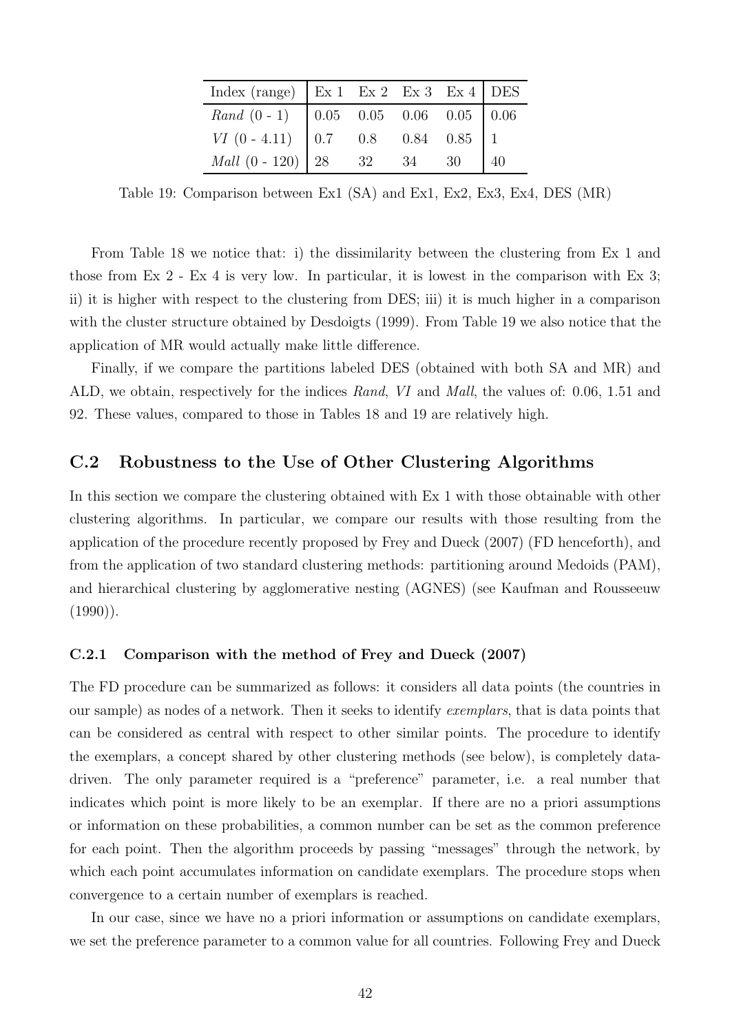| Index (range) | Ex 1 | Ex 2 | Ex 3 | Ex 4 | DES |
|---|---|---|---|---|---|
| *Rand* (0 - 1) | 0.05 | 0.05 | 0.06 | 0.05 | 0.06 |
| *VI* (0 - 4.11) | 0.7 | 0.8 | 0.84 | 0.85 | 1 |
| *Mall* (0 - 120) | 28 | 32 | 34 | 30 | 40 |

Table 19: Comparison between Ex1 (SA) and Ex1, Ex2, Ex3, Ex4, DES (MR)

From Table 18 we notice that: i) the dissimilarity between the clustering from Ex 1 and those from Ex 2 - Ex 4 is very low. In particular, it is lowest in the comparison with Ex 3; ii) it is higher with respect to the clustering from DES; iii) it is much higher in a comparison with the cluster structure obtained by Desdoigts (1999). From Table 19 we also notice that the application of MR would actually make little difference.

Finally, if we compare the partitions labeled DES (obtained with both SA and MR) and ALD, we obtain, respectively for the indices *Rand*, *VI* and *Mall*, the values of: 0.06, 1.51 and 92. These values, compared to those in Tables 18 and 19 are relatively high.

## C.2 Robustness to the Use of Other Clustering Algorithms

In this section we compare the clustering obtained with Ex 1 with those obtainable with other clustering algorithms. In particular, we compare our results with those resulting from the application of the procedure recently proposed by Frey and Dueck (2007) (FD henceforth), and from the application of two standard clustering methods: partitioning around Medoids (PAM), and hierarchical clustering by agglomerative nesting (AGNES) (see Kaufman and Rousseeuw (1990)).

### C.2.1 Comparison with the method of Frey and Dueck (2007)

The FD procedure can be summarized as follows: it considers all data points (the countries in our sample) as nodes of a network. Then it seeks to identify *exemplars*, that is data points that can be considered as central with respect to other similar points. The procedure to identify the exemplars, a concept shared by other clustering methods (see below), is completely data-driven. The only parameter required is a "preference" parameter, i.e. a real number that indicates which point is more likely to be an exemplar. If there are no a priori assumptions or information on these probabilities, a common number can be set as the common preference for each point. Then the algorithm proceeds by passing "messages" through the network, by which each point accumulates information on candidate exemplars. The procedure stops when convergence to a certain number of exemplars is reached.

In our case, since we have no a priori information or assumptions on candidate exemplars, we set the preference parameter to a common value for all countries. Following Frey and Dueck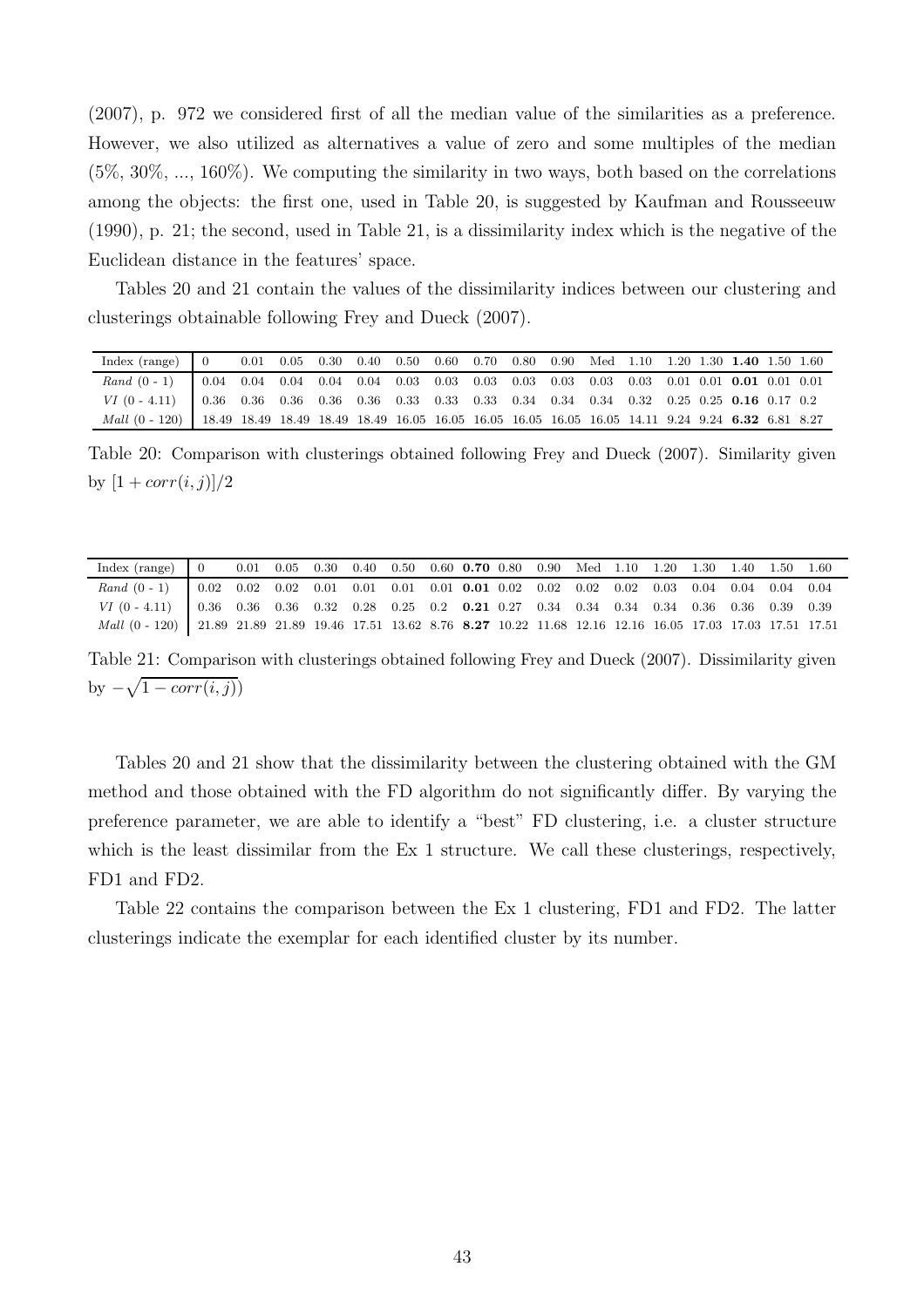(2007), p. 972 we considered first of all the median value of the similarities as a preference. However, we also utilized as alternatives a value of zero and some multiples of the median (5%, 30%, ..., 160%). We computing the similarity in two ways, both based on the correlations among the objects: the first one, used in Table 20, is suggested by Kaufman and Rousseeuw (1990), p. 21; the second, used in Table 21, is a dissimilarity index which is the negative of the Euclidean distance in the features' space.

Tables 20 and 21 contain the values of the dissimilarity indices between our clustering and clusterings obtainable following Frey and Dueck (2007).

| Index (range) | 0 | 0.01 | 0.05 | 0.30 | 0.40 | 0.50 | 0.60 | 0.70 | 0.80 | 0.90 | Med | 1.10 | 1.20 | 1.30 | **1.40** | 1.50 | 1.60 |
|---|---|---|---|---|---|---|---|---|---|---|---|---|---|---|---|---|---|
| *Rand* (0 - 1) | 0.04 | 0.04 | 0.04 | 0.04 | 0.04 | 0.03 | 0.03 | 0.03 | 0.03 | 0.03 | 0.03 | 0.03 | 0.01 | 0.01 | **0.01** | 0.01 | 0.01 |
| *VI* (0 - 4.11) | 0.36 | 0.36 | 0.36 | 0.36 | 0.36 | 0.33 | 0.33 | 0.33 | 0.34 | 0.34 | 0.34 | 0.32 | 0.25 | 0.25 | **0.16** | 0.17 | 0.2 |
| *Mall* (0 - 120) | 18.49 | 18.49 | 18.49 | 18.49 | 18.49 | 16.05 | 16.05 | 16.05 | 16.05 | 16.05 | 16.05 | 14.11 | 9.24 | 9.24 | **6.32** | 6.81 | 8.27 |

Table 20: Comparison with clusterings obtained following Frey and Dueck (2007). Similarity given by $[1 + corr(i, j)]/2$

| Index (range) | 0 | 0.01 | 0.05 | 0.30 | 0.40 | 0.50 | 0.60 | **0.70** | 0.80 | 0.90 | Med | 1.10 | 1.20 | 1.30 | 1.40 | 1.50 | 1.60 |
|---|---|---|---|---|---|---|---|---|---|---|---|---|---|---|---|---|---|
| *Rand* (0 - 1) | 0.02 | 0.02 | 0.02 | 0.01 | 0.01 | 0.01 | 0.01 | **0.01** | 0.02 | 0.02 | 0.02 | 0.02 | 0.03 | 0.04 | 0.04 | 0.04 | 0.04 |
| *VI* (0 - 4.11) | 0.36 | 0.36 | 0.36 | 0.32 | 0.28 | 0.25 | 0.2 | **0.21** | 0.27 | 0.34 | 0.34 | 0.34 | 0.34 | 0.36 | 0.36 | 0.39 | 0.39 |
| *Mall* (0 - 120) | 21.89 | 21.89 | 21.89 | 19.46 | 17.51 | 13.62 | 8.76 | **8.27** | 10.22 | 11.68 | 12.16 | 12.16 | 16.05 | 17.03 | 17.03 | 17.51 | 17.51 |

Table 21: Comparison with clusterings obtained following Frey and Dueck (2007). Dissimilarity given by $-\sqrt{1 - corr(i, j)}$

Tables 20 and 21 show that the dissimilarity between the clustering obtained with the GM method and those obtained with the FD algorithm do not significantly differ. By varying the preference parameter, we are able to identify a "best" FD clustering, i.e. a cluster structure which is the least dissimilar from the Ex 1 structure. We call these clusterings, respectively, FD1 and FD2.

Table 22 contains the comparison between the Ex 1 clustering, FD1 and FD2. The latter clusterings indicate the exemplar for each identified cluster by its number.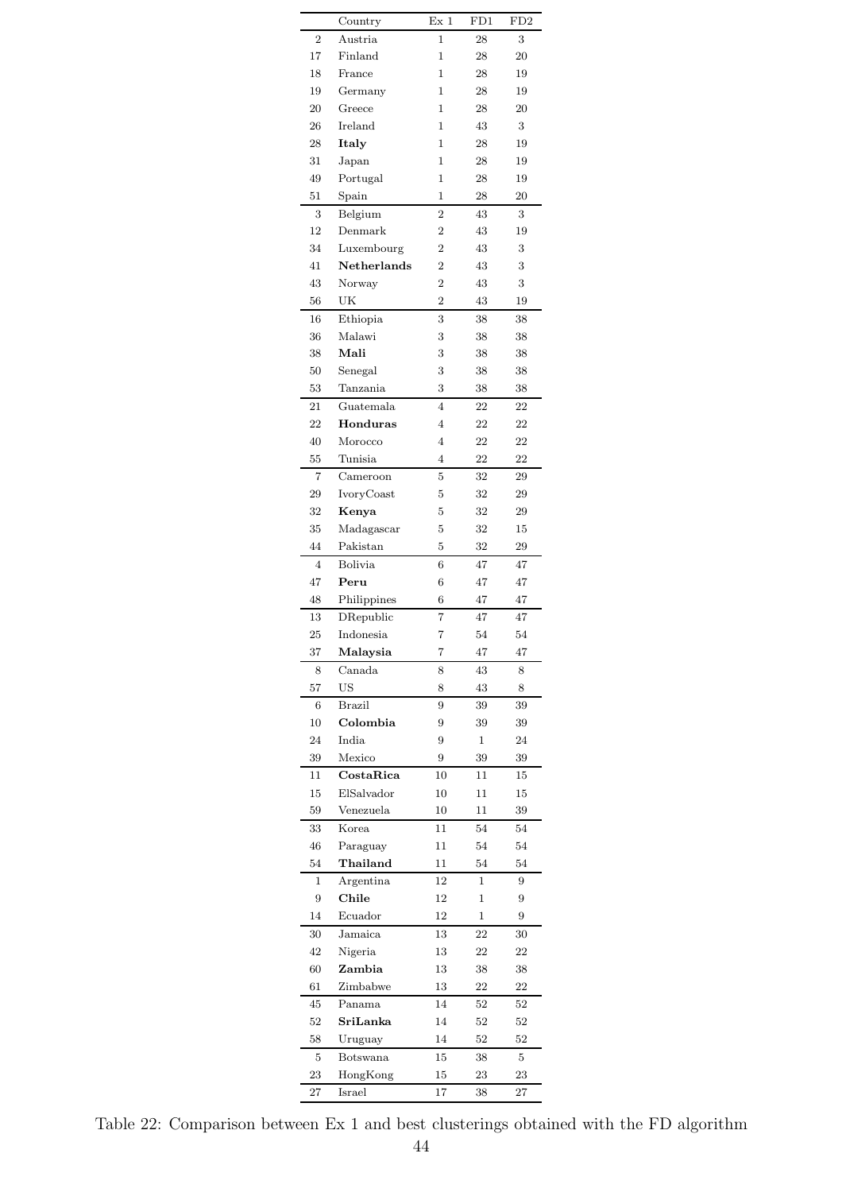|  | Country | Ex 1 | FD1 | FD2 |
|---|---|---|---|---|
| 2 | Austria | 1 | 28 | 3 |
| 17 | Finland | 1 | 28 | 20 |
| 18 | France | 1 | 28 | 19 |
| 19 | Germany | 1 | 28 | 19 |
| 20 | Greece | 1 | 28 | 20 |
| 26 | Ireland | 1 | 43 | 3 |
| 28 | **Italy** | 1 | 28 | 19 |
| 31 | Japan | 1 | 28 | 19 |
| 49 | Portugal | 1 | 28 | 19 |
| 51 | Spain | 1 | 28 | 20 |
| 3 | Belgium | 2 | 43 | 3 |
| 12 | Denmark | 2 | 43 | 19 |
| 34 | Luxembourg | 2 | 43 | 3 |
| 41 | **Netherlands** | 2 | 43 | 3 |
| 43 | Norway | 2 | 43 | 3 |
| 56 | UK | 2 | 43 | 19 |
| 16 | Ethiopia | 3 | 38 | 38 |
| 36 | Malawi | 3 | 38 | 38 |
| 38 | **Mali** | 3 | 38 | 38 |
| 50 | Senegal | 3 | 38 | 38 |
| 53 | Tanzania | 3 | 38 | 38 |
| 21 | Guatemala | 4 | 22 | 22 |
| 22 | **Honduras** | 4 | 22 | 22 |
| 40 | Morocco | 4 | 22 | 22 |
| 55 | Tunisia | 4 | 22 | 22 |
| 7 | Cameroon | 5 | 32 | 29 |
| 29 | IvoryCoast | 5 | 32 | 29 |
| 32 | **Kenya** | 5 | 32 | 29 |
| 35 | Madagascar | 5 | 32 | 15 |
| 44 | Pakistan | 5 | 32 | 29 |
| 4 | Bolivia | 6 | 47 | 47 |
| 47 | **Peru** | 6 | 47 | 47 |
| 48 | Philippines | 6 | 47 | 47 |
| 13 | DRepublic | 7 | 47 | 47 |
| 25 | Indonesia | 7 | 54 | 54 |
| 37 | **Malaysia** | 7 | 47 | 47 |
| 8 | Canada | 8 | 43 | 8 |
| 57 | US | 8 | 43 | 8 |
| 6 | Brazil | 9 | 39 | 39 |
| 10 | **Colombia** | 9 | 39 | 39 |
| 24 | India | 9 | 1 | 24 |
| 39 | Mexico | 9 | 39 | 39 |
| 11 | **CostaRica** | 10 | 11 | 15 |
| 15 | ElSalvador | 10 | 11 | 15 |
| 59 | Venezuela | 10 | 11 | 39 |
| 33 | Korea | 11 | 54 | 54 |
| 46 | Paraguay | 11 | 54 | 54 |
| 54 | **Thailand** | 11 | 54 | 54 |
| 1 | Argentina | 12 | 1 | 9 |
| 9 | **Chile** | 12 | 1 | 9 |
| 14 | Ecuador | 12 | 1 | 9 |
| 30 | Jamaica | 13 | 22 | 30 |
| 42 | Nigeria | 13 | 22 | 22 |
| 60 | **Zambia** | 13 | 38 | 38 |
| 61 | Zimbabwe | 13 | 22 | 22 |
| 45 | Panama | 14 | 52 | 52 |
| 52 | **SriLanka** | 14 | 52 | 52 |
| 58 | Uruguay | 14 | 52 | 52 |
| 5 | Botswana | 15 | 38 | 5 |
| 23 | HongKong | 15 | 23 | 23 |
| 27 | Israel | 17 | 38 | 27 |

Table 22: Comparison between Ex 1 and best clusterings obtained with the FD algorithm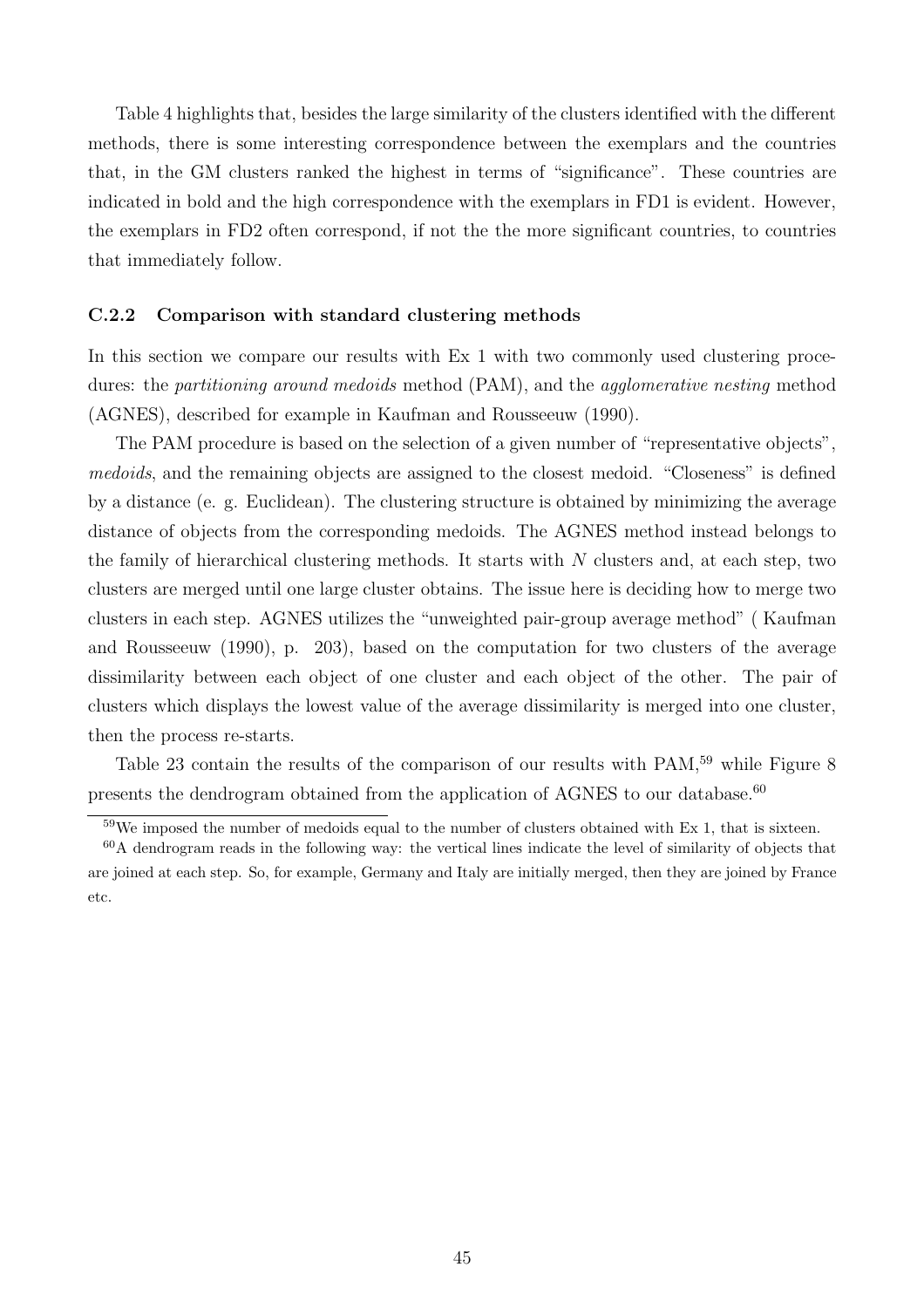Table 4 highlights that, besides the large similarity of the clusters identified with the different methods, there is some interesting correspondence between the exemplars and the countries that, in the GM clusters ranked the highest in terms of "significance". These countries are indicated in bold and the high correspondence with the exemplars in FD1 is evident. However, the exemplars in FD2 often correspond, if not the the more significant countries, to countries that immediately follow.

### C.2.2 Comparison with standard clustering methods

In this section we compare our results with Ex 1 with two commonly used clustering procedures: the *partitioning around medoids* method (PAM), and the *agglomerative nesting* method (AGNES), described for example in Kaufman and Rousseeuw (1990).

The PAM procedure is based on the selection of a given number of "representative objects", *medoids*, and the remaining objects are assigned to the closest medoid. "Closeness" is defined by a distance (e. g. Euclidean). The clustering structure is obtained by minimizing the average distance of objects from the corresponding medoids. The AGNES method instead belongs to the family of hierarchical clustering methods. It starts with $N$ clusters and, at each step, two clusters are merged until one large cluster obtains. The issue here is deciding how to merge two clusters in each step. AGNES utilizes the "unweighted pair-group average method" ( Kaufman and Rousseeuw (1990), p. 203), based on the computation for two clusters of the average dissimilarity between each object of one cluster and each object of the other. The pair of clusters which displays the lowest value of the average dissimilarity is merged into one cluster, then the process re-starts.

Table 23 contain the results of the comparison of our results with PAM,[59] while Figure 8 presents the dendrogram obtained from the application of AGNES to our database.[60]

---

[59] We imposed the number of medoids equal to the number of clusters obtained with Ex 1, that is sixteen.

[60] A dendrogram reads in the following way: the vertical lines indicate the level of similarity of objects that are joined at each step. So, for example, Germany and Italy are initially merged, then they are joined by France etc.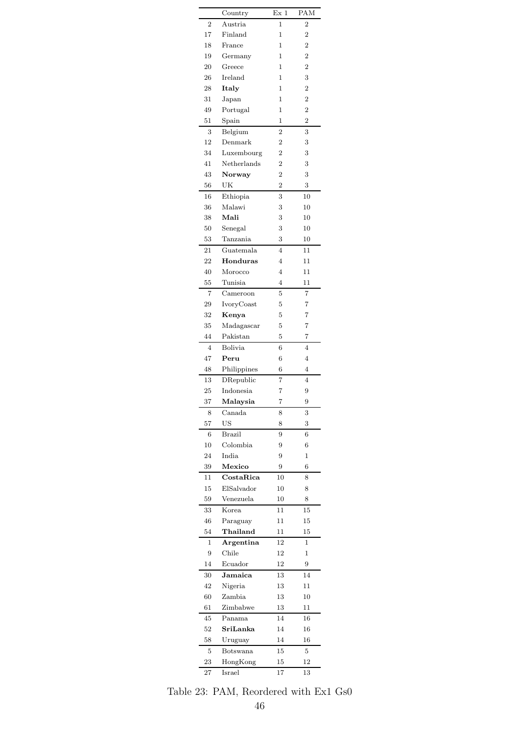| | Country | Ex 1 | PAM |
|---|---|---|---|
| 2 | Austria | 1 | 2 |
| 17 | Finland | 1 | 2 |
| 18 | France | 1 | 2 |
| 19 | Germany | 1 | 2 |
| 20 | Greece | 1 | 2 |
| 26 | Ireland | 1 | 3 |
| 28 | **Italy** | 1 | 2 |
| 31 | Japan | 1 | 2 |
| 49 | Portugal | 1 | 2 |
| 51 | Spain | 1 | 2 |
| 3 | Belgium | 2 | 3 |
| 12 | Denmark | 2 | 3 |
| 34 | Luxembourg | 2 | 3 |
| 41 | Netherlands | 2 | 3 |
| 43 | **Norway** | 2 | 3 |
| 56 | UK | 2 | 3 |
| 16 | Ethiopia | 3 | 10 |
| 36 | Malawi | 3 | 10 |
| 38 | **Mali** | 3 | 10 |
| 50 | Senegal | 3 | 10 |
| 53 | Tanzania | 3 | 10 |
| 21 | Guatemala | 4 | 11 |
| 22 | **Honduras** | 4 | 11 |
| 40 | Morocco | 4 | 11 |
| 55 | Tunisia | 4 | 11 |
| 7 | Cameroon | 5 | 7 |
| 29 | IvoryCoast | 5 | 7 |
| 32 | **Kenya** | 5 | 7 |
| 35 | Madagascar | 5 | 7 |
| 44 | Pakistan | 5 | 7 |
| 4 | Bolivia | 6 | 4 |
| 47 | **Peru** | 6 | 4 |
| 48 | Philippines | 6 | 4 |
| 13 | DRepublic | 7 | 4 |
| 25 | Indonesia | 7 | 9 |
| 37 | **Malaysia** | 7 | 9 |
| 8 | Canada | 8 | 3 |
| 57 | US | 8 | 3 |
| 6 | Brazil | 9 | 6 |
| 10 | Colombia | 9 | 6 |
| 24 | India | 9 | 1 |
| 39 | **Mexico** | 9 | 6 |
| 11 | **CostaRica** | 10 | 8 |
| 15 | ElSalvador | 10 | 8 |
| 59 | Venezuela | 10 | 8 |
| 33 | Korea | 11 | 15 |
| 46 | Paraguay | 11 | 15 |
| 54 | **Thailand** | 11 | 15 |
| 1 | **Argentina** | 12 | 1 |
| 9 | Chile | 12 | 1 |
| 14 | Ecuador | 12 | 9 |
| 30 | **Jamaica** | 13 | 14 |
| 42 | Nigeria | 13 | 11 |
| 60 | Zambia | 13 | 10 |
| 61 | Zimbabwe | 13 | 11 |
| 45 | Panama | 14 | 16 |
| 52 | **SriLanka** | 14 | 16 |
| 58 | Uruguay | 14 | 16 |
| 5 | Botswana | 15 | 5 |
| 23 | HongKong | 15 | 12 |
| 27 | Israel | 17 | 13 |

Table 23: PAM, Reordered with Ex1 Gs0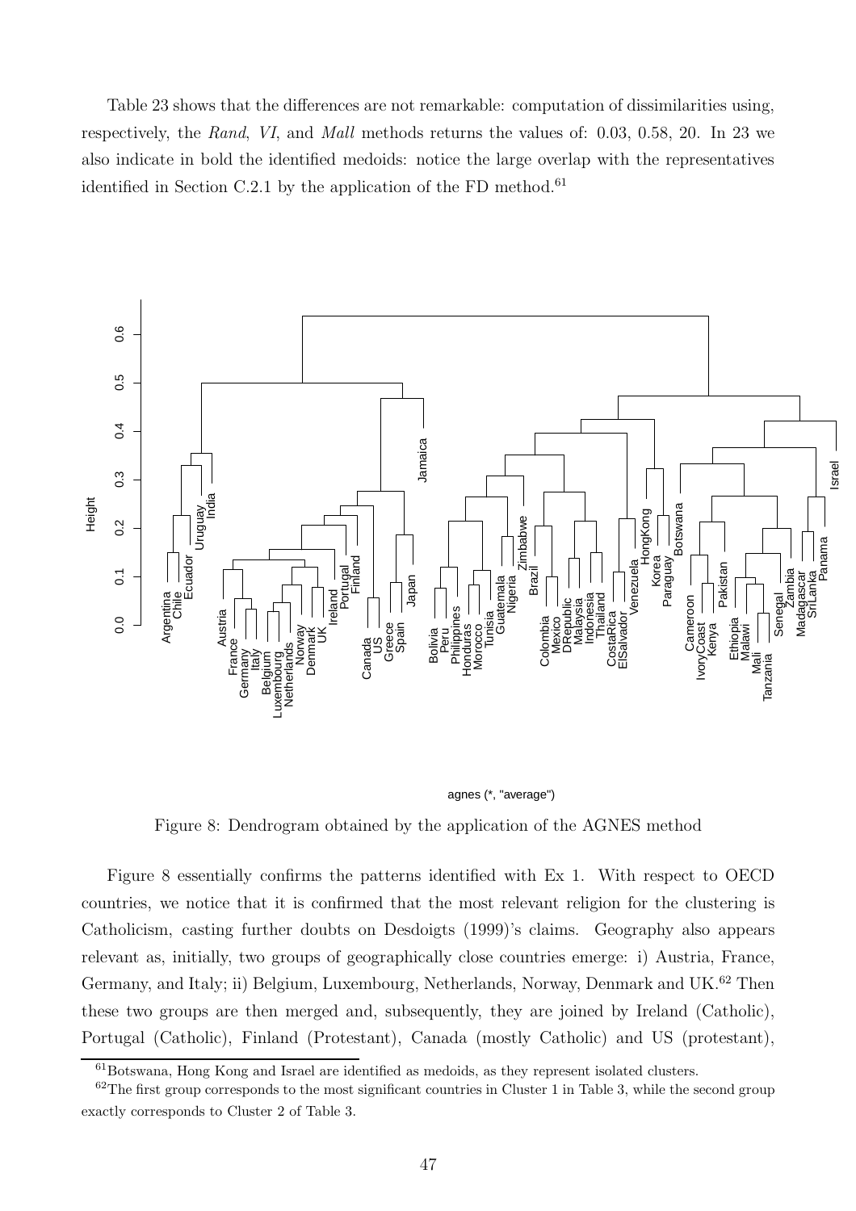Table 23 shows that the differences are not remarkable: computation of dissimilarities using, respectively, the *Rand*, *VI*, and *Mall* methods returns the values of: 0.03, 0.58, 20. In 23 we also indicate in bold the identified medoids: notice the large overlap with the representatives identified in Section C.2.1 by the application of the FD method.[61]

Figure 8: Dendrogram obtained by the application of the AGNES method

Figure 8 essentially confirms the patterns identified with Ex 1. With respect to OECD countries, we notice that it is confirmed that the most relevant religion for the clustering is Catholicism, casting further doubts on Desdoigts (1999)'s claims. Geography also appears relevant as, initially, two groups of geographically close countries emerge: i) Austria, France, Germany, and Italy; ii) Belgium, Luxembourg, Netherlands, Norway, Denmark and UK.[62] Then these two groups are then merged and, subsequently, they are joined by Ireland (Catholic), Portugal (Catholic), Finland (Protestant), Canada (mostly Catholic) and US (protestant),

---

[61] Botswana, Hong Kong and Israel are identified as medoids, as they represent isolated clusters.

[62] The first group corresponds to the most significant countries in Cluster 1 in Table 3, while the second group exactly corresponds to Cluster 2 of Table 3.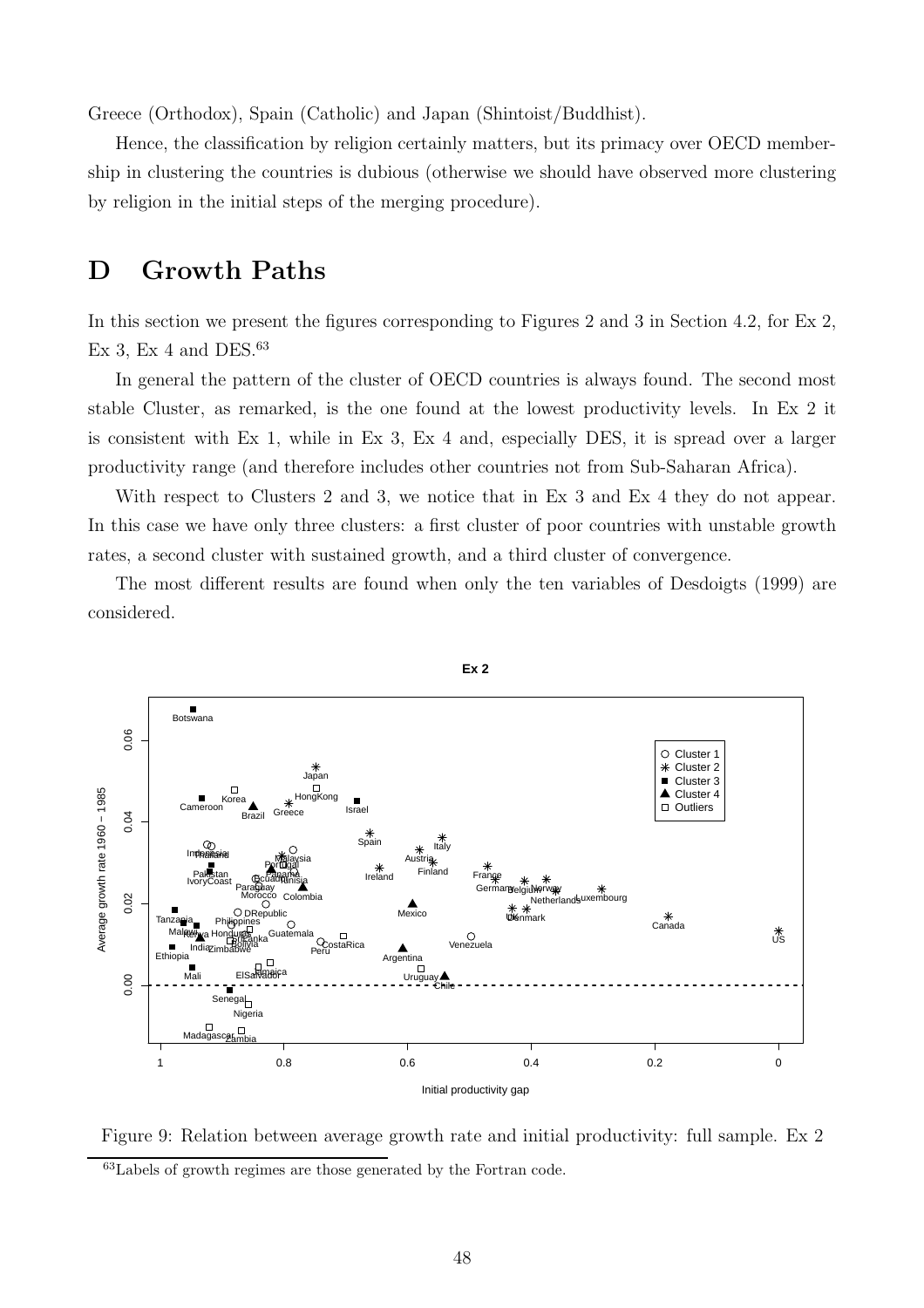Greece (Orthodox), Spain (Catholic) and Japan (Shintoist/Buddhist).

Hence, the classification by religion certainly matters, but its primacy over OECD membership in clustering the countries is dubious (otherwise we should have observed more clustering by religion in the initial steps of the merging procedure).

# D Growth Paths

In this section we present the figures corresponding to Figures 2 and 3 in Section 4.2, for Ex 2, Ex 3, Ex 4 and DES.[63]

In general the pattern of the cluster of OECD countries is always found. The second most stable Cluster, as remarked, is the one found at the lowest productivity levels. In Ex 2 it is consistent with Ex 1, while in Ex 3, Ex 4 and, especially DES, it is spread over a larger productivity range (and therefore includes other countries not from Sub-Saharan Africa).

With respect to Clusters 2 and 3, we notice that in Ex 3 and Ex 4 they do not appear. In this case we have only three clusters: a first cluster of poor countries with unstable growth rates, a second cluster with sustained growth, and a third cluster of convergence.

The most different results are found when only the ten variables of Desdoigts (1999) are considered.

Figure 9: Relation between average growth rate and initial productivity: full sample. Ex 2

[63] Labels of growth regimes are those generated by the Fortran code.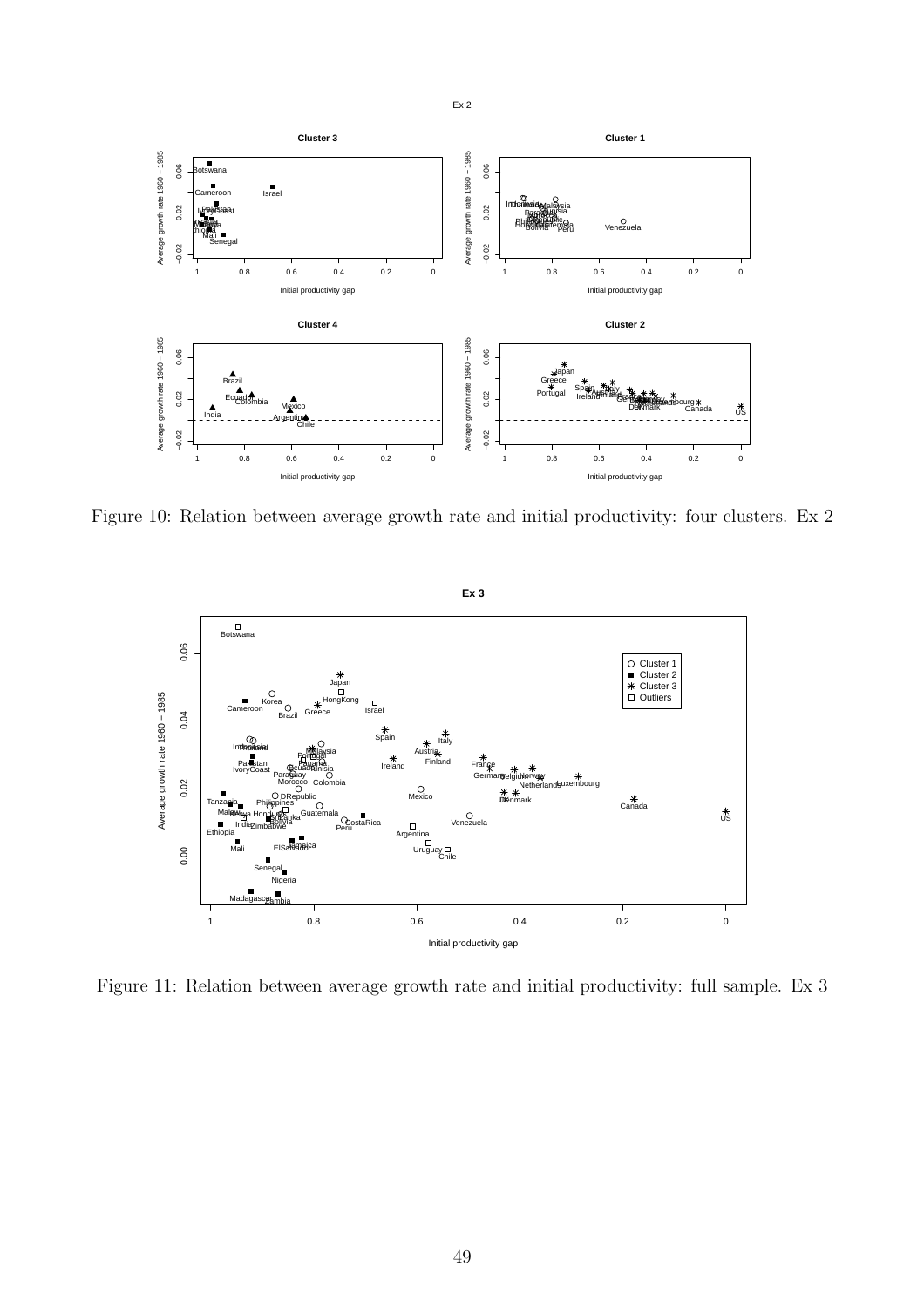Figure 10: Relation between average growth rate and initial productivity: four clusters. Ex 2

Figure 11: Relation between average growth rate and initial productivity: full sample. Ex 3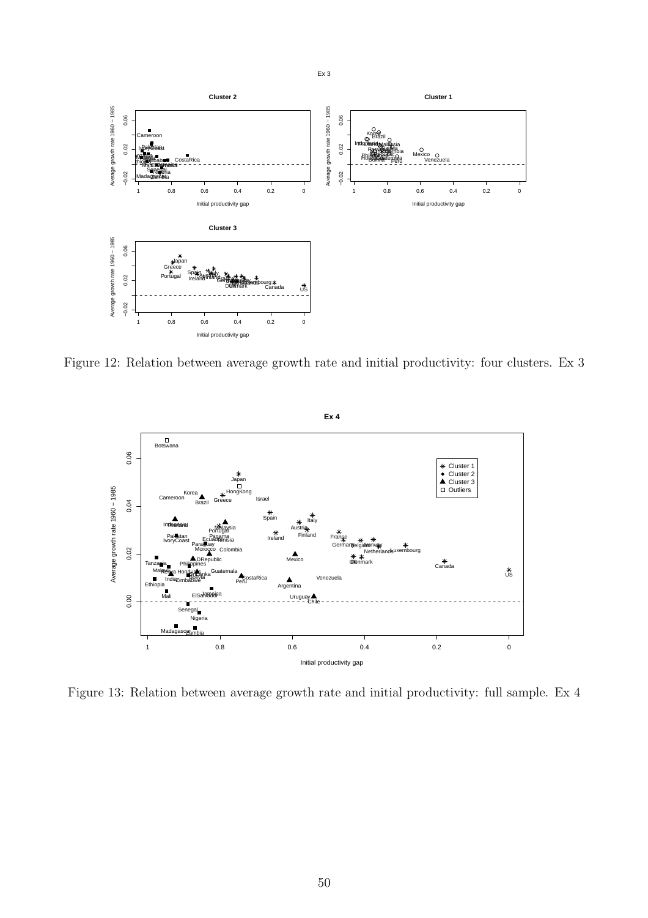Figure 12: Relation between average growth rate and initial productivity: four clusters. Ex 3

Figure 13: Relation between average growth rate and initial productivity: full sample. Ex 4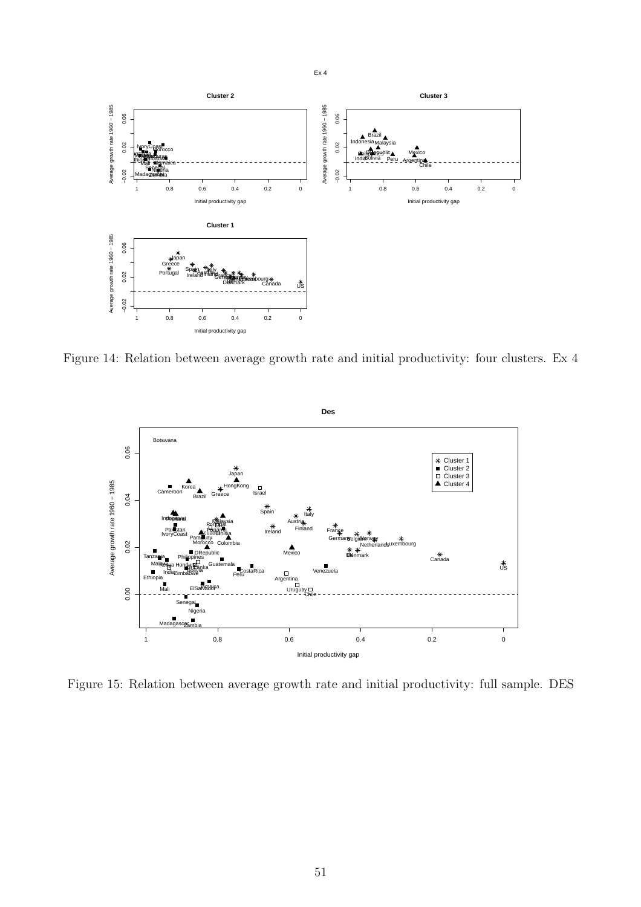Figure 14: Relation between average growth rate and initial productivity: four clusters. Ex 4

Figure 15: Relation between average growth rate and initial productivity: full sample. DES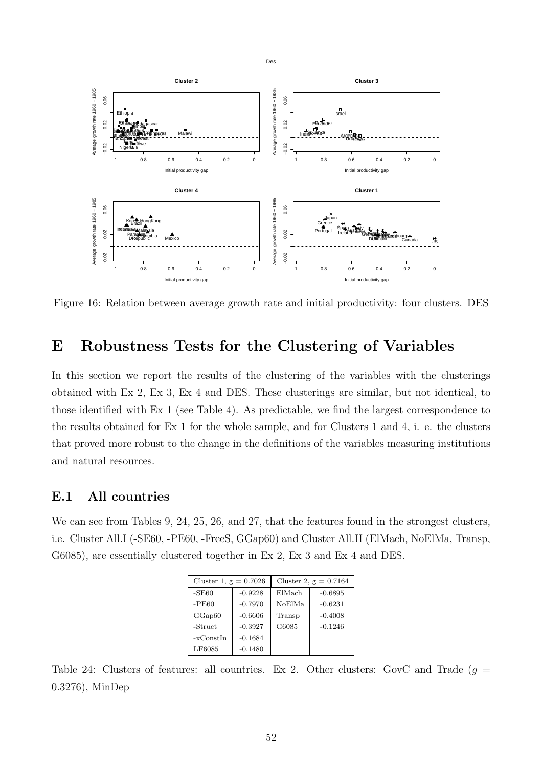Figure 16: Relation between average growth rate and initial productivity: four clusters. DES

# E Robustness Tests for the Clustering of Variables

In this section we report the results of the clustering of the variables with the clusterings obtained with Ex 2, Ex 3, Ex 4 and DES. These clusterings are similar, but not identical, to those identified with Ex 1 (see Table 4). As predictable, we find the largest correspondence to the results obtained for Ex 1 for the whole sample, and for Clusters 1 and 4, i. e. the clusters that proved more robust to the change in the definitions of the variables measuring institutions and natural resources.

## E.1 All countries

We can see from Tables 9, 24, 25, 26, and 27, that the features found in the strongest clusters, i.e. Cluster All.I (-SE60, -PE60, -FreeS, GGap60) and Cluster All.II (ElMach, NoElMa, Transp, G6085), are essentially clustered together in Ex 2, Ex 3 and Ex 4 and DES.

| Cluster 1, g = 0.7026 | | Cluster 2, g = 0.7164 | |
|---|---|---|---|
| -SE60 | -0.9228 | ElMach | -0.6895 |
| -PE60 | -0.7970 | NoElMa | -0.6231 |
| GGap60 | -0.6606 | Transp | -0.4008 |
| -Struct | -0.3927 | G6085 | -0.1246 |
| -xConstIn | -0.1684 | | |
| LF6085 | -0.1480 | | |

Table 24: Clusters of features: all countries. Ex 2. Other clusters: GovC and Trade ($g = 0.3276$), MinDep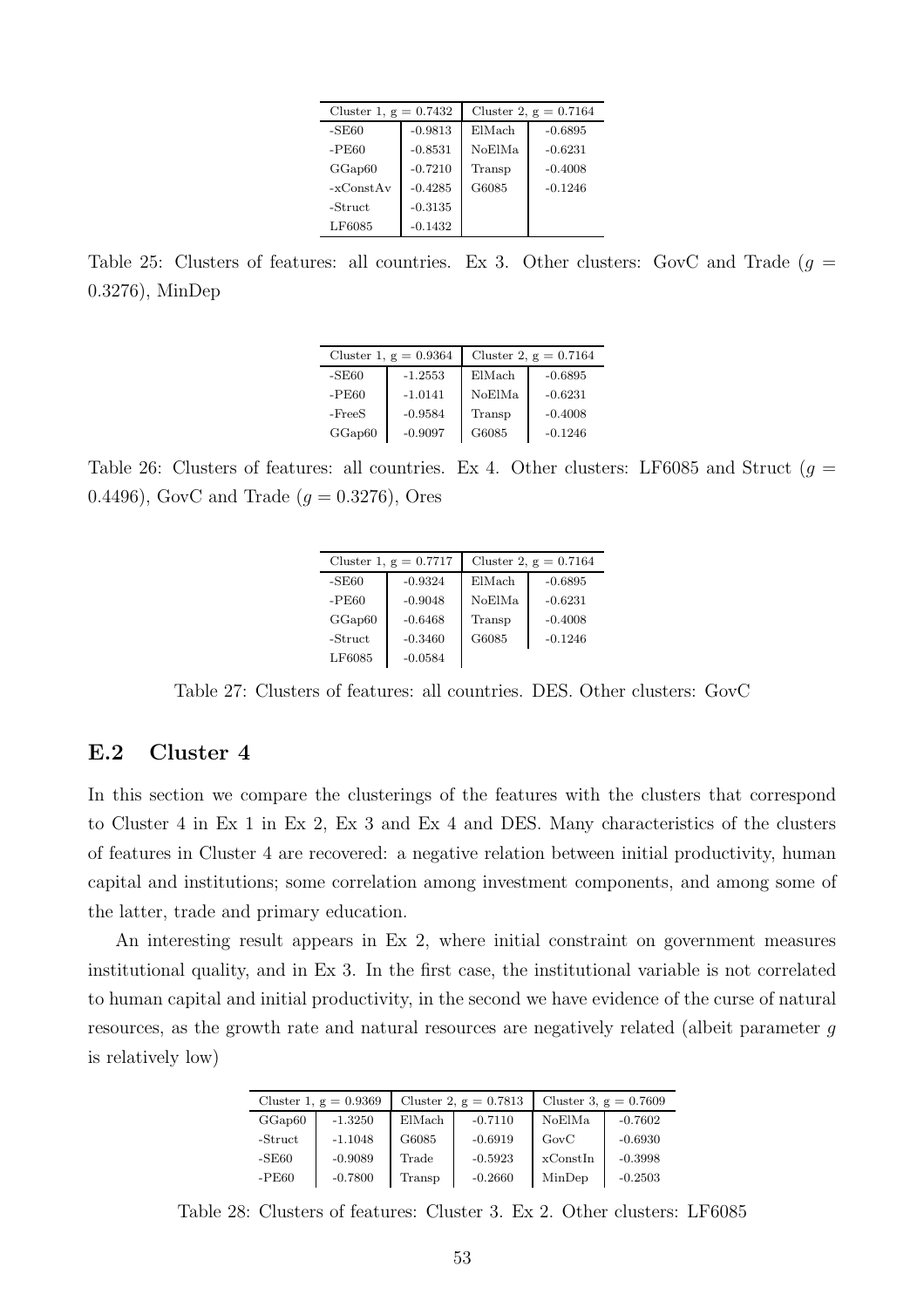| Cluster 1, $g = 0.7432$ | | Cluster 2, $g = 0.7164$ | |
|---|---|---|---|
| -SE60 | -0.9813 | ElMach | -0.6895 |
| -PE60 | -0.8531 | NoElMa | -0.6231 |
| GGap60 | -0.7210 | Transp | -0.4008 |
| -xConstAv | -0.4285 | G6085 | -0.1246 |
| -Struct | -0.3135 | | |
| LF6085 | -0.1432 | | |

Table 25: Clusters of features: all countries. Ex 3. Other clusters: GovC and Trade ($g = 0.3276$), MinDep

| Cluster 1, $g = 0.9364$ | | Cluster 2, $g = 0.7164$ | |
|---|---|---|---|
| -SE60 | -1.2553 | ElMach | -0.6895 |
| -PE60 | -1.0141 | NoElMa | -0.6231 |
| -FreeS | -0.9584 | Transp | -0.4008 |
| GGap60 | -0.9097 | G6085 | -0.1246 |

Table 26: Clusters of features: all countries. Ex 4. Other clusters: LF6085 and Struct ($g = 0.4496$), GovC and Trade ($g = 0.3276$), Ores

| Cluster 1, $g = 0.7717$ | | Cluster 2, $g = 0.7164$ | |
|---|---|---|---|
| -SE60 | -0.9324 | ElMach | -0.6895 |
| -PE60 | -0.9048 | NoElMa | -0.6231 |
| GGap60 | -0.6468 | Transp | -0.4008 |
| -Struct | -0.3460 | G6085 | -0.1246 |
| LF6085 | -0.0584 | | |

Table 27: Clusters of features: all countries. DES. Other clusters: GovC

## E.2 Cluster 4

In this section we compare the clusterings of the features with the clusters that correspond to Cluster 4 in Ex 1 in Ex 2, Ex 3 and Ex 4 and DES. Many characteristics of the clusters of features in Cluster 4 are recovered: a negative relation between initial productivity, human capital and institutions; some correlation among investment components, and among some of the latter, trade and primary education.

An interesting result appears in Ex 2, where initial constraint on government measures institutional quality, and in Ex 3. In the first case, the institutional variable is not correlated to human capital and initial productivity, in the second we have evidence of the curse of natural resources, as the growth rate and natural resources are negatively related (albeit parameter $g$ is relatively low)

| Cluster 1, $g = 0.9369$ | | Cluster 2, $g = 0.7813$ | | Cluster 3, $g = 0.7609$ | |
|---|---|---|---|---|---|
| GGap60 | -1.3250 | ElMach | -0.7110 | NoElMa | -0.7602 |
| -Struct | -1.1048 | G6085 | -0.6919 | GovC | -0.6930 |
| -SE60 | -0.9089 | Trade | -0.5923 | xConstIn | -0.3998 |
| -PE60 | -0.7800 | Transp | -0.2660 | MinDep | -0.2503 |

Table 28: Clusters of features: Cluster 3. Ex 2. Other clusters: LF6085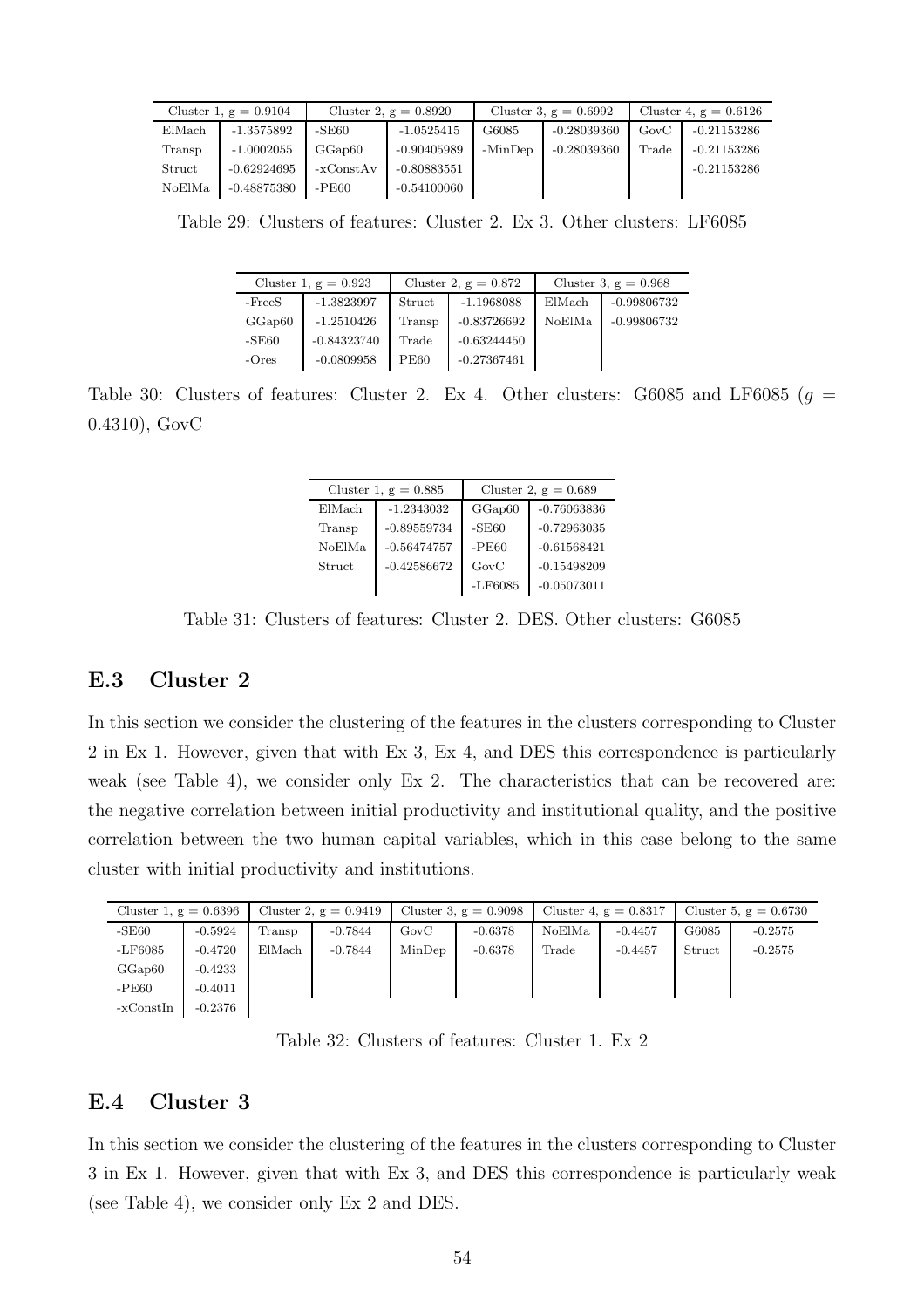| Cluster 1, g = 0.9104 | | Cluster 2, g = 0.8920 | | Cluster 3, g = 0.6992 | | Cluster 4, g = 0.6126 | |
|---|---|---|---|---|---|---|---|
| ElMach | -1.3575892 | -SE60 | -1.0525415 | G6085 | -0.28039360 | GovC | -0.21153286 |
| Transp | -1.0002055 | GGap60 | -0.90405989 | -MinDep | -0.28039360 | Trade | -0.21153286 |
| Struct | -0.62924695 | -xConstAv | -0.80883551 | | | | -0.21153286 |
| NoElMa | -0.48875380 | -PE60 | -0.54100060 | | | | |

Table 29: Clusters of features: Cluster 2. Ex 3. Other clusters: LF6085

| Cluster 1, g = 0.923 | | Cluster 2, g = 0.872 | | Cluster 3, g = 0.968 | |
|---|---|---|---|---|---|
| -FreeS | -1.3823997 | Struct | -1.1968088 | ElMach | -0.99806732 |
| GGap60 | -1.2510426 | Transp | -0.83726692 | NoElMa | -0.99806732 |
| -SE60 | -0.84323740 | Trade | -0.63244450 | | |
| -Ores | -0.0809958 | PE60 | -0.27367461 | | |

Table 30: Clusters of features: Cluster 2. Ex 4. Other clusters: G6085 and LF6085 ($g = 0.4310$), GovC

| Cluster 1, g = 0.885 | | Cluster 2, g = 0.689 | |
|---|---|---|---|
| ElMach | -1.2343032 | GGap60 | -0.76063836 |
| Transp | -0.89559734 | -SE60 | -0.72963035 |
| NoElMa | -0.56474757 | -PE60 | -0.61568421 |
| Struct | -0.42586672 | GovC | -0.15498209 |
| | | -LF6085 | -0.05073011 |

Table 31: Clusters of features: Cluster 2. DES. Other clusters: G6085

## E.3 Cluster 2

In this section we consider the clustering of the features in the clusters corresponding to Cluster 2 in Ex 1. However, given that with Ex 3, Ex 4, and DES this correspondence is particularly weak (see Table 4), we consider only Ex 2. The characteristics that can be recovered are: the negative correlation between initial productivity and institutional quality, and the positive correlation between the two human capital variables, which in this case belong to the same cluster with initial productivity and institutions.

| Cluster 1, g = 0.6396 | | Cluster 2, g = 0.9419 | | Cluster 3, g = 0.9098 | | Cluster 4, g = 0.8317 | | Cluster 5, g = 0.6730 | |
|---|---|---|---|---|---|---|---|---|---|
| -SE60 | -0.5924 | Transp | -0.7844 | GovC | -0.6378 | NoElMa | -0.4457 | G6085 | -0.2575 |
| -LF6085 | -0.4720 | ElMach | -0.7844 | MinDep | -0.6378 | Trade | -0.4457 | Struct | -0.2575 |
| GGap60 | -0.4233 | | | | | | | | |
| -PE60 | -0.4011 | | | | | | | | |
| -xConstIn | -0.2376 | | | | | | | | |

Table 32: Clusters of features: Cluster 1. Ex 2

## E.4 Cluster 3

In this section we consider the clustering of the features in the clusters corresponding to Cluster 3 in Ex 1. However, given that with Ex 3, and DES this correspondence is particularly weak (see Table 4), we consider only Ex 2 and DES.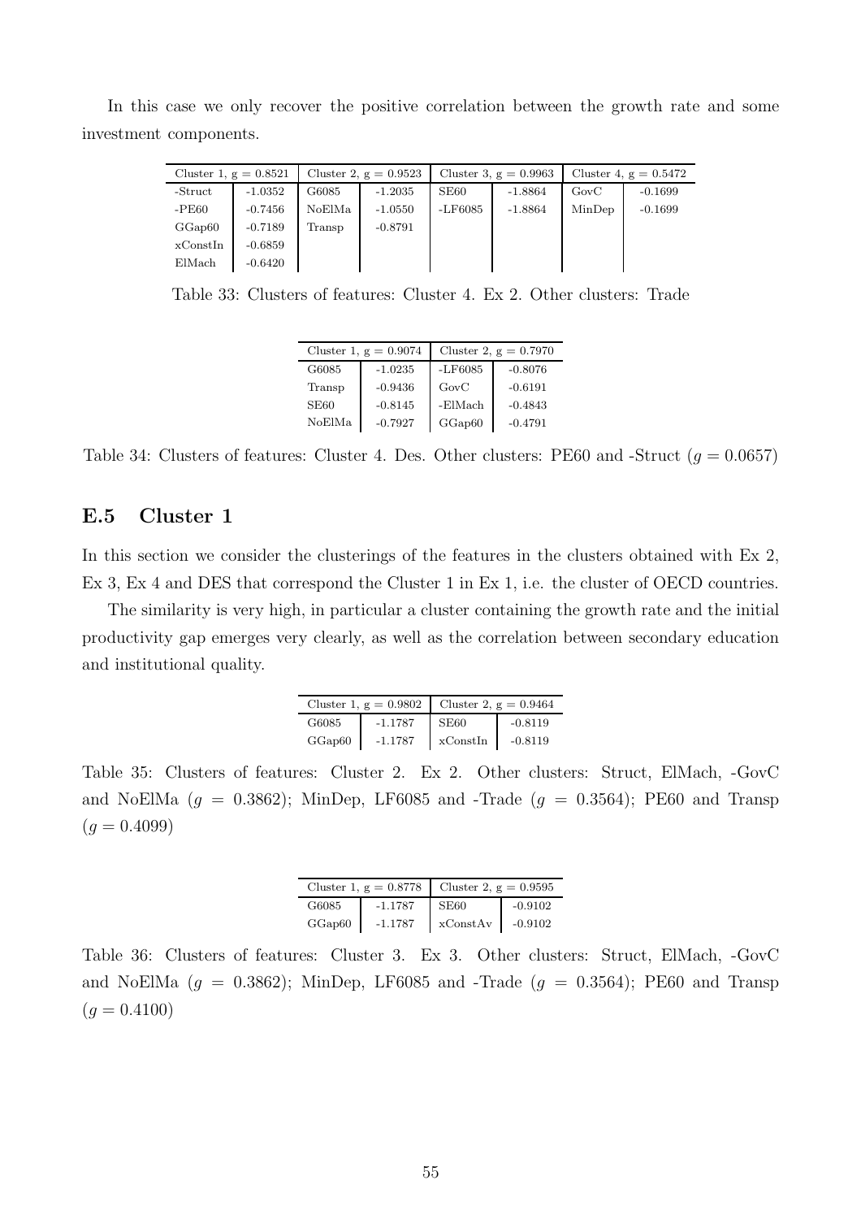In this case we only recover the positive correlation between the growth rate and some investment components.

| Cluster 1, g = 0.8521 | | Cluster 2, g = 0.9523 | | Cluster 3, g = 0.9963 | | Cluster 4, g = 0.5472 | |
|---|---|---|---|---|---|---|---|
| -Struct | -1.0352 | G6085 | -1.2035 | SE60 | -1.8864 | GovC | -0.1699 |
| -PE60 | -0.7456 | NoElMa | -1.0550 | -LF6085 | -1.8864 | MinDep | -0.1699 |
| GGap60 | -0.7189 | Transp | -0.8791 | | | | |
| xConstIn | -0.6859 | | | | | | |
| ElMach | -0.6420 | | | | | | |

Table 33: Clusters of features: Cluster 4. Ex 2. Other clusters: Trade

| Cluster 1, g = 0.9074 | | Cluster 2, g = 0.7970 | |
|---|---|---|---|
| G6085 | -1.0235 | -LF6085 | -0.8076 |
| Transp | -0.9436 | GovC | -0.6191 |
| SE60 | -0.8145 | -ElMach | -0.4843 |
| NoElMa | -0.7927 | GGap60 | -0.4791 |

Table 34: Clusters of features: Cluster 4. Des. Other clusters: PE60 and -Struct ($g = 0.0657$)

## E.5 Cluster 1

In this section we consider the clusterings of the features in the clusters obtained with Ex 2, Ex 3, Ex 4 and DES that correspond the Cluster 1 in Ex 1, i.e. the cluster of OECD countries.

The similarity is very high, in particular a cluster containing the growth rate and the initial productivity gap emerges very clearly, as well as the correlation between secondary education and institutional quality.

| Cluster 1, g = 0.9802 | | Cluster 2, g = 0.9464 | |
|---|---|---|---|
| G6085 | -1.1787 | SE60 | -0.8119 |
| GGap60 | -1.1787 | xConstIn | -0.8119 |

Table 35: Clusters of features: Cluster 2. Ex 2. Other clusters: Struct, ElMach, -GovC and NoElMa ($g = 0.3862$); MinDep, LF6085 and -Trade ($g = 0.3564$); PE60 and Transp ($g = 0.4099$)

| Cluster 1, g = 0.8778 | | Cluster 2, g = 0.9595 | |
|---|---|---|---|
| G6085 | -1.1787 | SE60 | -0.9102 |
| GGap60 | -1.1787 | xConstAv | -0.9102 |

Table 36: Clusters of features: Cluster 3. Ex 3. Other clusters: Struct, ElMach, -GovC and NoElMa ($g = 0.3862$); MinDep, LF6085 and -Trade ($g = 0.3564$); PE60 and Transp ($g = 0.4100$)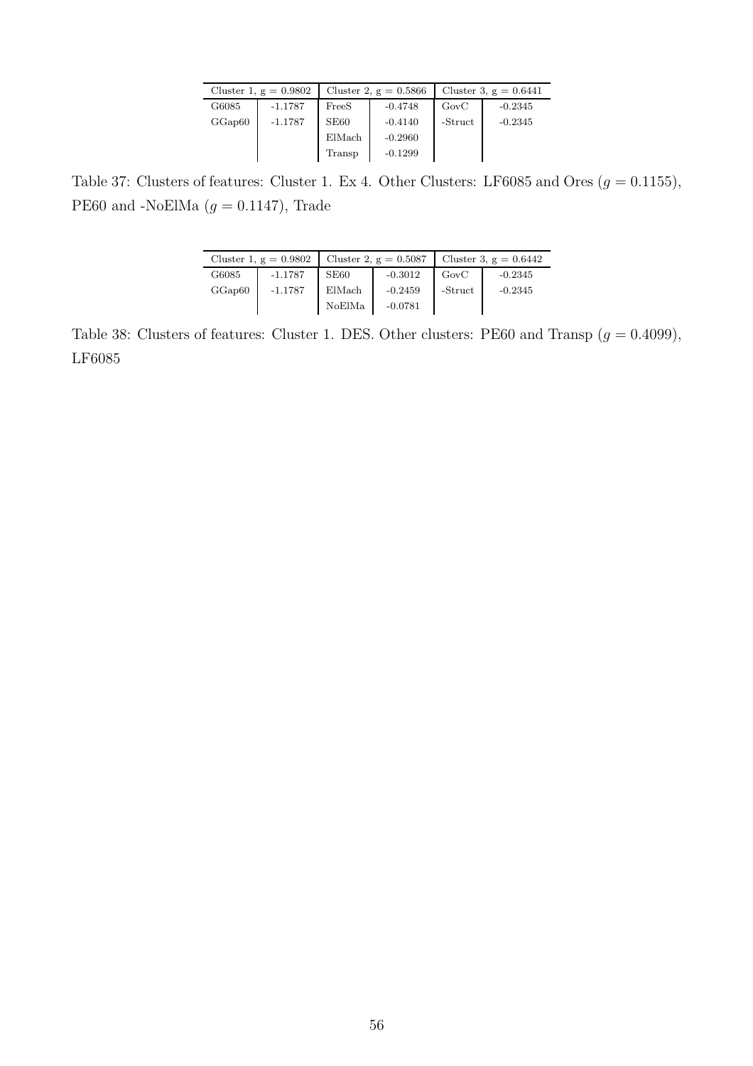| Cluster 1, g = 0.9802 | | Cluster 2, g = 0.5866 | | Cluster 3, g = 0.6441 | |
|---|---|---|---|---|---|
| G6085 | -1.1787 | FreeS | -0.4748 | GovC | -0.2345 |
| GGap60 | -1.1787 | SE60 | -0.4140 | -Struct | -0.2345 |
| | | ElMach | -0.2960 | | |
| | | Transp | -0.1299 | | |

Table 37: Clusters of features: Cluster 1. Ex 4. Other Clusters: LF6085 and Ores ($g = 0.1155$), PE60 and -NoElMa ($g = 0.1147$), Trade

| Cluster 1, g = 0.9802 | | Cluster 2, g = 0.5087 | | Cluster 3, g = 0.6442 | |
|---|---|---|---|---|---|
| G6085 | -1.1787 | SE60 | -0.3012 | GovC | -0.2345 |
| GGap60 | -1.1787 | ElMach | -0.2459 | -Struct | -0.2345 |
| | | NoElMa | -0.0781 | | |

Table 38: Clusters of features: Cluster 1. DES. Other clusters: PE60 and Transp ($g = 0.4099$), LF6085